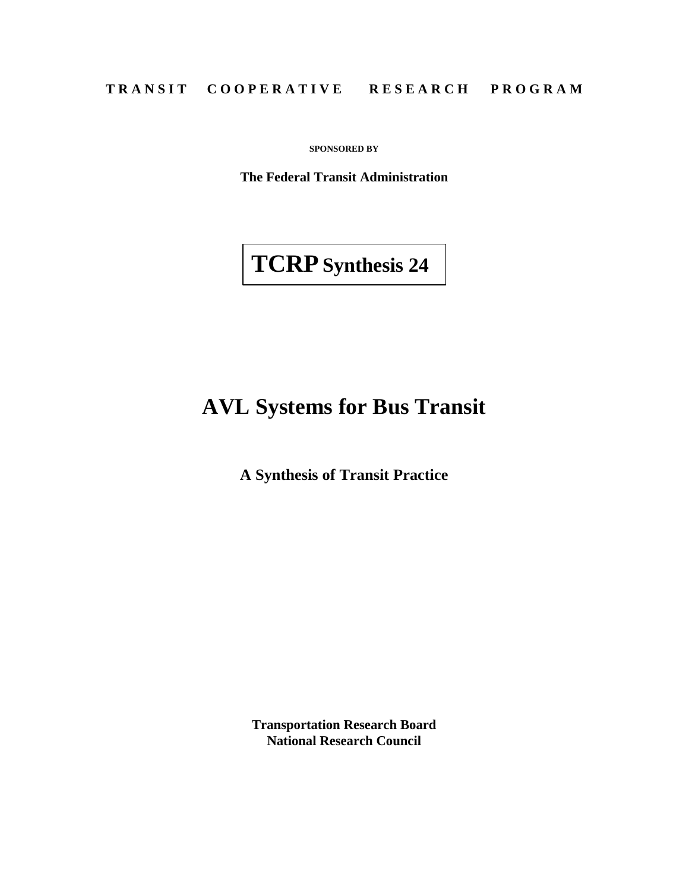**TRANSIT COOPERATIVE RESEARCH PROGRAM**

SPONSORED BY

**The Federal Transit Administration**

# TCRP Synthesis 24

# AVL Systems for Bus Transit

**A Synthesis of Transit Practice**

**Transportation Research Board**
**National Research Council**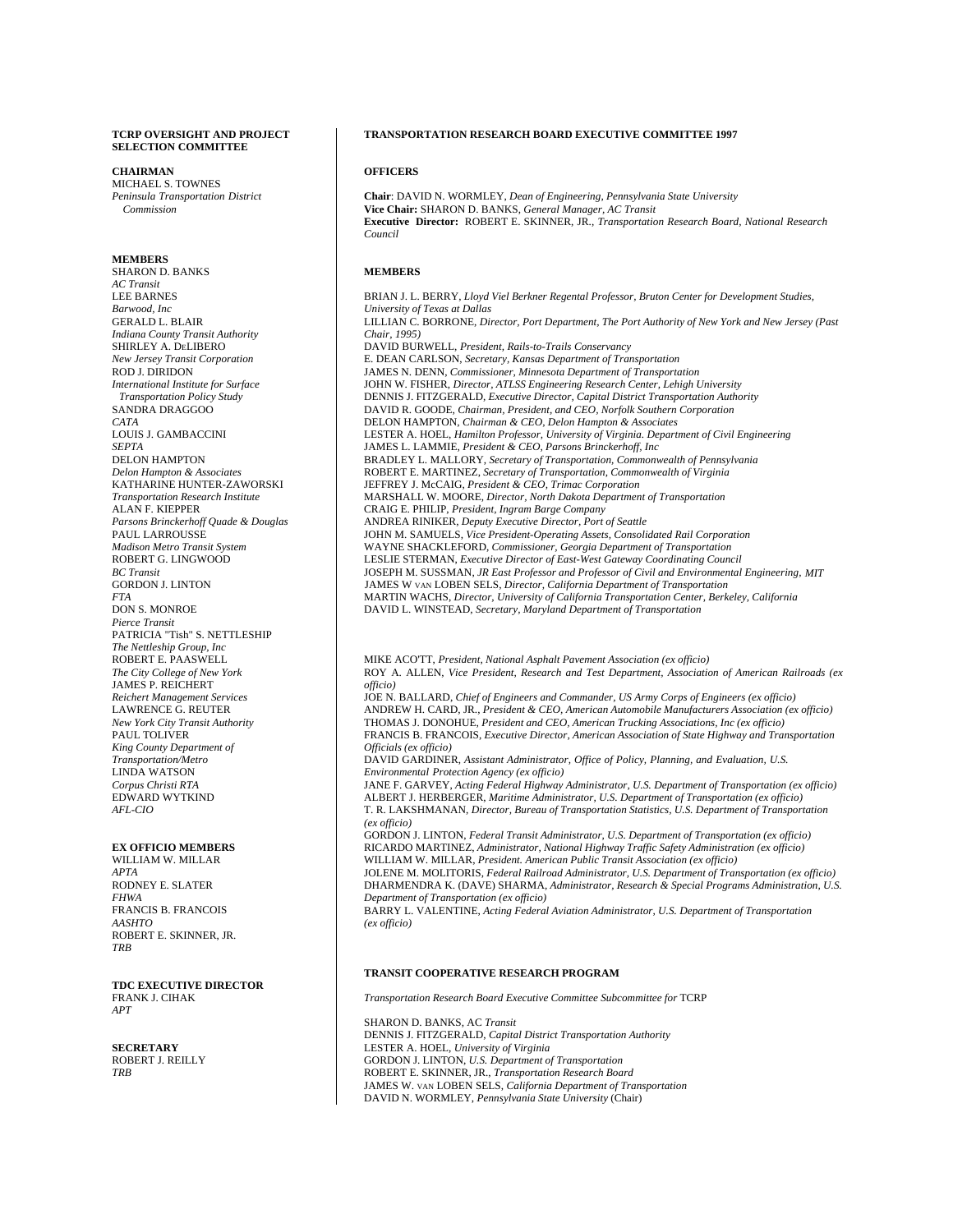**TCRP OVERSIGHT AND PROJECT SELECTION COMMITTEE**

**CHAIRMAN**
MICHAEL S. TOWNES
*Peninsula Transportation District Commission*

**MEMBERS**
SHARON D. BANKS
*AC Transit*
LEE BARNES
*Barwood, Inc*
GERALD L. BLAIR
*Indiana County Transit Authority*
SHIRLEY A. DELIBERO
*New Jersey Transit Corporation*
ROD J. DIRIDON
*International Institute for Surface Transportation Policy Study*
SANDRA DRAGGOO
*CATA*
LOUIS J. GAMBACCINI
*SEPTA*
DELON HAMPTON
*Delon Hampton & Associates*
KATHARINE HUNTER-ZAWORSKI
*Transportation Research Institute*
ALAN F. KIEPPER
*Parsons Brinckerhoff Quade & Douglas*
PAUL LARROUSSE
*Madison Metro Transit System*
ROBERT G. LINGWOOD
*BC Transit*
GORDON J. LINTON
*FTA*
DON S. MONROE
*Pierce Transit*
PATRICIA "Tish" S. NETTLESHIP
*The Nettleship Group, Inc*
ROBERT E. PAASWELL
*The City College of New York*
JAMES P. REICHERT
*Reichert Management Services*
LAWRENCE G. REUTER
*New York City Transit Authority*
PAUL TOLIVER
*King County Department of Transportation/Metro*
LINDA WATSON
*Corpus Christi RTA*
EDWARD WYTKIND
*AFL-CIO*

**EX OFFICIO MEMBERS**
WILLIAM W. MILLAR
*APTA*
RODNEY E. SLATER
*FHWA*
FRANCIS B. FRANCOIS
*AASHTO*
ROBERT E. SKINNER, JR.
*TRB*

**TDC EXECUTIVE DIRECTOR**
FRANK J. CIHAK
*APT*

**SECRETARY**
ROBERT J. REILLY
*TRB*

**TRANSPORTATION RESEARCH BOARD EXECUTIVE COMMITTEE 1997**

**OFFICERS**

**Chair**: DAVID N. WORMLEY, *Dean of Engineering, Pennsylvania State University*
**Vice Chair:** SHARON D. BANKS, *General Manager, AC Transit*
**Executive Director:** ROBERT E. SKINNER, JR., *Transportation Research Board, National Research Council*

**MEMBERS**

BRIAN J. L. BERRY, *Lloyd Viel Berkner Regental Professor, Bruton Center for Development Studies, University of Texas at Dallas*
LILLIAN C. BORRONE, *Director, Port Department, The Port Authority of New York and New Jersey (Past Chair, 1995)*
DAVID BURWELL, *President, Rails-to-Trails Conservancy*
E. DEAN CARLSON, *Secretary, Kansas Department of Transportation*
JAMES N. DENN, *Commissioner, Minnesota Department of Transportation*
JOHN W. FISHER, *Director, ATLSS Engineering Research Center, Lehigh University*
DENNIS J. FITZGERALD, *Executive Director, Capital District Transportation Authority*
DAVID R. GOODE, *Chairman, President, and CEO, Norfolk Southern Corporation*
DELON HAMPTON, *Chairman & CEO, Delon Hampton & Associates*
LESTER A. HOEL, *Hamilton Professor, University of Virginia. Department of Civil Engineering*
JAMES L. LAMMIE, *President & CEO, Parsons Brinckerhoff, Inc*
BRADLEY L. MALLORY, *Secretary of Transportation, Commonwealth of Pennsylvania*
ROBERT E. MARTINEZ, *Secretary of Transportation, Commonwealth of Virginia*
JEFFREY J. McCAIG, *President & CEO, Trimac Corporation*
MARSHALL W. MOORE, *Director, North Dakota Department of Transportation*
CRAIG E. PHILIP, *President, Ingram Barge Company*
ANDREA RINIKER, *Deputy Executive Director, Port of Seattle*
JOHN M. SAMUELS, *Vice President-Operating Assets, Consolidated Rail Corporation*
WAYNE SHACKLEFORD, *Commissioner, Georgia Department of Transportation*
LESLIE STERMAN, *Executive Director of East-West Gateway Coordinating Council*
JOSEPH M. SUSSMAN, *JR East Professor and Professor of Civil and Environmental Engineering, MIT*
JAMES W VAN LOBEN SELS, *Director, California Department of Transportation*
MARTIN WACHS, *Director, University of California Transportation Center, Berkeley, California*
DAVID L. WINSTEAD, *Secretary, Maryland Department of Transportation*

MIKE ACO'TT, *President, National Asphalt Pavement Association (ex officio)*
ROY A. ALLEN, *Vice President, Research and Test Department, Association of American Railroads (ex officio)*
JOE N. BALLARD, *Chief of Engineers and Commander, US Army Corps of Engineers (ex officio)*
ANDREW H. CARD, JR., *President & CEO, American Automobile Manufacturers Association (ex officio)*
THOMAS J. DONOHUE, *President and CEO, American Trucking Associations, Inc (ex officio)*
FRANCIS B. FRANCOIS, *Executive Director, American Association of State Highway and Transportation Officials (ex officio)*
DAVID GARDINER, *Assistant Administrator, Office of Policy, Planning, and Evaluation, U.S. Environmental Protection Agency (ex officio)*
JANE F. GARVEY, *Acting Federal Highway Administrator, U.S. Department of Transportation (ex officio)*
ALBERT J. HERBERGER, *Maritime Administrator, U.S. Department of Transportation (ex officio)*
T. R. LAKSHMANAN, *Director, Bureau of Transportation Statistics, U.S. Department of Transportation (ex officio)*
GORDON J. LINTON, *Federal Transit Administrator, U.S. Department of Transportation (ex officio)*
RICARDO MARTINEZ, *Administrator, National Highway Traffic Safety Administration (ex officio)*
WILLIAM W. MILLAR, *President. American Public Transit Association (ex officio)*
JOLENE M. MOLITORIS, *Federal Railroad Administrator, U.S. Department of Transportation (ex officio)*
DHARMENDRA K. (DAVE) SHARMA, *Administrator, Research & Special Programs Administration, U.S. Department of Transportation (ex officio)*
BARRY L. VALENTINE, *Acting Federal Aviation Administrator, U.S. Department of Transportation (ex officio)*

**TRANSIT COOPERATIVE RESEARCH PROGRAM**

*Transportation Research Board Executive Committee Subcommittee for* TCRP

SHARON D. BANKS, AC *Transit*
DENNIS J. FITZGERALD, *Capital District Transportation Authority*
LESTER A. HOEL, *University of Virginia*
GORDON J. LINTON, *U.S. Department of Transportation*
ROBERT E. SKINNER, JR., *Transportation Research Board*
JAMES W. VAN LOBEN SELS, *California Department of Transportation*
DAVID N. WORMLEY, *Pennsylvania State University* (Chair)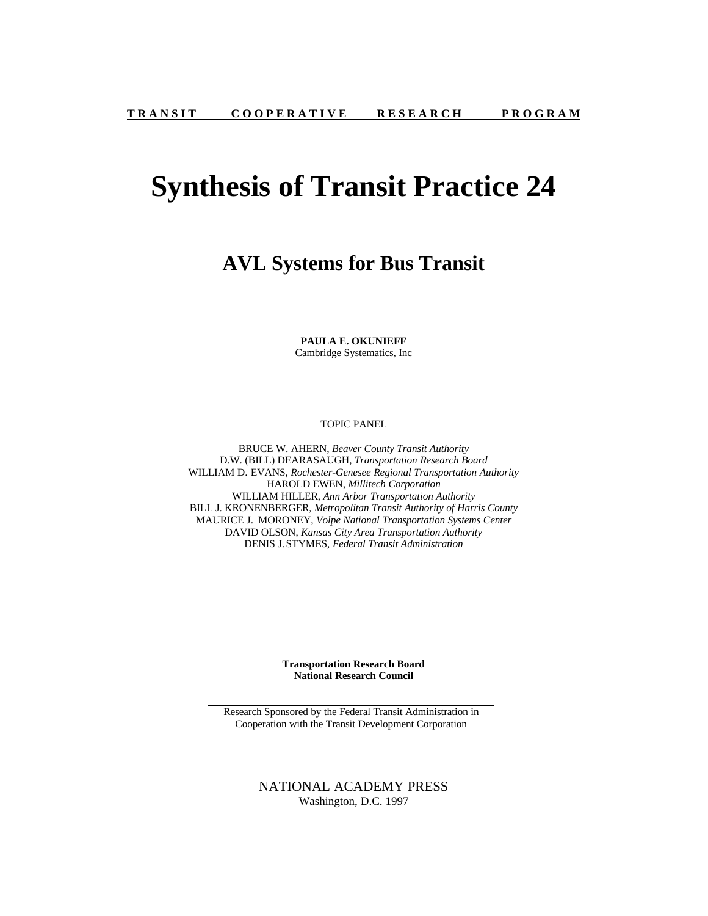**TRANSIT COOPERATIVE RESEARCH PROGRAM**

# Synthesis of Transit Practice 24

## AVL Systems for Bus Transit

**PAULA E. OKUNIEFF**
Cambridge Systematics, Inc

TOPIC PANEL

BRUCE W. AHERN, *Beaver County Transit Authority*
D.W. (BILL) DEARASAUGH, *Transportation Research Board*
WILLIAM D. EVANS, *Rochester-Genesee Regional Transportation Authority*
HAROLD EWEN, *Millitech Corporation*
WILLIAM HILLER, *Ann Arbor Transportation Authority*
BILL J. KRONENBERGER, *Metropolitan Transit Authority of Harris County*
MAURICE J. MORONEY, *Volpe National Transportation Systems Center*
DAVID OLSON, *Kansas City Area Transportation Authority*
DENIS J. STYMES, *Federal Transit Administration*

**Transportation Research Board**
**National Research Council**

Research Sponsored by the Federal Transit Administration in Cooperation with the Transit Development Corporation

NATIONAL ACADEMY PRESS
Washington, D.C. 1997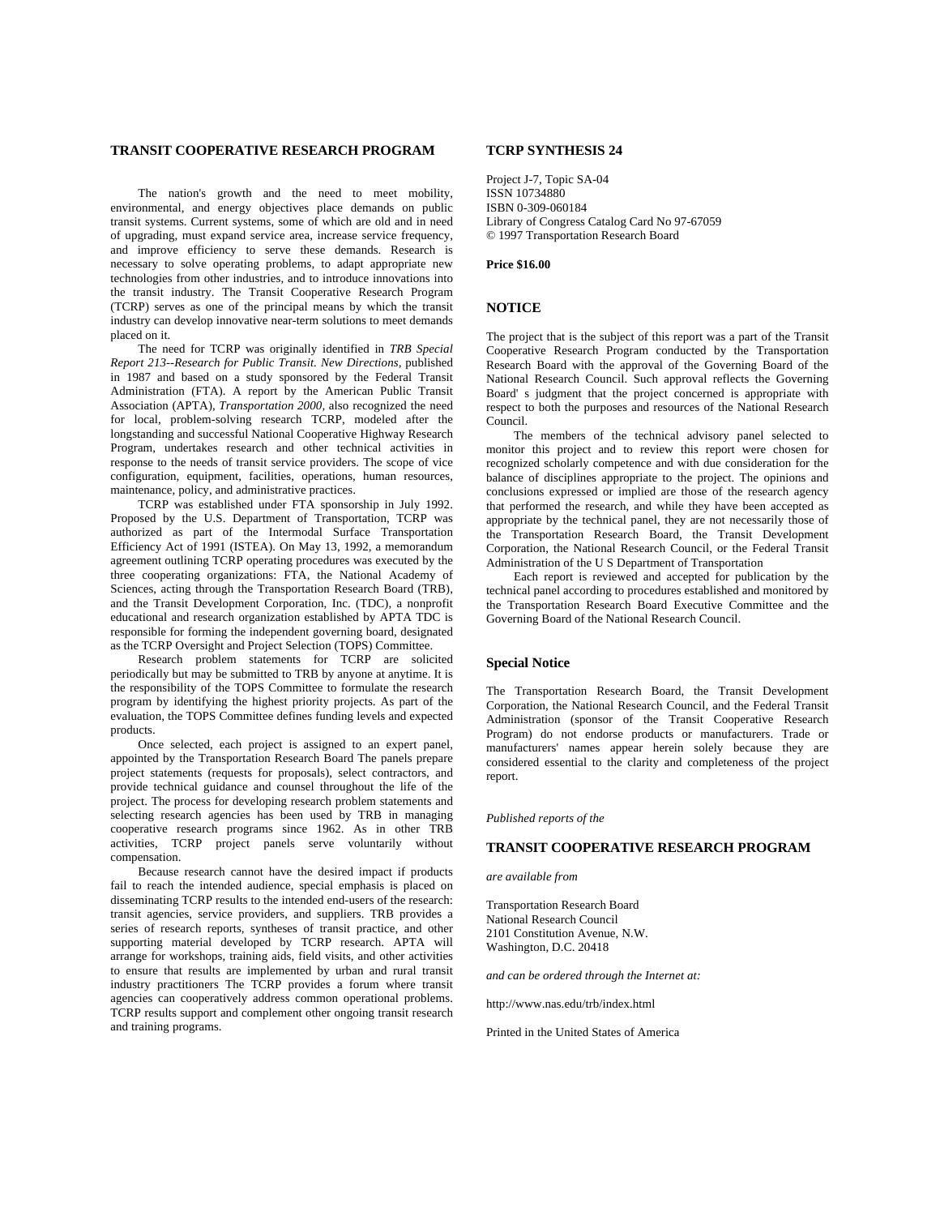## TRANSIT COOPERATIVE RESEARCH PROGRAM

The nation's growth and the need to meet mobility, environmental, and energy objectives place demands on public transit systems. Current systems, some of which are old and in need of upgrading, must expand service area, increase service frequency, and improve efficiency to serve these demands. Research is necessary to solve operating problems, to adapt appropriate new technologies from other industries, and to introduce innovations into the transit industry. The Transit Cooperative Research Program (TCRP) serves as one of the principal means by which the transit industry can develop innovative near-term solutions to meet demands placed on it.

The need for TCRP was originally identified in *TRB Special Report 213--Research for Public Transit. New Directions,* published in 1987 and based on a study sponsored by the Federal Transit Administration (FTA). A report by the American Public Transit Association (APTA), *Transportation 2000,* also recognized the need for local, problem-solving research TCRP, modeled after the longstanding and successful National Cooperative Highway Research Program, undertakes research and other technical activities in response to the needs of transit service providers. The scope of vice configuration, equipment, facilities, operations, human resources, maintenance, policy, and administrative practices.

TCRP was established under FTA sponsorship in July 1992. Proposed by the U.S. Department of Transportation, TCRP was authorized as part of the Intermodal Surface Transportation Efficiency Act of 1991 (ISTEA). On May 13, 1992, a memorandum agreement outlining TCRP operating procedures was executed by the three cooperating organizations: FTA, the National Academy of Sciences, acting through the Transportation Research Board (TRB), and the Transit Development Corporation, Inc. (TDC), a nonprofit educational and research organization established by APTA TDC is responsible for forming the independent governing board, designated as the TCRP Oversight and Project Selection (TOPS) Committee.

Research problem statements for TCRP are solicited periodically but may be submitted to TRB by anyone at anytime. It is the responsibility of the TOPS Committee to formulate the research program by identifying the highest priority projects. As part of the evaluation, the TOPS Committee defines funding levels and expected products.

Once selected, each project is assigned to an expert panel, appointed by the Transportation Research Board The panels prepare project statements (requests for proposals), select contractors, and provide technical guidance and counsel throughout the life of the project. The process for developing research problem statements and selecting research agencies has been used by TRB in managing cooperative research programs since 1962. As in other TRB activities, TCRP project panels serve voluntarily without compensation.

Because research cannot have the desired impact if products fail to reach the intended audience, special emphasis is placed on disseminating TCRP results to the intended end-users of the research: transit agencies, service providers, and suppliers. TRB provides a series of research reports, syntheses of transit practice, and other supporting material developed by TCRP research. APTA will arrange for workshops, training aids, field visits, and other activities to ensure that results are implemented by urban and rural transit industry practitioners The TCRP provides a forum where transit agencies can cooperatively address common operational problems. TCRP results support and complement other ongoing transit research and training programs.

## TCRP SYNTHESIS 24

Project J-7, Topic SA-04
ISSN 10734880
ISBN 0-309-060184
Library of Congress Catalog Card No 97-67059
© 1997 Transportation Research Board

**Price $16.00**

## NOTICE

The project that is the subject of this report was a part of the Transit Cooperative Research Program conducted by the Transportation Research Board with the approval of the Governing Board of the National Research Council. Such approval reflects the Governing Board' s judgment that the project concerned is appropriate with respect to both the purposes and resources of the National Research Council.

The members of the technical advisory panel selected to monitor this project and to review this report were chosen for recognized scholarly competence and with due consideration for the balance of disciplines appropriate to the project. The opinions and conclusions expressed or implied are those of the research agency that performed the research, and while they have been accepted as appropriate by the technical panel, they are not necessarily those of the Transportation Research Board, the Transit Development Corporation, the National Research Council, or the Federal Transit Administration of the U S Department of Transportation

Each report is reviewed and accepted for publication by the technical panel according to procedures established and monitored by the Transportation Research Board Executive Committee and the Governing Board of the National Research Council.

### Special Notice

The Transportation Research Board, the Transit Development Corporation, the National Research Council, and the Federal Transit Administration (sponsor of the Transit Cooperative Research Program) do not endorse products or manufacturers. Trade or manufacturers' names appear herein solely because they are considered essential to the clarity and completeness of the project report.

*Published reports of the*

**TRANSIT COOPERATIVE RESEARCH PROGRAM**

*are available from*

Transportation Research Board
National Research Council
2101 Constitution Avenue, N.W.
Washington, D.C. 20418

*and can be ordered through the Internet at:*

http://www.nas.edu/trb/index.html

Printed in the United States of America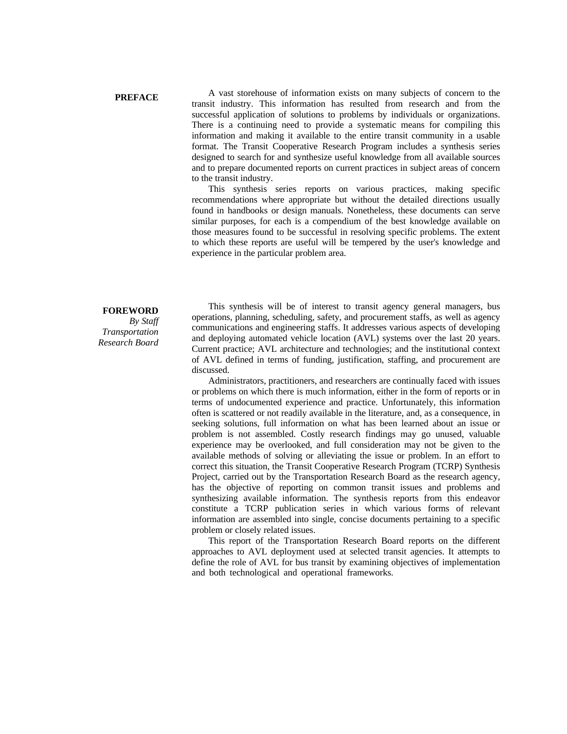## PREFACE

A vast storehouse of information exists on many subjects of concern to the transit industry. This information has resulted from research and from the successful application of solutions to problems by individuals or organizations. There is a continuing need to provide a systematic means for compiling this information and making it available to the entire transit community in a usable format. The Transit Cooperative Research Program includes a synthesis series designed to search for and synthesize useful knowledge from all available sources and to prepare documented reports on current practices in subject areas of concern to the transit industry.

This synthesis series reports on various practices, making specific recommendations where appropriate but without the detailed directions usually found in handbooks or design manuals. Nonetheless, these documents can serve similar purposes, for each is a compendium of the best knowledge available on those measures found to be successful in resolving specific problems. The extent to which these reports are useful will be tempered by the user's knowledge and experience in the particular problem area.

## FOREWORD

*By Staff Transportation Research Board*

This synthesis will be of interest to transit agency general managers, bus operations, planning, scheduling, safety, and procurement staffs, as well as agency communications and engineering staffs. It addresses various aspects of developing and deploying automated vehicle location (AVL) systems over the last 20 years. Current practice; AVL architecture and technologies; and the institutional context of AVL defined in terms of funding, justification, staffing, and procurement are discussed.

Administrators, practitioners, and researchers are continually faced with issues or problems on which there is much information, either in the form of reports or in terms of undocumented experience and practice. Unfortunately, this information often is scattered or not readily available in the literature, and, as a consequence, in seeking solutions, full information on what has been learned about an issue or problem is not assembled. Costly research findings may go unused, valuable experience may be overlooked, and full consideration may not be given to the available methods of solving or alleviating the issue or problem. In an effort to correct this situation, the Transit Cooperative Research Program (TCRP) Synthesis Project, carried out by the Transportation Research Board as the research agency, has the objective of reporting on common transit issues and problems and synthesizing available information. The synthesis reports from this endeavor constitute a TCRP publication series in which various forms of relevant information are assembled into single, concise documents pertaining to a specific problem or closely related issues.

This report of the Transportation Research Board reports on the different approaches to AVL deployment used at selected transit agencies. It attempts to define the role of AVL for bus transit by examining objectives of implementation and both technological and operational frameworks.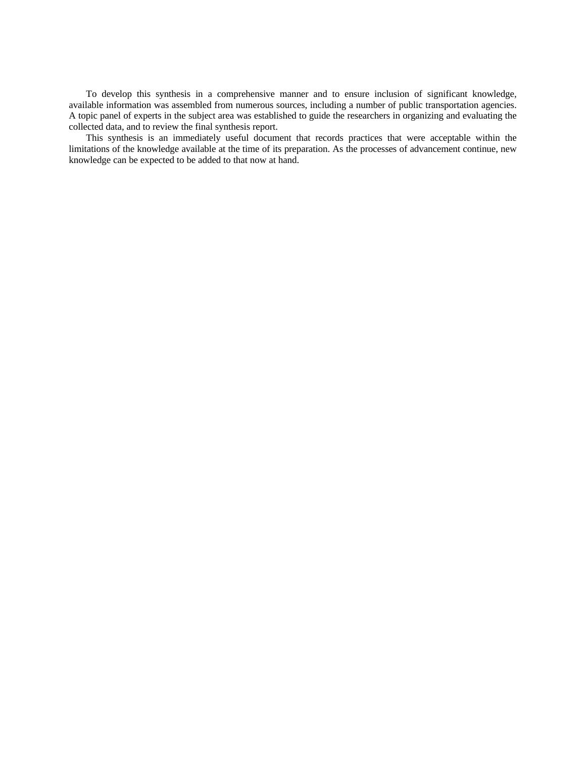To develop this synthesis in a comprehensive manner and to ensure inclusion of significant knowledge, available information was assembled from numerous sources, including a number of public transportation agencies. A topic panel of experts in the subject area was established to guide the researchers in organizing and evaluating the collected data, and to review the final synthesis report.

This synthesis is an immediately useful document that records practices that were acceptable within the limitations of the knowledge available at the time of its preparation. As the processes of advancement continue, new knowledge can be expected to be added to that now at hand.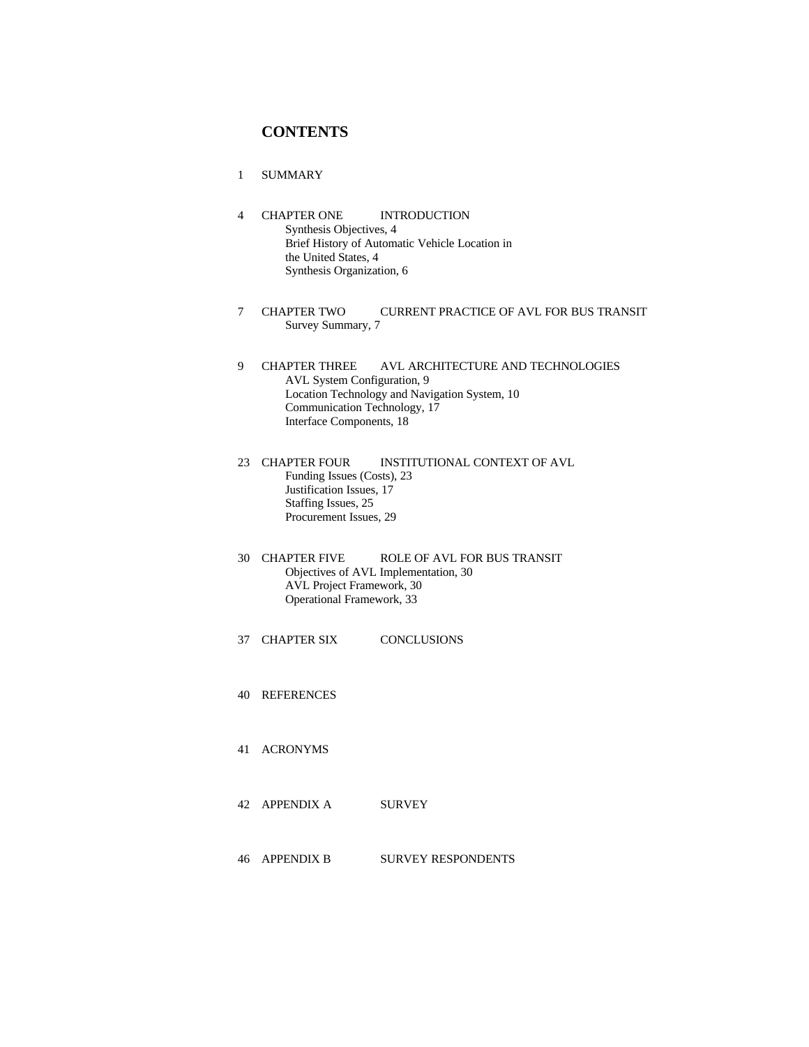# CONTENTS

1 SUMMARY

4 CHAPTER ONE INTRODUCTION
- Synthesis Objectives, 4
- Brief History of Automatic Vehicle Location in the United States, 4
- Synthesis Organization, 6

7 CHAPTER TWO CURRENT PRACTICE OF AVL FOR BUS TRANSIT
- Survey Summary, 7

9 CHAPTER THREE AVL ARCHITECTURE AND TECHNOLOGIES
- AVL System Configuration, 9
- Location Technology and Navigation System, 10
- Communication Technology, 17
- Interface Components, 18

23 CHAPTER FOUR INSTITUTIONAL CONTEXT OF AVL
- Funding Issues (Costs), 23
- Justification Issues, 17
- Staffing Issues, 25
- Procurement Issues, 29

30 CHAPTER FIVE ROLE OF AVL FOR BUS TRANSIT
- Objectives of AVL Implementation, 30
- AVL Project Framework, 30
- Operational Framework, 33

37 CHAPTER SIX CONCLUSIONS

40 REFERENCES

41 ACRONYMS

42 APPENDIX A SURVEY

46 APPENDIX B SURVEY RESPONDENTS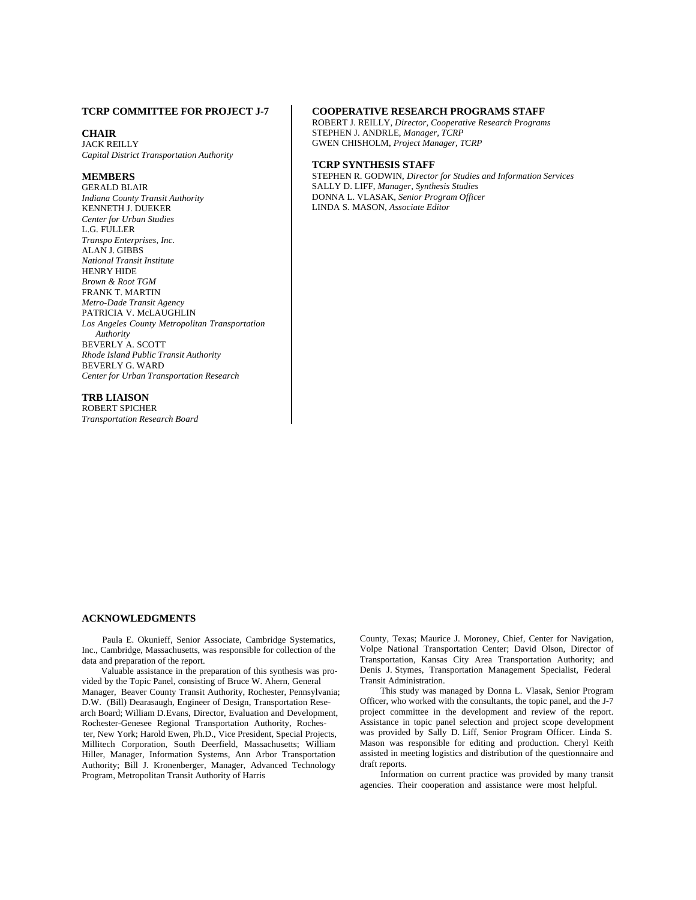## TCRP COMMITTEE FOR PROJECT J-7

**CHAIR**

JACK REILLY
*Capital District Transportation Authority*

**MEMBERS**

GERALD BLAIR
*Indiana County Transit Authority*
KENNETH J. DUEKER
*Center for Urban Studies*
L.G. FULLER
*Transpo Enterprises, Inc.*
ALAN J. GIBBS
*National Transit Institute*
HENRY HIDE
*Brown & Root TGM*
FRANK T. MARTIN
*Metro-Dade Transit Agency*
PATRICIA V. McLAUGHLIN
*Los Angeles County Metropolitan Transportation Authority*
BEVERLY A. SCOTT
*Rhode Island Public Transit Authority*
BEVERLY G. WARD
*Center for Urban Transportation Research*

**TRB LIAISON**

ROBERT SPICHER
*Transportation Research Board*

## COOPERATIVE RESEARCH PROGRAMS STAFF

ROBERT J. REILLY, *Director, Cooperative Research Programs*
STEPHEN J. ANDRLE, *Manager, TCRP*
GWEN CHISHOLM, *Project Manager, TCRP*

## TCRP SYNTHESIS STAFF

STEPHEN R. GODWIN, *Director for Studies and Information Services*
SALLY D. LIFF, *Manager, Synthesis Studies*
DONNA L. VLASAK, *Senior Program Officer*
LINDA S. MASON, *Associate Editor*

## ACKNOWLEDGMENTS

Paula E. Okunieff, Senior Associate, Cambridge Systematics, Inc., Cambridge, Massachusetts, was responsible for collection of the data and preparation of the report.

Valuable assistance in the preparation of this synthesis was provided by the Topic Panel, consisting of Bruce W. Ahern, General Manager, Beaver County Transit Authority, Rochester, Pennsylvania; D.W. (Bill) Dearasaugh, Engineer of Design, Transportation Research Board; William D. Evans, Director, Evaluation and Development, Rochester-Genesee Regional Transportation Authority, Rochester, New York; Harold Ewen, Ph.D., Vice President, Special Projects, Millitech Corporation, South Deerfield, Massachusetts; William Hiller, Manager, Information Systems, Ann Arbor Transportation Authority; Bill J. Kronenberger, Manager, Advanced Technology Program, Metropolitan Transit Authority of Harris County, Texas; Maurice J. Moroney, Chief, Center for Navigation, Volpe National Transportation Center; David Olson, Director of Transportation, Kansas City Area Transportation Authority; and Denis J. Stymes, Transportation Management Specialist, Federal Transit Administration.

This study was managed by Donna L. Vlasak, Senior Program Officer, who worked with the consultants, the topic panel, and the J-7 project committee in the development and review of the report. Assistance in topic panel selection and project scope development was provided by Sally D. Liff, Senior Program Officer. Linda S. Mason was responsible for editing and production. Cheryl Keith assisted in meeting logistics and distribution of the questionnaire and draft reports.

Information on current practice was provided by many transit agencies. Their cooperation and assistance were most helpful.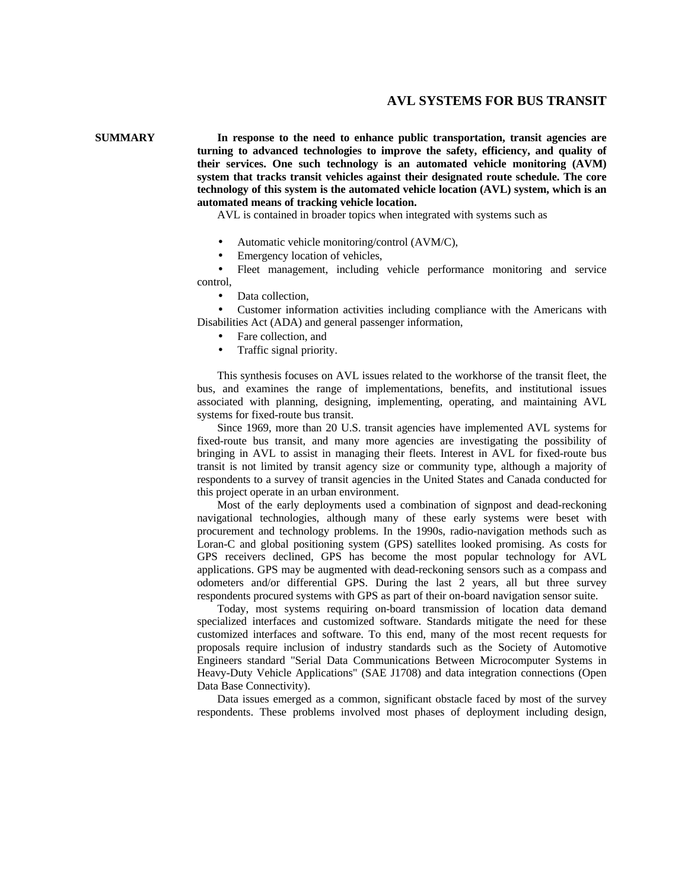# AVL SYSTEMS FOR BUS TRANSIT

## SUMMARY

**In response to the need to enhance public transportation, transit agencies are turning to advanced technologies to improve the safety, efficiency, and quality of their services. One such technology is an automated vehicle monitoring (AVM) system that tracks transit vehicles against their designated route schedule. The core technology of this system is the automated vehicle location (AVL) system, which is an automated means of tracking vehicle location.**

AVL is contained in broader topics when integrated with systems such as

- Automatic vehicle monitoring/control (AVM/C),
- Emergency location of vehicles,
- Fleet management, including vehicle performance monitoring and service control,
- Data collection,
- Customer information activities including compliance with the Americans with Disabilities Act (ADA) and general passenger information,
- Fare collection, and
- Traffic signal priority.

This synthesis focuses on AVL issues related to the workhorse of the transit fleet, the bus, and examines the range of implementations, benefits, and institutional issues associated with planning, designing, implementing, operating, and maintaining AVL systems for fixed-route bus transit.

Since 1969, more than 20 U.S. transit agencies have implemented AVL systems for fixed-route bus transit, and many more agencies are investigating the possibility of bringing in AVL to assist in managing their fleets. Interest in AVL for fixed-route bus transit is not limited by transit agency size or community type, although a majority of respondents to a survey of transit agencies in the United States and Canada conducted for this project operate in an urban environment.

Most of the early deployments used a combination of signpost and dead-reckoning navigational technologies, although many of these early systems were beset with procurement and technology problems. In the 1990s, radio-navigation methods such as Loran-C and global positioning system (GPS) satellites looked promising. As costs for GPS receivers declined, GPS has become the most popular technology for AVL applications. GPS may be augmented with dead-reckoning sensors such as a compass and odometers and/or differential GPS. During the last 2 years, all but three survey respondents procured systems with GPS as part of their on-board navigation sensor suite.

Today, most systems requiring on-board transmission of location data demand specialized interfaces and customized software. Standards mitigate the need for these customized interfaces and software. To this end, many of the most recent requests for proposals require inclusion of industry standards such as the Society of Automotive Engineers standard "Serial Data Communications Between Microcomputer Systems in Heavy-Duty Vehicle Applications" (SAE J1708) and data integration connections (Open Data Base Connectivity).

Data issues emerged as a common, significant obstacle faced by most of the survey respondents. These problems involved most phases of deployment including design,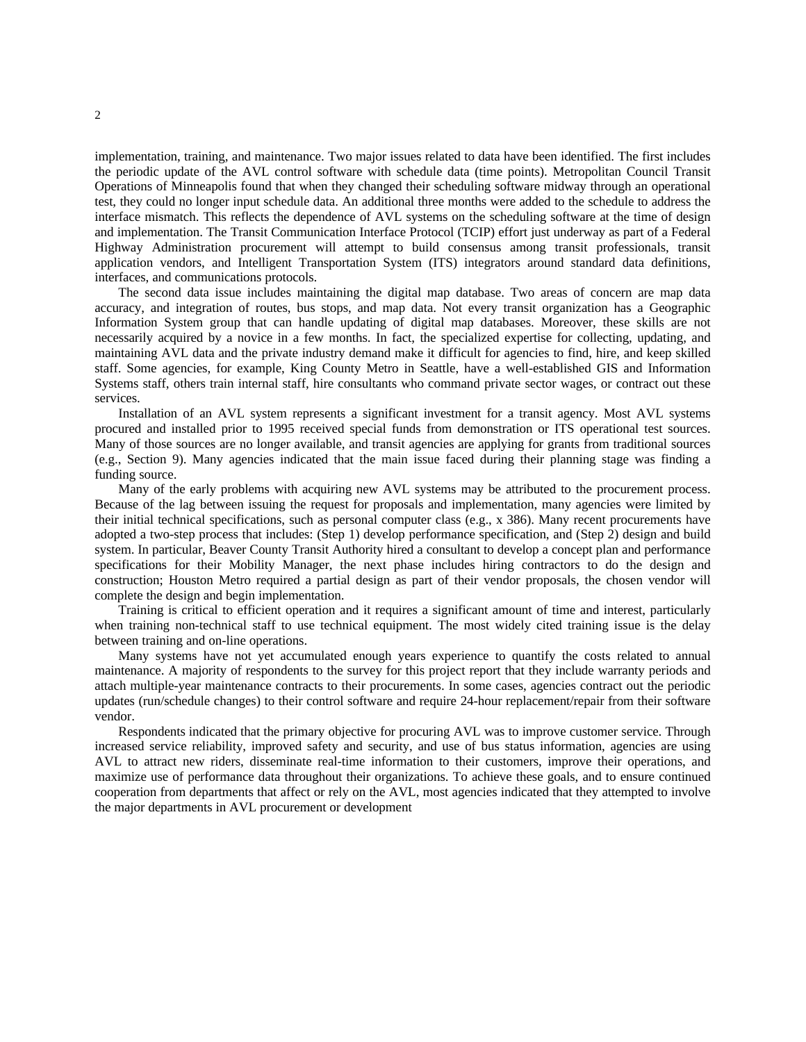implementation, training, and maintenance. Two major issues related to data have been identified. The first includes the periodic update of the AVL control software with schedule data (time points). Metropolitan Council Transit Operations of Minneapolis found that when they changed their scheduling software midway through an operational test, they could no longer input schedule data. An additional three months were added to the schedule to address the interface mismatch. This reflects the dependence of AVL systems on the scheduling software at the time of design and implementation. The Transit Communication Interface Protocol (TCIP) effort just underway as part of a Federal Highway Administration procurement will attempt to build consensus among transit professionals, transit application vendors, and Intelligent Transportation System (ITS) integrators around standard data definitions, interfaces, and communications protocols.

The second data issue includes maintaining the digital map database. Two areas of concern are map data accuracy, and integration of routes, bus stops, and map data. Not every transit organization has a Geographic Information System group that can handle updating of digital map databases. Moreover, these skills are not necessarily acquired by a novice in a few months. In fact, the specialized expertise for collecting, updating, and maintaining AVL data and the private industry demand make it difficult for agencies to find, hire, and keep skilled staff. Some agencies, for example, King County Metro in Seattle, have a well-established GIS and Information Systems staff, others train internal staff, hire consultants who command private sector wages, or contract out these services.

Installation of an AVL system represents a significant investment for a transit agency. Most AVL systems procured and installed prior to 1995 received special funds from demonstration or ITS operational test sources. Many of those sources are no longer available, and transit agencies are applying for grants from traditional sources (e.g., Section 9). Many agencies indicated that the main issue faced during their planning stage was finding a funding source.

Many of the early problems with acquiring new AVL systems may be attributed to the procurement process. Because of the lag between issuing the request for proposals and implementation, many agencies were limited by their initial technical specifications, such as personal computer class (e.g., x 386). Many recent procurements have adopted a two-step process that includes: (Step 1) develop performance specification, and (Step 2) design and build system. In particular, Beaver County Transit Authority hired a consultant to develop a concept plan and performance specifications for their Mobility Manager, the next phase includes hiring contractors to do the design and construction; Houston Metro required a partial design as part of their vendor proposals, the chosen vendor will complete the design and begin implementation.

Training is critical to efficient operation and it requires a significant amount of time and interest, particularly when training non-technical staff to use technical equipment. The most widely cited training issue is the delay between training and on-line operations.

Many systems have not yet accumulated enough years experience to quantify the costs related to annual maintenance. A majority of respondents to the survey for this project report that they include warranty periods and attach multiple-year maintenance contracts to their procurements. In some cases, agencies contract out the periodic updates (run/schedule changes) to their control software and require 24-hour replacement/repair from their software vendor.

Respondents indicated that the primary objective for procuring AVL was to improve customer service. Through increased service reliability, improved safety and security, and use of bus status information, agencies are using AVL to attract new riders, disseminate real-time information to their customers, improve their operations, and maximize use of performance data throughout their organizations. To achieve these goals, and to ensure continued cooperation from departments that affect or rely on the AVL, most agencies indicated that they attempted to involve the major departments in AVL procurement or development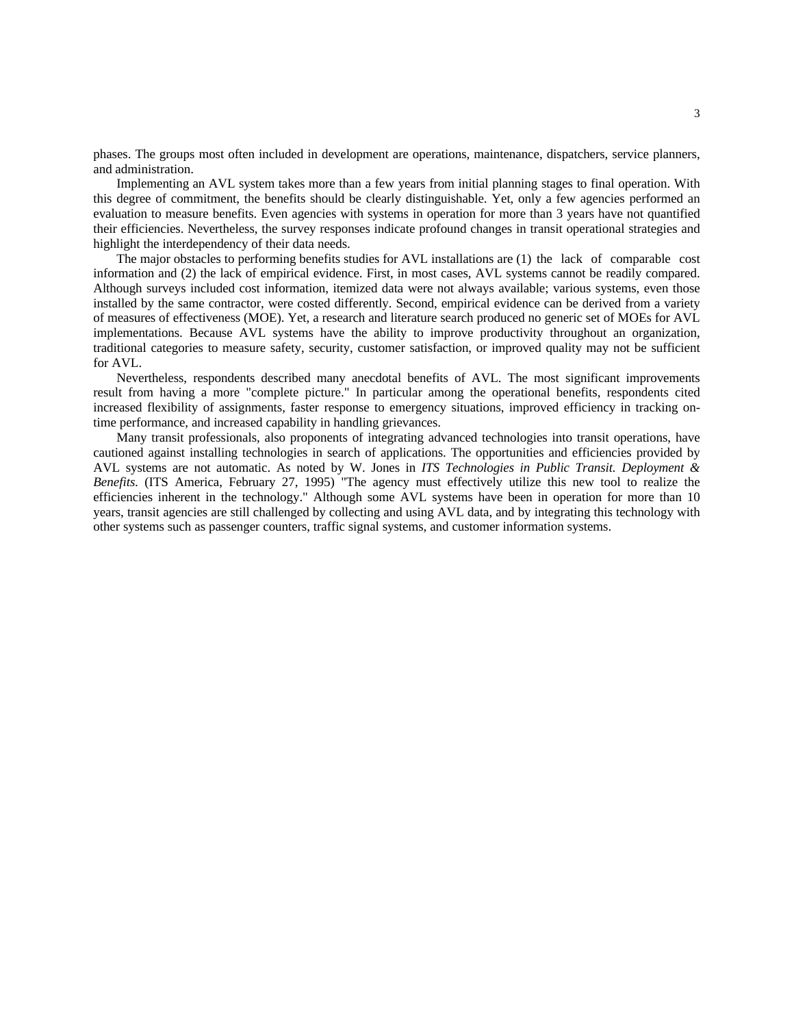phases. The groups most often included in development are operations, maintenance, dispatchers, service planners, and administration.

Implementing an AVL system takes more than a few years from initial planning stages to final operation. With this degree of commitment, the benefits should be clearly distinguishable. Yet, only a few agencies performed an evaluation to measure benefits. Even agencies with systems in operation for more than 3 years have not quantified their efficiencies. Nevertheless, the survey responses indicate profound changes in transit operational strategies and highlight the interdependency of their data needs.

The major obstacles to performing benefits studies for AVL installations are (1) the lack of comparable cost information and (2) the lack of empirical evidence. First, in most cases, AVL systems cannot be readily compared. Although surveys included cost information, itemized data were not always available; various systems, even those installed by the same contractor, were costed differently. Second, empirical evidence can be derived from a variety of measures of effectiveness (MOE). Yet, a research and literature search produced no generic set of MOEs for AVL implementations. Because AVL systems have the ability to improve productivity throughout an organization, traditional categories to measure safety, security, customer satisfaction, or improved quality may not be sufficient for AVL.

Nevertheless, respondents described many anecdotal benefits of AVL. The most significant improvements result from having a more "complete picture." In particular among the operational benefits, respondents cited increased flexibility of assignments, faster response to emergency situations, improved efficiency in tracking on-time performance, and increased capability in handling grievances.

Many transit professionals, also proponents of integrating advanced technologies into transit operations, have cautioned against installing technologies in search of applications. The opportunities and efficiencies provided by AVL systems are not automatic. As noted by W. Jones in *ITS Technologies in Public Transit. Deployment & Benefits.* (ITS America, February 27, 1995) "The agency must effectively utilize this new tool to realize the efficiencies inherent in the technology." Although some AVL systems have been in operation for more than 10 years, transit agencies are still challenged by collecting and using AVL data, and by integrating this technology with other systems such as passenger counters, traffic signal systems, and customer information systems.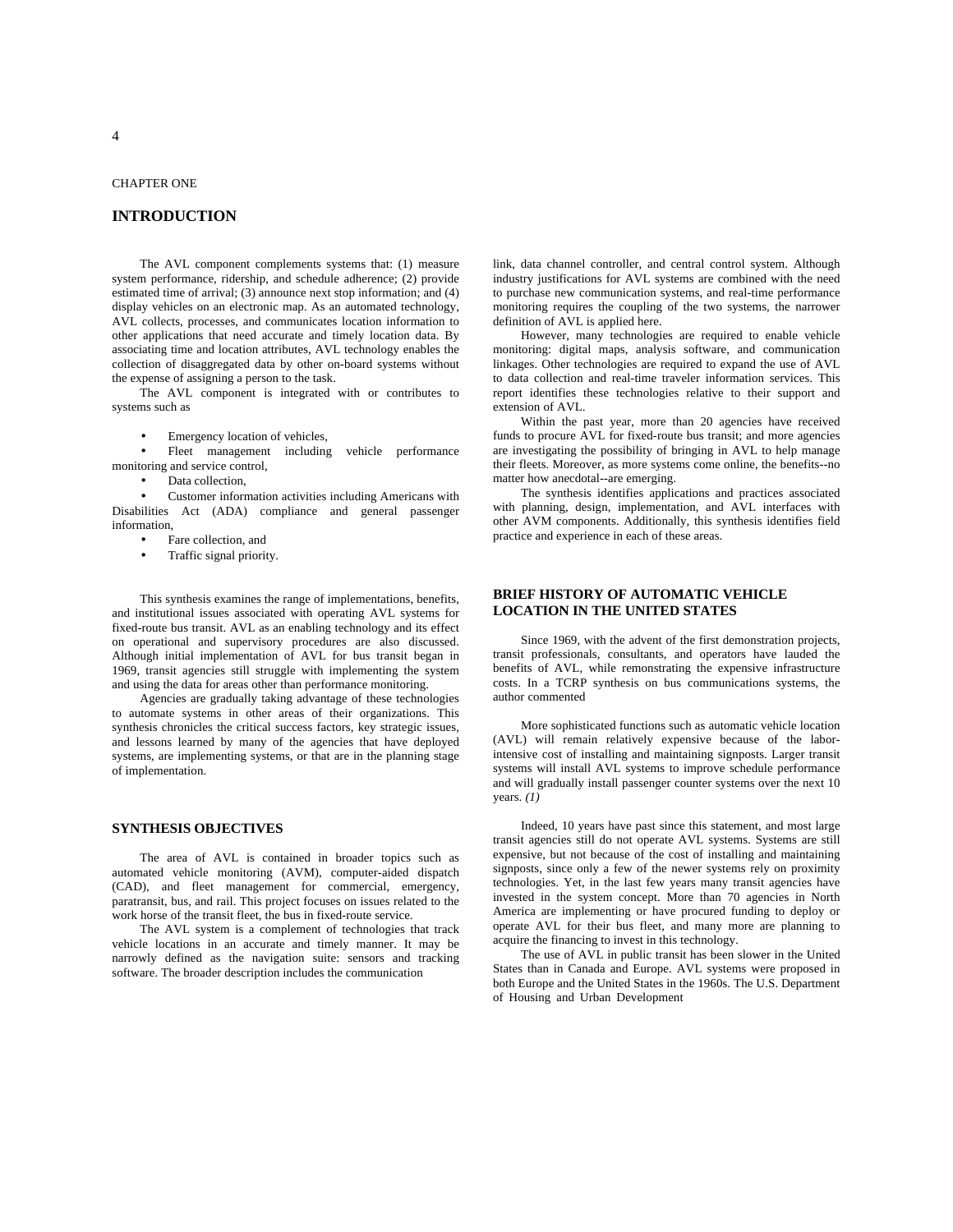CHAPTER ONE

# INTRODUCTION

The AVL component complements systems that: (1) measure system performance, ridership, and schedule adherence; (2) provide estimated time of arrival; (3) announce next stop information; and (4) display vehicles on an electronic map. As an automated technology, AVL collects, processes, and communicates location information to other applications that need accurate and timely location data. By associating time and location attributes, AVL technology enables the collection of disaggregated data by other on-board systems without the expense of assigning a person to the task.

The AVL component is integrated with or contributes to systems such as

- Emergency location of vehicles,
- Fleet management including vehicle performance monitoring and service control,
- Data collection,
- Customer information activities including Americans with Disabilities Act (ADA) compliance and general passenger information,
- Fare collection, and
- Traffic signal priority.

This synthesis examines the range of implementations, benefits, and institutional issues associated with operating AVL systems for fixed-route bus transit. AVL as an enabling technology and its effect on operational and supervisory procedures are also discussed. Although initial implementation of AVL for bus transit began in 1969, transit agencies still struggle with implementing the system and using the data for areas other than performance monitoring.

Agencies are gradually taking advantage of these technologies to automate systems in other areas of their organizations. This synthesis chronicles the critical success factors, key strategic issues, and lessons learned by many of the agencies that have deployed systems, are implementing systems, or that are in the planning stage of implementation.

## SYNTHESIS OBJECTIVES

The area of AVL is contained in broader topics such as automated vehicle monitoring (AVM), computer-aided dispatch (CAD), and fleet management for commercial, emergency, paratransit, bus, and rail. This project focuses on issues related to the work horse of the transit fleet, the bus in fixed-route service.

The AVL system is a complement of technologies that track vehicle locations in an accurate and timely manner. It may be narrowly defined as the navigation suite: sensors and tracking software. The broader description includes the communication link, data channel controller, and central control system. Although industry justifications for AVL systems are combined with the need to purchase new communication systems, and real-time performance monitoring requires the coupling of the two systems, the narrower definition of AVL is applied here.

However, many technologies are required to enable vehicle monitoring: digital maps, analysis software, and communication linkages. Other technologies are required to expand the use of AVL to data collection and real-time traveler information services. This report identifies these technologies relative to their support and extension of AVL.

Within the past year, more than 20 agencies have received funds to procure AVL for fixed-route bus transit; and more agencies are investigating the possibility of bringing in AVL to help manage their fleets. Moreover, as more systems come online, the benefits--no matter how anecdotal--are emerging.

The synthesis identifies applications and practices associated with planning, design, implementation, and AVL interfaces with other AVM components. Additionally, this synthesis identifies field practice and experience in each of these areas.

## BRIEF HISTORY OF AUTOMATIC VEHICLE LOCATION IN THE UNITED STATES

Since 1969, with the advent of the first demonstration projects, transit professionals, consultants, and operators have lauded the benefits of AVL, while remonstrating the expensive infrastructure costs. In a TCRP synthesis on bus communications systems, the author commented

> More sophisticated functions such as automatic vehicle location (AVL) will remain relatively expensive because of the labor-intensive cost of installing and maintaining signposts. Larger transit systems will install AVL systems to improve schedule performance and will gradually install passenger counter systems over the next 10 years. *(1)*

Indeed, 10 years have past since this statement, and most large transit agencies still do not operate AVL systems. Systems are still expensive, but not because of the cost of installing and maintaining signposts, since only a few of the newer systems rely on proximity technologies. Yet, in the last few years many transit agencies have invested in the system concept. More than 70 agencies in North America are implementing or have procured funding to deploy or operate AVL for their bus fleet, and many more are planning to acquire the financing to invest in this technology.

The use of AVL in public transit has been slower in the United States than in Canada and Europe. AVL systems were proposed in both Europe and the United States in the 1960s. The U.S. Department of Housing and Urban Development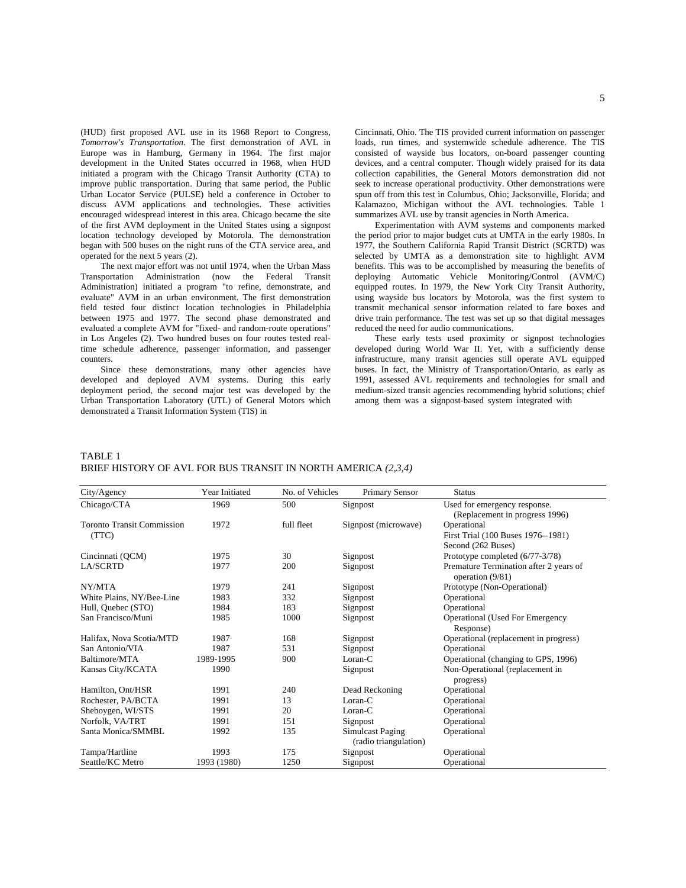(HUD) first proposed AVL use in its 1968 Report to Congress, *Tomorrow's Transportation*. The first demonstration of AVL in Europe was in Hamburg, Germany in 1964. The first major development in the United States occurred in 1968, when HUD initiated a program with the Chicago Transit Authority (CTA) to improve public transportation. During that same period, the Public Urban Locator Service (PULSE) held a conference in October to discuss AVM applications and technologies. These activities encouraged widespread interest in this area. Chicago became the site of the first AVM deployment in the United States using a signpost location technology developed by Motorola. The demonstration began with 500 buses on the night runs of the CTA service area, and operated for the next 5 years (2).

The next major effort was not until 1974, when the Urban Mass Transportation Administration (now the Federal Transit Administration) initiated a program "to refine, demonstrate, and evaluate" AVM in an urban environment. The first demonstration field tested four distinct location technologies in Philadelphia between 1975 and 1977. The second phase demonstrated and evaluated a complete AVM for "fixed- and random-route operations" in Los Angeles (2). Two hundred buses on four routes tested real-time schedule adherence, passenger information, and passenger counters.

Since these demonstrations, many other agencies have developed and deployed AVM systems. During this early deployment period, the second major test was developed by the Urban Transportation Laboratory (UTL) of General Motors which demonstrated a Transit Information System (TIS) in Cincinnati, Ohio. The TIS provided current information on passenger loads, run times, and systemwide schedule adherence. The TIS consisted of wayside bus locators, on-board passenger counting devices, and a central computer. Though widely praised for its data collection capabilities, the General Motors demonstration did not seek to increase operational productivity. Other demonstrations were spun off from this test in Columbus, Ohio; Jacksonville, Florida; and Kalamazoo, Michigan without the AVL technologies. Table 1 summarizes AVL use by transit agencies in North America.

Experimentation with AVM systems and components marked the period prior to major budget cuts at UMTA in the early 1980s. In 1977, the Southern California Rapid Transit District (SCRTD) was selected by UMTA as a demonstration site to highlight AVM benefits. This was to be accomplished by measuring the benefits of deploying Automatic Vehicle Monitoring/Control (AVM/C) equipped routes. In 1979, the New York City Transit Authority, using wayside bus locators by Motorola, was the first system to transmit mechanical sensor information related to fare boxes and drive train performance. The test was set up so that digital messages reduced the need for audio communications.

These early tests used proximity or signpost technologies developed during World War II. Yet, with a sufficiently dense infrastructure, many transit agencies still operate AVL equipped buses. In fact, the Ministry of Transportation/Ontario, as early as 1991, assessed AVL requirements and technologies for small and medium-sized transit agencies recommending hybrid solutions; chief among them was a signpost-based system integrated with

TABLE 1
BRIEF HISTORY OF AVL FOR BUS TRANSIT IN NORTH AMERICA *(2,3,4)*

| City/Agency | Year Initiated | No. of Vehicles | Primary Sensor | Status |
|---|---|---|---|---|
| Chicago/CTA | 1969 | 500 | Signpost | Used for emergency response. (Replacement in progress 1996) |
| Toronto Transit Commission (TTC) | 1972 | full fleet | Signpost (microwave) | Operational First Trial (100 Buses 1976--1981) Second (262 Buses) |
| Cincinnati (QCM) | 1975 | 30 | Signpost | Prototype completed (6/77-3/78) |
| LA/SCRTD | 1977 | 200 | Signpost | Premature Termination after 2 years of operation (9/81) |
| NY/MTA | 1979 | 241 | Signpost | Prototype (Non-Operational) |
| White Plains, NY/Bee-Line | 1983 | 332 | Signpost | Operational |
| Hull, Quebec (STO) | 1984 | 183 | Signpost | Operational |
| San Francisco/Muni | 1985 | 1000 | Signpost | Operational (Used For Emergency Response) |
| Halifax, Nova Scotia/MTD | 1987 | 168 | Signpost | Operational (replacement in progress) |
| San Antonio/VIA | 1987 | 531 | Signpost | Operational |
| Baltimore/MTA | 1989-1995 | 900 | Loran-C | Operational (changing to GPS, 1996) |
| Kansas City/KCATA | 1990 | | Signpost | Non-Operational (replacement in progress) |
| Hamilton, Ont/HSR | 1991 | 240 | Dead Reckoning | Operational |
| Rochester, PA/BCTA | 1991 | 13 | Loran-C | Operational |
| Sheboygen, WI/STS | 1991 | 20 | Loran-C | Operational |
| Norfolk, VA/TRT | 1991 | 151 | Signpost | Operational |
| Santa Monica/SMMBL | 1992 | 135 | Simulcast Paging (radio triangulation) | Operational |
| Tampa/Hartline | 1993 | 175 | Signpost | Operational |
| Seattle/KC Metro | 1993 (1980) | 1250 | Signpost | Operational |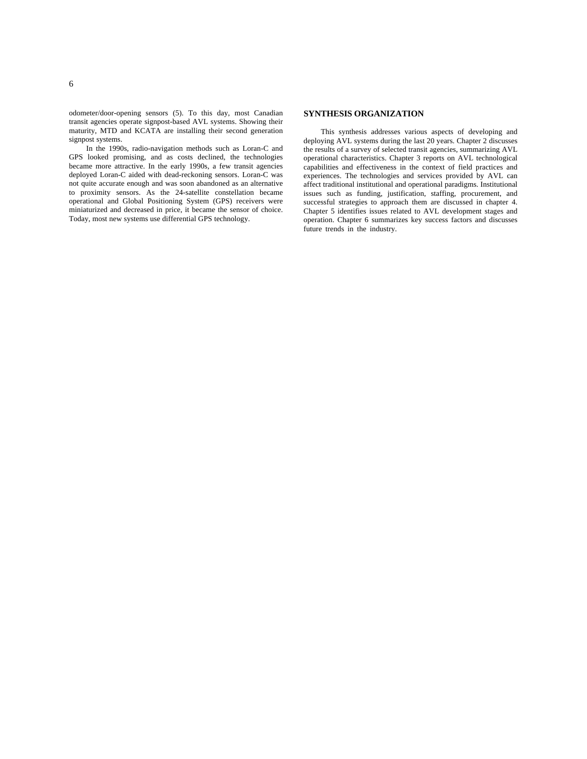odometer/door-opening sensors (5). To this day, most Canadian transit agencies operate signpost-based AVL systems. Showing their maturity, MTD and KCATA are installing their second generation signpost systems.

In the 1990s, radio-navigation methods such as Loran-C and GPS looked promising, and as costs declined, the technologies became more attractive. In the early 1990s, a few transit agencies deployed Loran-C aided with dead-reckoning sensors. Loran-C was not quite accurate enough and was soon abandoned as an alternative to proximity sensors. As the 24-satellite constellation became operational and Global Positioning System (GPS) receivers were miniaturized and decreased in price, it became the sensor of choice. Today, most new systems use differential GPS technology.

## SYNTHESIS ORGANIZATION

This synthesis addresses various aspects of developing and deploying AVL systems during the last 20 years. Chapter 2 discusses the results of a survey of selected transit agencies, summarizing AVL operational characteristics. Chapter 3 reports on AVL technological capabilities and effectiveness in the context of field practices and experiences. The technologies and services provided by AVL can affect traditional institutional and operational paradigms. Institutional issues such as funding, justification, staffing, procurement, and successful strategies to approach them are discussed in chapter 4. Chapter 5 identifies issues related to AVL development stages and operation. Chapter 6 summarizes key success factors and discusses future trends in the industry.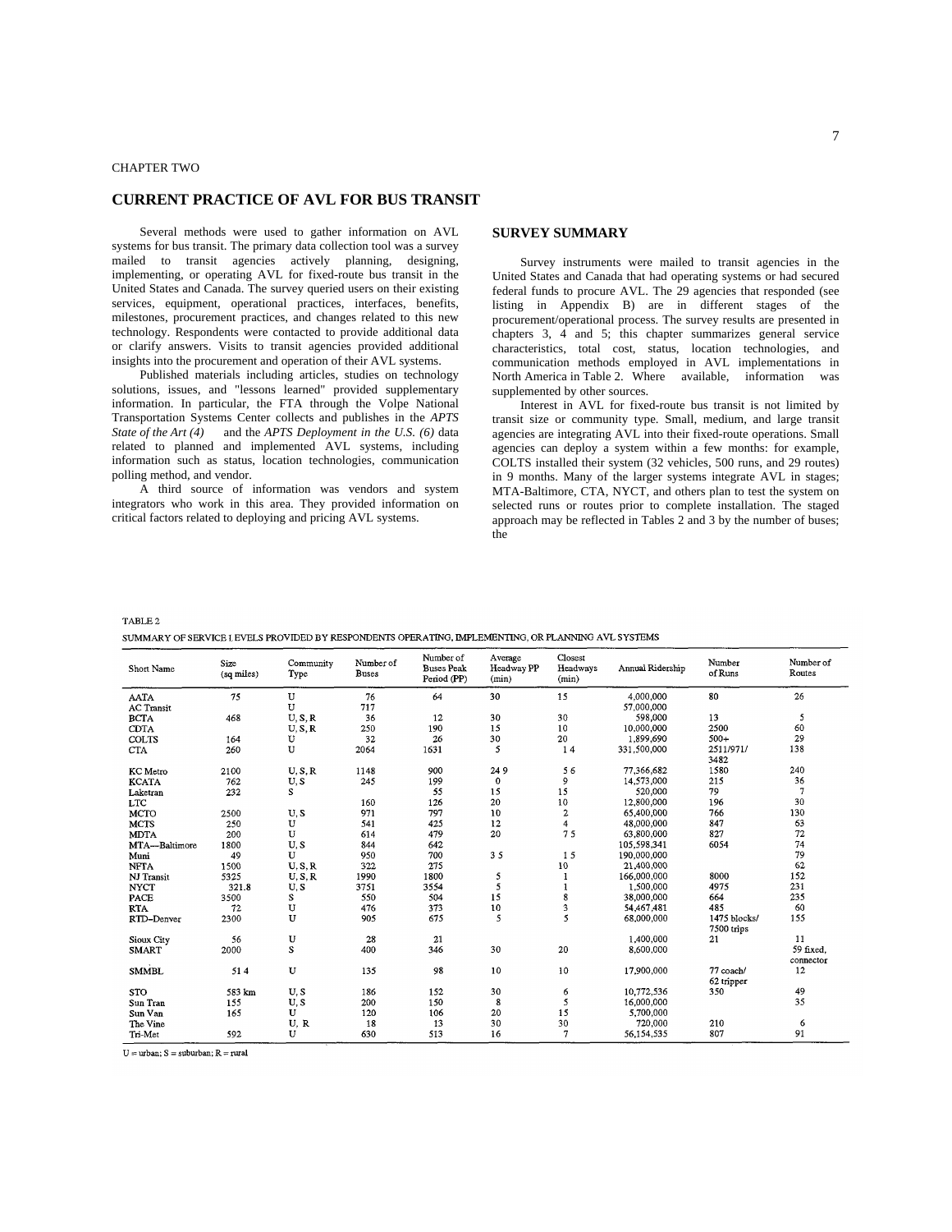CHAPTER TWO

# CURRENT PRACTICE OF AVL FOR BUS TRANSIT

Several methods were used to gather information on AVL systems for bus transit. The primary data collection tool was a survey mailed to transit agencies actively planning, designing, implementing, or operating AVL for fixed-route bus transit in the United States and Canada. The survey queried users on their existing services, equipment, operational practices, interfaces, benefits, milestones, procurement practices, and changes related to this new technology. Respondents were contacted to provide additional data or clarify answers. Visits to transit agencies provided additional insights into the procurement and operation of their AVL systems.

Published materials including articles, studies on technology solutions, issues, and "lessons learned" provided supplementary information. In particular, the FTA through the Volpe National Transportation Systems Center collects and publishes in the *APTS State of the Art (4)* and the *APTS Deployment in the U.S. (6)* data related to planned and implemented AVL systems, including information such as status, location technologies, communication polling method, and vendor.

A third source of information was vendors and system integrators who work in this area. They provided information on critical factors related to deploying and pricing AVL systems.

## SURVEY SUMMARY

Survey instruments were mailed to transit agencies in the United States and Canada that had operating systems or had secured federal funds to procure AVL. The 29 agencies that responded (see listing in Appendix B) are in different stages of the procurement/operational process. The survey results are presented in chapters 3, 4 and 5; this chapter summarizes general service characteristics, total cost, status, location technologies, and communication methods employed in AVL implementations in North America in Table 2. Where available, information was supplemented by other sources.

Interest in AVL for fixed-route bus transit is not limited by transit size or community type. Small, medium, and large transit agencies are integrating AVL into their fixed-route operations. Small agencies can deploy a system within a few months: for example, COLTS installed their system (32 vehicles, 500 runs, and 29 routes) in 9 months. Many of the larger systems integrate AVL in stages; MTA-Baltimore, CTA, NYCT, and others plan to test the system on selected runs or routes prior to complete installation. The staged approach may be reflected in Tables 2 and 3 by the number of buses; the

TABLE 2

SUMMARY OF SERVICE LEVELS PROVIDED BY RESPONDENTS OPERATING, IMPLEMENTING, OR PLANNING AVL SYSTEMS

| Short Name | Size (sq miles) | Community Type | Number of Buses | Number of Buses Peak Period (PP) | Average Headway PP (min) | Closest Headways (min) | Annual Ridership | Number of Runs | Number of Routes |
|---|---|---|---|---|---|---|---|---|---|
| AATA | 75 | U | 76 | 64 | 30 | 15 | 4,000,000 | 80 | 26 |
| AC Transit | | U | 717 | | | | 57,000,000 | | |
| BCTA | 468 | U, S, R | 36 | 12 | 30 | 30 | 598,000 | 13 | 5 |
| CDTA | | U, S, R | 250 | 190 | 15 | 10 | 10,000,000 | 2500 | 60 |
| COLTS | 164 | U | 32 | 26 | 30 | 20 | 1,899,690 | 500+ | 29 |
| CTA | 260 | U | 2064 | 1631 | 5 | 1 4 | 331,500,000 | 2511/971/ 3482 | 138 |
| KC Metro | 2100 | U, S, R | 1148 | 900 | 24 9 | 5 6 | 77,366,682 | 1580 | 240 |
| KCATA | 762 | U, S | 245 | 199 | 0 | 9 | 14,573,000 | 215 | 36 |
| Laketran | 232 | S | | 55 | 15 | 15 | 520,000 | 79 | 7 |
| LTC | | | 160 | 126 | 20 | 10 | 12,800,000 | 196 | 30 |
| MCTO | 2500 | U, S | 971 | 797 | 10 | 2 | 65,400,000 | 766 | 130 |
| MCTS | 250 | U | 541 | 425 | 12 | 4 | 48,000,000 | 847 | 63 |
| MDTA | 200 | U | 614 | 479 | 20 | 7 5 | 63,800,000 | 827 | 72 |
| MTA—Baltimore | 1800 | U, S | 844 | 642 | | | 105,598,341 | 6054 | 74 |
| Muni | 49 | U | 950 | 700 | 3 5 | 1 5 | 190,000,000 | | 79 |
| NFTA | 1500 | U, S, R | 322 | 275 | | 10 | 21,400,000 | | 62 |
| NJ Transit | 5325 | U, S, R | 1990 | 1800 | 5 | 1 | 166,000,000 | 8000 | 152 |
| NYCT | 321.8 | U, S | 3751 | 3554 | 5 | 1 | 1,500,000 | 4975 | 231 |
| PACE | 3500 | S | 550 | 504 | 15 | 8 | 38,000,000 | 664 | 235 |
| RTA | 72 | U | 476 | 373 | 10 | 3 | 54,467,481 | 485 | 60 |
| RTD–Denver | 2300 | U | 905 | 675 | 5 | 5 | 68,000,000 | 1475 blocks/ 7500 trips | 155 |
| Sioux City | 56 | U | 28 | 21 | | | 1,400,000 | 21 | 11 |
| SMART | 2000 | S | 400 | 346 | 30 | 20 | 8,600,000 | | 59 fixed, connector |
| SMMBL | 51 4 | U | 135 | 98 | 10 | 10 | 17,900,000 | 77 coach/ 62 tripper | 12 |
| STO | 583 km | U, S | 186 | 152 | 30 | 6 | 10,772,536 | 350 | 49 |
| Sun Tran | 155 | U, S | 200 | 150 | 8 | 5 | 16,000,000 | | 35 |
| Sun Van | 165 | U | 120 | 106 | 20 | 15 | 5,700,000 | | |
| The Vine | | U, R | 18 | 13 | 30 | 30 | 720,000 | 210 | 6 |
| Tri-Met | 592 | U | 630 | 513 | 16 | 7 | 56,154,535 | 807 | 91 |

U = urban; S = suburban; R = rural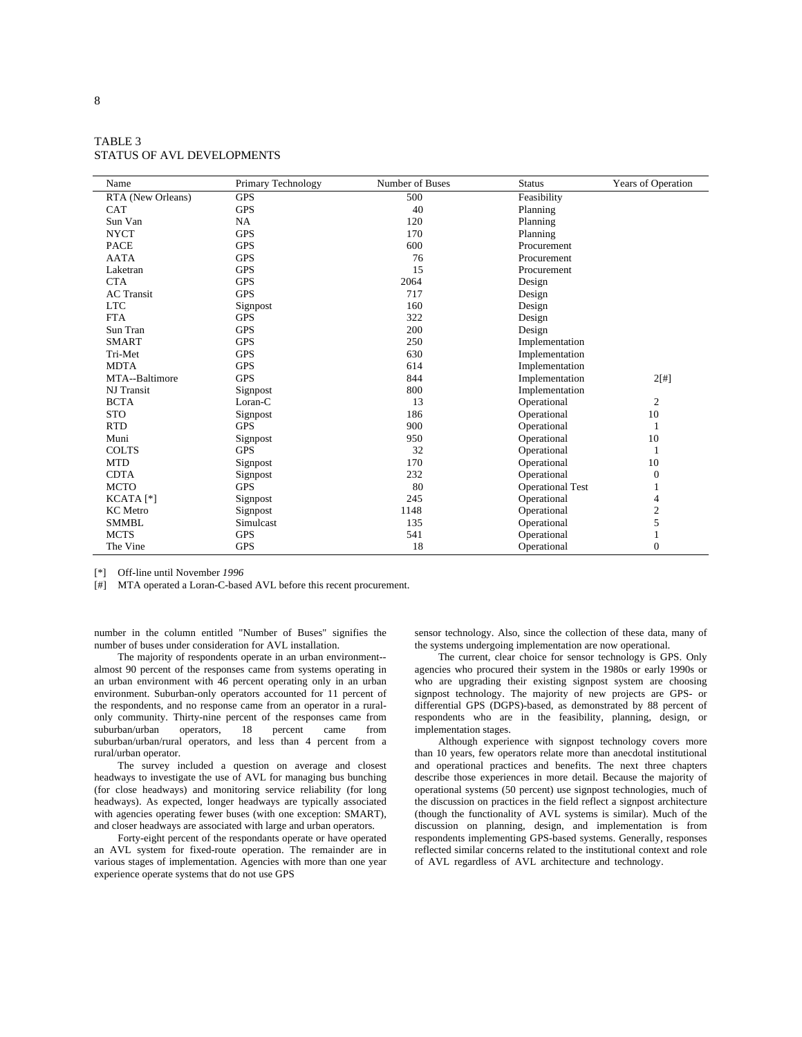TABLE 3
STATUS OF AVL DEVELOPMENTS

| Name | Primary Technology | Number of Buses | Status | Years of Operation |
|---|---|---|---|---|
| RTA (New Orleans) | GPS | 500 | Feasibility | |
| CAT | GPS | 40 | Planning | |
| Sun Van | NA | 120 | Planning | |
| NYCT | GPS | 170 | Planning | |
| PACE | GPS | 600 | Procurement | |
| AATA | GPS | 76 | Procurement | |
| Laketran | GPS | 15 | Procurement | |
| CTA | GPS | 2064 | Design | |
| AC Transit | GPS | 717 | Design | |
| LTC | Signpost | 160 | Design | |
| FTA | GPS | 322 | Design | |
| Sun Tran | GPS | 200 | Design | |
| SMART | GPS | 250 | Implementation | |
| Tri-Met | GPS | 630 | Implementation | |
| MDTA | GPS | 614 | Implementation | |
| MTA--Baltimore | GPS | 844 | Implementation | 2[#] |
| NJ Transit | Signpost | 800 | Implementation | |
| BCTA | Loran-C | 13 | Operational | 2 |
| STO | Signpost | 186 | Operational | 10 |
| RTD | GPS | 900 | Operational | 1 |
| Muni | Signpost | 950 | Operational | 10 |
| COLTS | GPS | 32 | Operational | 1 |
| MTD | Signpost | 170 | Operational | 10 |
| CDTA | Signpost | 232 | Operational | 0 |
| MCTO | GPS | 80 | Operational Test | 1 |
| KCATA [*] | Signpost | 245 | Operational | 4 |
| KC Metro | Signpost | 1148 | Operational | 2 |
| SMMBL | Simulcast | 135 | Operational | 5 |
| MCTS | GPS | 541 | Operational | 1 |
| The Vine | GPS | 18 | Operational | 0 |

[*] Off-line until November *1996*

[#] MTA operated a Loran-C-based AVL before this recent procurement.

number in the column entitled "Number of Buses" signifies the number of buses under consideration for AVL installation.

The majority of respondents operate in an urban environment--almost 90 percent of the responses came from systems operating in an urban environment with 46 percent operating only in an urban environment. Suburban-only operators accounted for 11 percent of the respondents, and no response came from an operator in a rural-only community. Thirty-nine percent of the responses came from suburban/urban operators, 18 percent came from suburban/urban/rural operators, and less than 4 percent from a rural/urban operator.

The survey included a question on average and closest headways to investigate the use of AVL for managing bus bunching (for close headways) and monitoring service reliability (for long headways). As expected, longer headways are typically associated with agencies operating fewer buses (with one exception: SMART), and closer headways are associated with large and urban operators.

Forty-eight percent of the respondants operate or have operated an AVL system for fixed-route operation. The remainder are in various stages of implementation. Agencies with more than one year experience operate systems that do not use GPS sensor technology. Also, since the collection of these data, many of the systems undergoing implementation are now operational.

The current, clear choice for sensor technology is GPS. Only agencies who procured their system in the 1980s or early 1990s or who are upgrading their existing signpost system are choosing signpost technology. The majority of new projects are GPS- or differential GPS (DGPS)-based, as demonstrated by 88 percent of respondents who are in the feasibility, planning, design, or implementation stages.

Although experience with signpost technology covers more than 10 years, few operators relate more than anecdotal institutional and operational practices and benefits. The next three chapters describe those experiences in more detail. Because the majority of operational systems (50 percent) use signpost technologies, much of the discussion on practices in the field reflect a signpost architecture (though the functionality of AVL systems is similar). Much of the discussion on planning, design, and implementation is from respondents implementing GPS-based systems. Generally, responses reflected similar concerns related to the institutional context and role of AVL regardless of AVL architecture and technology.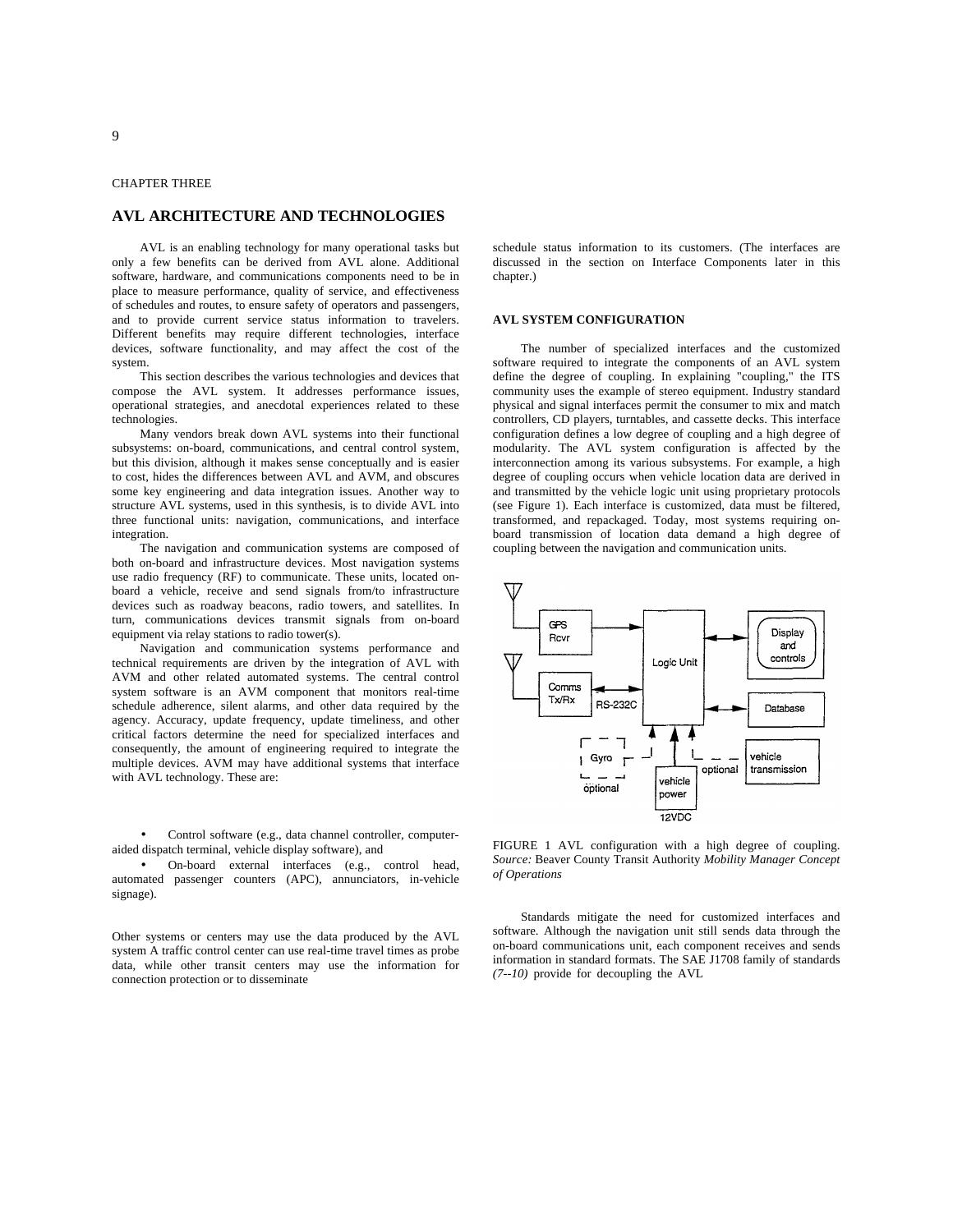CHAPTER THREE

# AVL ARCHITECTURE AND TECHNOLOGIES

AVL is an enabling technology for many operational tasks but only a few benefits can be derived from AVL alone. Additional software, hardware, and communications components need to be in place to measure performance, quality of service, and effectiveness of schedules and routes, to ensure safety of operators and passengers, and to provide current service status information to travelers. Different benefits may require different technologies, interface devices, software functionality, and may affect the cost of the system.

This section describes the various technologies and devices that compose the AVL system. It addresses performance issues, operational strategies, and anecdotal experiences related to these technologies.

Many vendors break down AVL systems into their functional subsystems: on-board, communications, and central control system, but this division, although it makes sense conceptually and is easier to cost, hides the differences between AVL and AVM, and obscures some key engineering and data integration issues. Another way to structure AVL systems, used in this synthesis, is to divide AVL into three functional units: navigation, communications, and interface integration.

The navigation and communication systems are composed of both on-board and infrastructure devices. Most navigation systems use radio frequency (RF) to communicate. These units, located on-board a vehicle, receive and send signals from/to infrastructure devices such as roadway beacons, radio towers, and satellites. In turn, communications devices transmit signals from on-board equipment via relay stations to radio tower(s).

Navigation and communication systems performance and technical requirements are driven by the integration of AVL with AVM and other related automated systems. The central control system software is an AVM component that monitors real-time schedule adherence, silent alarms, and other data required by the agency. Accuracy, update frequency, update timeliness, and other critical factors determine the need for specialized interfaces and consequently, the amount of engineering required to integrate the multiple devices. AVM may have additional systems that interface with AVL technology. These are:

- Control software (e.g., data channel controller, computer-aided dispatch terminal, vehicle display software), and
- On-board external interfaces (e.g., control head, automated passenger counters (APC), annunciators, in-vehicle signage).

Other systems or centers may use the data produced by the AVL system A traffic control center can use real-time travel times as probe data, while other transit centers may use the information for connection protection or to disseminate schedule status information to its customers. (The interfaces are discussed in the section on Interface Components later in this chapter.)

## AVL SYSTEM CONFIGURATION

The number of specialized interfaces and the customized software required to integrate the components of an AVL system define the degree of coupling. In explaining "coupling," the ITS community uses the example of stereo equipment. Industry standard physical and signal interfaces permit the consumer to mix and match controllers, CD players, turntables, and cassette decks. This interface configuration defines a low degree of coupling and a high degree of modularity. The AVL system configuration is affected by the interconnection among its various subsystems. For example, a high degree of coupling occurs when vehicle location data are derived in and transmitted by the vehicle logic unit using proprietary protocols (see Figure 1). Each interface is customized, data must be filtered, transformed, and repackaged. Today, most systems requiring on-board transmission of location data demand a high degree of coupling between the navigation and communication units.

GPS Rcvr
Comms Tx/Rx
RS-232C
Logic Unit
Display and controls
Database
Gyro
optional
vehicle power
12VDC
optional
vehicle transmission

FIGURE 1 AVL configuration with a high degree of coupling. *Source:* Beaver County Transit Authority *Mobility Manager Concept of Operations*

Standards mitigate the need for customized interfaces and software. Although the navigation unit still sends data through the on-board communications unit, each component receives and sends information in standard formats. The SAE J1708 family of standards *(7--10)* provide for decoupling the AVL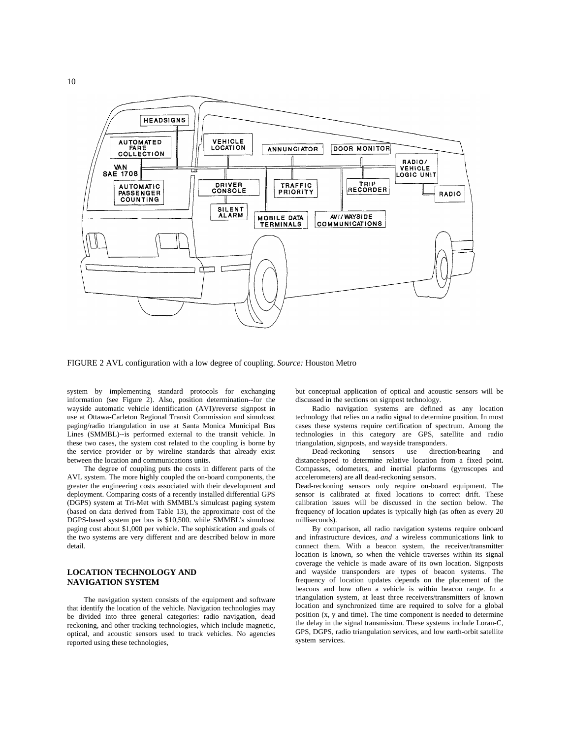HEADSIGNS
AUTOMATED FARE COLLECTION
VAN SAE 1708
AUTOMATIC PASSENGER COUNTING
VEHICLE LOCATION
DRIVER CONSOLE
SILENT ALARM
ANNUNCIATOR
TRAFFIC PRIORITY
MOBILE DATA TERMINALS
DOOR MONITOR
TRIP RECORDER
AVI/WAYSIDE COMMUNICATIONS
RADIO/ VEHICLE LOGIC UNIT
RADIO

FIGURE 2 AVL configuration with a low degree of coupling. *Source:* Houston Metro

system by implementing standard protocols for exchanging information (see Figure 2). Also, position determination--for the wayside automatic vehicle identification (AVI)/reverse signpost in use at Ottawa-Carleton Regional Transit Commission and simulcast paging/radio triangulation in use at Santa Monica Municipal Bus Lines (SMMBL)--is performed external to the transit vehicle. In these two cases, the system cost related to the coupling is borne by the service provider or by wireline standards that already exist between the location and communications units.

The degree of coupling puts the costs in different parts of the AVL system. The more highly coupled the on-board components, the greater the engineering costs associated with their development and deployment. Comparing costs of a recently installed differential GPS (DGPS) system at Tri-Met with SMMBL's simulcast paging system (based on data derived from Table 13), the approximate cost of the DGPS-based system per bus is $10,500. while SMMBL's simulcast paging cost about $1,000 per vehicle. The sophistication and goals of the two systems are very different and are described below in more detail.

## LOCATION TECHNOLOGY AND NAVIGATION SYSTEM

The navigation system consists of the equipment and software that identify the location of the vehicle. Navigation technologies may be divided into three general categories: radio navigation, dead reckoning, and other tracking technologies, which include magnetic, optical, and acoustic sensors used to track vehicles. No agencies reported using these technologies, but conceptual application of optical and acoustic sensors will be discussed in the sections on signpost technology.

Radio navigation systems are defined as any location technology that relies on a radio signal to determine position. In most cases these systems require certification of spectrum. Among the technologies in this category are GPS, satellite and radio triangulation, signposts, and wayside transponders.

Dead-reckoning sensors use direction/bearing and distance/speed to determine relative location from a fixed point. Compasses, odometers, and inertial platforms (gyroscopes and accelerometers) are all dead-reckoning sensors.

Dead-reckoning sensors only require on-board equipment. The sensor is calibrated at fixed locations to correct drift. These calibration issues will be discussed in the section below. The frequency of location updates is typically high (as often as every 20 milliseconds).

By comparison, all radio navigation systems require onboard and infrastructure devices, *and* a wireless communications link to connect them. With a beacon system, the receiver/transmitter location is known, so when the vehicle traverses within its signal coverage the vehicle is made aware of its own location. Signposts and wayside transponders are types of beacon systems. The frequency of location updates depends on the placement of the beacons and how often a vehicle is within beacon range. In a triangulation system, at least three receivers/transmitters of known location and synchronized time are required to solve for a global position (x, y and time). The time component is needed to determine the delay in the signal transmission. These systems include Loran-C, GPS, DGPS, radio triangulation services, and low earth-orbit satellite system services.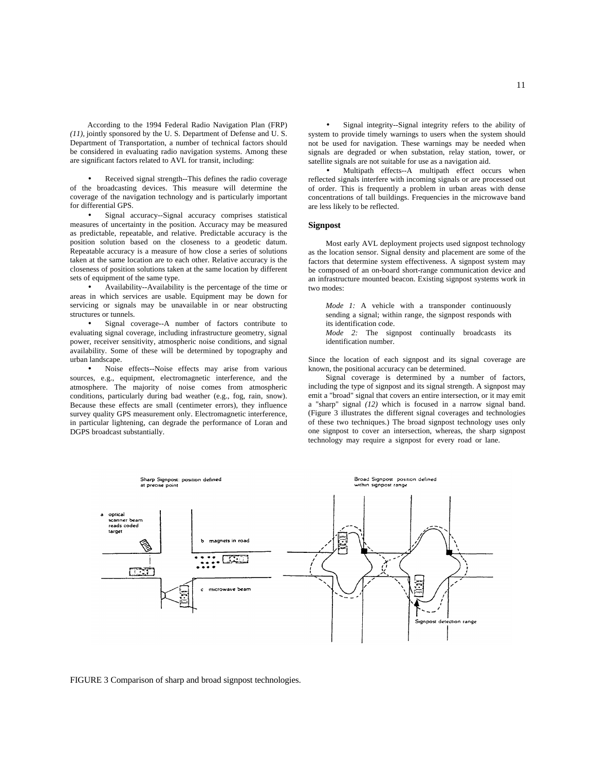According to the 1994 Federal Radio Navigation Plan (FRP) *(11)*, jointly sponsored by the U. S. Department of Defense and U. S. Department of Transportation, a number of technical factors should be considered in evaluating radio navigation systems. Among these are significant factors related to AVL for transit, including:

- Received signal strength--This defines the radio coverage of the broadcasting devices. This measure will determine the coverage of the navigation technology and is particularly important for differential GPS.
- Signal accuracy--Signal accuracy comprises statistical measures of uncertainty in the position. Accuracy may be measured as predictable, repeatable, and relative. Predictable accuracy is the position solution based on the closeness to a geodetic datum. Repeatable accuracy is a measure of how close a series of solutions taken at the same location are to each other. Relative accuracy is the closeness of position solutions taken at the same location by different sets of equipment of the same type.
- Availability--Availability is the percentage of the time or areas in which services are usable. Equipment may be down for servicing or signals may be unavailable in or near obstructing structures or tunnels.
- Signal coverage--A number of factors contribute to evaluating signal coverage, including infrastructure geometry, signal power, receiver sensitivity, atmospheric noise conditions, and signal availability. Some of these will be determined by topography and urban landscape.
- Noise effects--Noise effects may arise from various sources, e.g., equipment, electromagnetic interference, and the atmosphere. The majority of noise comes from atmospheric conditions, particularly during bad weather (e.g., fog, rain, snow). Because these effects are small (centimeter errors), they influence survey quality GPS measurement only. Electromagnetic interference, in particular lightening, can degrade the performance of Loran and DGPS broadcast substantially.
- Signal integrity--Signal integrity refers to the ability of system to provide timely warnings to users when the system should not be used for navigation. These warnings may be needed when signals are degraded or when substation, relay station, tower, or satellite signals are not suitable for use as a navigation aid.
- Multipath effects--A multipath effect occurs when reflected signals interfere with incoming signals or are processed out of order. This is frequently a problem in urban areas with dense concentrations of tall buildings. Frequencies in the microwave band are less likely to be reflected.

### Signpost

Most early AVL deployment projects used signpost technology as the location sensor. Signal density and placement are some of the factors that determine system effectiveness. A signpost system may be composed of an on-board short-range communication device and an infrastructure mounted beacon. Existing signpost systems work in two modes:

> *Mode 1:* A vehicle with a transponder continuously sending a signal; within range, the signpost responds with its identification code.
>
> *Mode 2:* The signpost continually broadcasts its identification number.

Since the location of each signpost and its signal coverage are known, the positional accuracy can be determined.

Signal coverage is determined by a number of factors, including the type of signpost and its signal strength. A signpost may emit a "broad" signal that covers an entire intersection, or it may emit a "sharp" signal *(12)* which is focused in a narrow signal band. (Figure 3 illustrates the different signal coverages and technologies of these two techniques.) The broad signpost technology uses only one signpost to cover an intersection, whereas, the sharp signpost technology may require a signpost for every road or lane.

Sharp Signpost: position defined at precise point

a optical scanner beam reads coded target

b magnets in road

c microwave beam

Broad Signpost position defined within signpost range

Signpost detection range

FIGURE 3 Comparison of sharp and broad signpost technologies.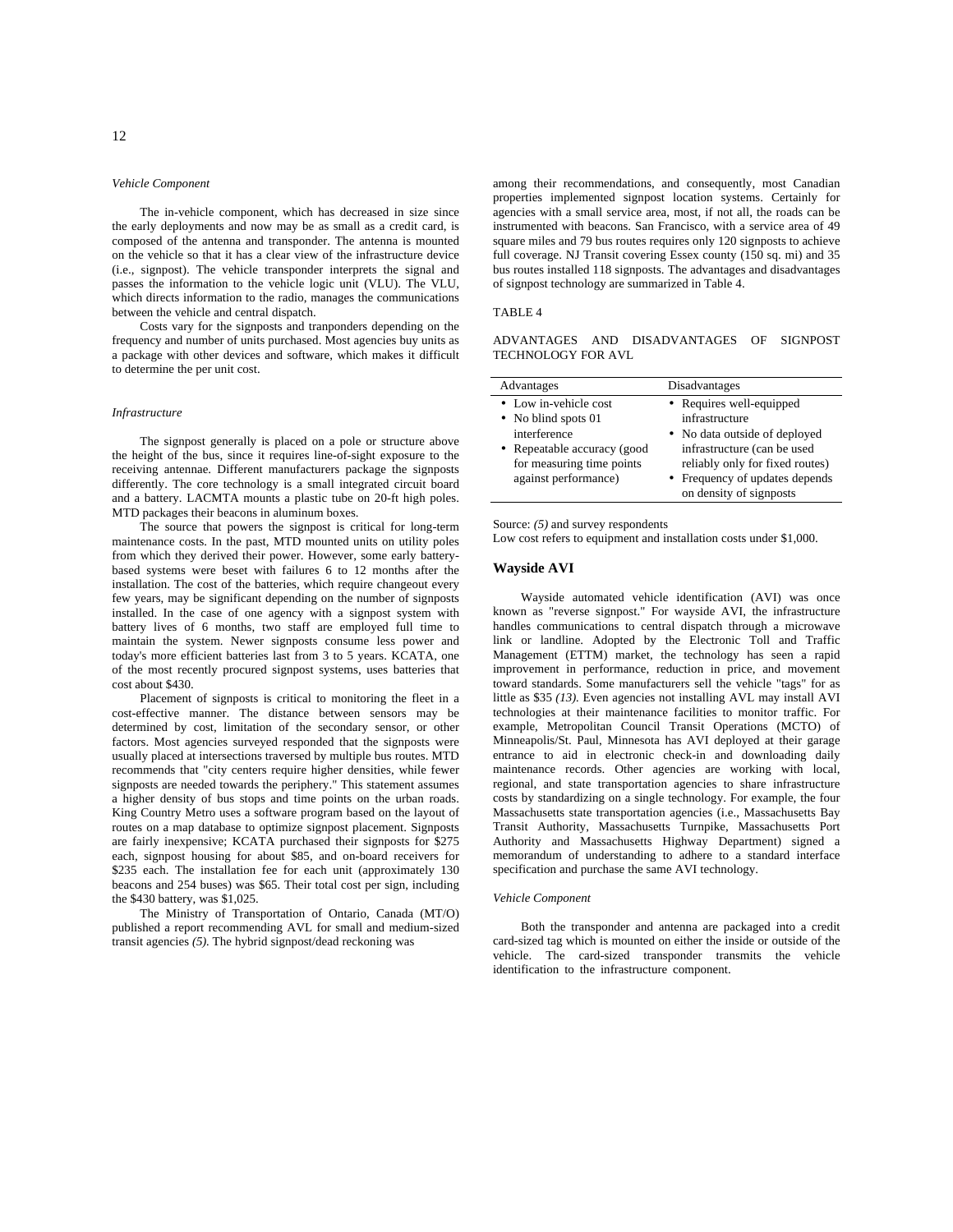*Vehicle Component*

The in-vehicle component, which has decreased in size since the early deployments and now may be as small as a credit card, is composed of the antenna and transponder. The antenna is mounted on the vehicle so that it has a clear view of the infrastructure device (i.e., signpost). The vehicle transponder interprets the signal and passes the information to the vehicle logic unit (VLU). The VLU, which directs information to the radio, manages the communications between the vehicle and central dispatch.

Costs vary for the signposts and tranponders depending on the frequency and number of units purchased. Most agencies buy units as a package with other devices and software, which makes it difficult to determine the per unit cost.

*Infrastructure*

The signpost generally is placed on a pole or structure above the height of the bus, since it requires line-of-sight exposure to the receiving antennae. Different manufacturers package the signposts differently. The core technology is a small integrated circuit board and a battery. LACMTA mounts a plastic tube on 20-ft high poles. MTD packages their beacons in aluminum boxes.

The source that powers the signpost is critical for long-term maintenance costs. In the past, MTD mounted units on utility poles from which they derived their power. However, some early battery-based systems were beset with failures 6 to 12 months after the installation. The cost of the batteries, which require changeout every few years, may be significant depending on the number of signposts installed. In the case of one agency with a signpost system with battery lives of 6 months, two staff are employed full time to maintain the system. Newer signposts consume less power and today's more efficient batteries last from 3 to 5 years. KCATA, one of the most recently procured signpost systems, uses batteries that cost about $430.

Placement of signposts is critical to monitoring the fleet in a cost-effective manner. The distance between sensors may be determined by cost, limitation of the secondary sensor, or other factors. Most agencies surveyed responded that the signposts were usually placed at intersections traversed by multiple bus routes. MTD recommends that "city centers require higher densities, while fewer signposts are needed towards the periphery." This statement assumes a higher density of bus stops and time points on the urban roads. King Country Metro uses a software program based on the layout of routes on a map database to optimize signpost placement. Signposts are fairly inexpensive; KCATA purchased their signposts for $275 each, signpost housing for about $85, and on-board receivers for $235 each. The installation fee for each unit (approximately 130 beacons and 254 buses) was $65. Their total cost per sign, including the $430 battery, was $1,025.

The Ministry of Transportation of Ontario, Canada (MT/O) published a report recommending AVL for small and medium-sized transit agencies *(5)*. The hybrid signpost/dead reckoning was among their recommendations, and consequently, most Canadian properties implemented signpost location systems. Certainly for agencies with a small service area, most, if not all, the roads can be instrumented with beacons. San Francisco, with a service area of 49 square miles and 79 bus routes requires only 120 signposts to achieve full coverage. NJ Transit covering Essex county (150 sq. mi) and 35 bus routes installed 118 signposts. The advantages and disadvantages of signpost technology are summarized in Table 4.

TABLE 4

ADVANTAGES AND DISADVANTAGES OF SIGNPOST TECHNOLOGY FOR AVL

| Advantages | Disadvantages |
|---|---|
| • Low in-vehicle cost<br>• No blind spots 01 interference<br>• Repeatable accuracy (good for measuring time points against performance) | • Requires well-equipped infrastructure<br>• No data outside of deployed infrastructure (can be used reliably only for fixed routes)<br>• Frequency of updates depends on density of signposts |

Source: *(5)* and survey respondents

Low cost refers to equipment and installation costs under $1,000.

## Wayside AVI

Wayside automated vehicle identification (AVI) was once known as "reverse signpost." For wayside AVI, the infrastructure handles communications to central dispatch through a microwave link or landline. Adopted by the Electronic Toll and Traffic Management (ETTM) market, the technology has seen a rapid improvement in performance, reduction in price, and movement toward standards. Some manufacturers sell the vehicle "tags" for as little as $35 *(13)*. Even agencies not installing AVL may install AVI technologies at their maintenance facilities to monitor traffic. For example, Metropolitan Council Transit Operations (MCTO) of Minneapolis/St. Paul, Minnesota has AVI deployed at their garage entrance to aid in electronic check-in and downloading daily maintenance records. Other agencies are working with local, regional, and state transportation agencies to share infrastructure costs by standardizing on a single technology. For example, the four Massachusetts state transportation agencies (i.e., Massachusetts Bay Transit Authority, Massachusetts Turnpike, Massachusetts Port Authority and Massachusetts Highway Department) signed a memorandum of understanding to adhere to a standard interface specification and purchase the same AVI technology.

*Vehicle Component*

Both the transponder and antenna are packaged into a credit card-sized tag which is mounted on either the inside or outside of the vehicle. The card-sized transponder transmits the vehicle identification to the infrastructure component.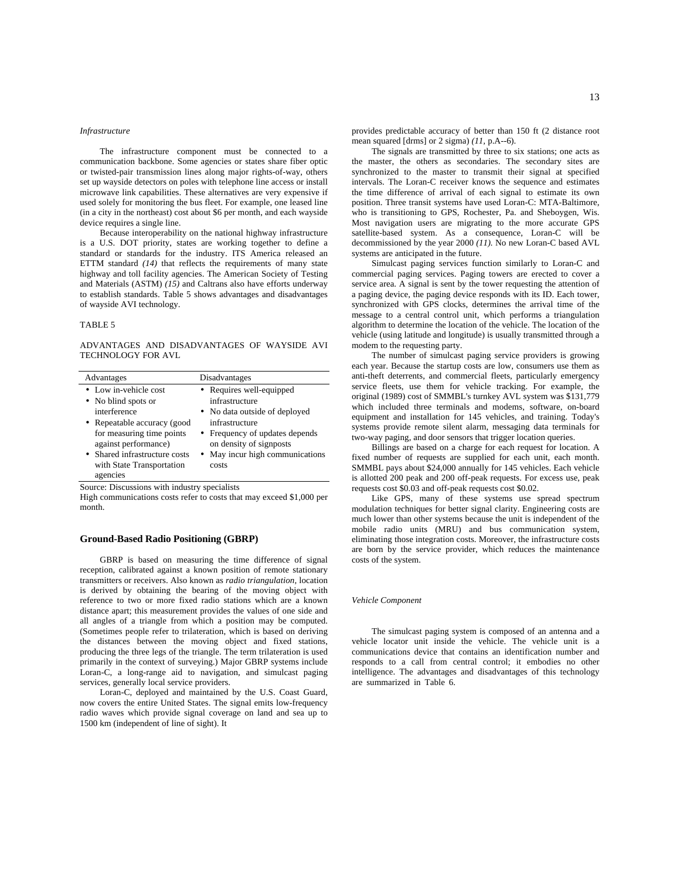*Infrastructure*

The infrastructure component must be connected to a communication backbone. Some agencies or states share fiber optic or twisted-pair transmission lines along major rights-of-way, others set up wayside detectors on poles with telephone line access or install microwave link capabilities. These alternatives are very expensive if used solely for monitoring the bus fleet. For example, one leased line (in a city in the northeast) cost about $6 per month, and each wayside device requires a single line.

Because interoperability on the national highway infrastructure is a U.S. DOT priority, states are working together to define a standard or standards for the industry. ITS America released an ETTM standard *(14)* that reflects the requirements of many state highway and toll facility agencies. The American Society of Testing and Materials (ASTM) *(15)* and Caltrans also have efforts underway to establish standards. Table 5 shows advantages and disadvantages of wayside AVI technology.

TABLE 5

ADVANTAGES AND DISADVANTAGES OF WAYSIDE AVI TECHNOLOGY FOR AVL

| Advantages | Disadvantages |
|---|---|
| • Low in-vehicle cost<br>• No blind spots or interference<br>• Repeatable accuracy (good for measuring time points against performance)<br>• Shared infrastructure costs with State Transportation agencies | • Requires well-equipped infrastructure<br>• No data outside of deployed infrastructure<br>• Frequency of updates depends on density of signposts<br>• May incur high communications costs |

Source: Discussions with industry specialists
High communications costs refer to costs that may exceed $1,000 per month.

## Ground-Based Radio Positioning (GBRP)

GBRP is based on measuring the time difference of signal reception, calibrated against a known position of remote stationary transmitters or receivers. Also known as *radio triangulation*, location is derived by obtaining the bearing of the moving object with reference to two or more fixed radio stations which are a known distance apart; this measurement provides the values of one side and all angles of a triangle from which a position may be computed. (Sometimes people refer to trilateration, which is based on deriving the distances between the moving object and fixed stations, producing the three legs of the triangle. The term trilateration is used primarily in the context of surveying.) Major GBRP systems include Loran-C, a long-range aid to navigation, and simulcast paging services, generally local service providers.

Loran-C, deployed and maintained by the U.S. Coast Guard, now covers the entire United States. The signal emits low-frequency radio waves which provide signal coverage on land and sea up to 1500 km (independent of line of sight). It provides predictable accuracy of better than 150 ft (2 distance root mean squared [drms] or 2 sigma) *(11,* p.A--6).

The signals are transmitted by three to six stations; one acts as the master, the others as secondaries. The secondary sites are synchronized to the master to transmit their signal at specified intervals. The Loran-C receiver knows the sequence and estimates the time difference of arrival of each signal to estimate its own position. Three transit systems have used Loran-C: MTA-Baltimore, who is transitioning to GPS, Rochester, Pa. and Sheboygen, Wis. Most navigation users are migrating to the more accurate GPS satellite-based system. As a consequence, Loran-C will be decommissioned by the year 2000 *(11).* No new Loran-C based AVL systems are anticipated in the future.

Simulcast paging services function similarly to Loran-C and commercial paging services. Paging towers are erected to cover a service area. A signal is sent by the tower requesting the attention of a paging device, the paging device responds with its ID. Each tower, synchronized with GPS clocks, determines the arrival time of the message to a central control unit, which performs a triangulation algorithm to determine the location of the vehicle. The location of the vehicle (using latitude and longitude) is usually transmitted through a modem to the requesting party.

The number of simulcast paging service providers is growing each year. Because the startup costs are low, consumers use them as anti-theft deterrents, and commercial fleets, particularly emergency service fleets, use them for vehicle tracking. For example, the original (1989) cost of SMMBL's turnkey AVL system was $131,779 which included three terminals and modems, software, on-board equipment and installation for 145 vehicles, and training. Today's systems provide remote silent alarm, messaging data terminals for two-way paging, and door sensors that trigger location queries.

Billings are based on a charge for each request for location. A fixed number of requests are supplied for each unit, each month. SMMBL pays about $24,000 annually for 145 vehicles. Each vehicle is allotted 200 peak and 200 off-peak requests. For excess use, peak requests cost $0.03 and off-peak requests cost $0.02.

Like GPS, many of these systems use spread spectrum modulation techniques for better signal clarity. Engineering costs are much lower than other systems because the unit is independent of the mobile radio units (MRU) and bus communication system, eliminating those integration costs. Moreover, the infrastructure costs are born by the service provider, which reduces the maintenance costs of the system.

*Vehicle Component*

The simulcast paging system is composed of an antenna and a vehicle locator unit inside the vehicle. The vehicle unit is a communications device that contains an identification number and responds to a call from central control; it embodies no other intelligence. The advantages and disadvantages of this technology are summarized in Table 6.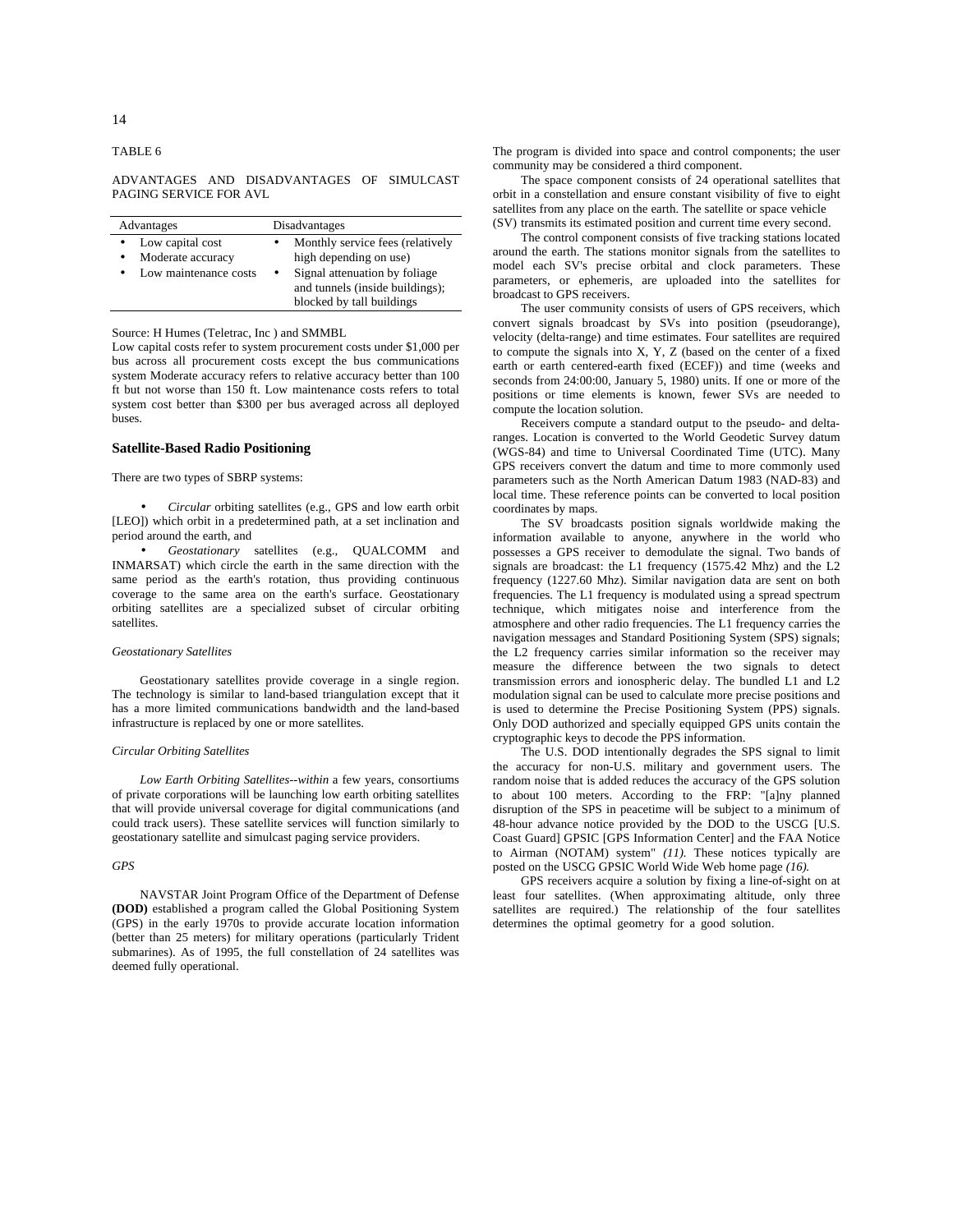TABLE 6

ADVANTAGES AND DISADVANTAGES OF SIMULCAST PAGING SERVICE FOR AVL

| Advantages | Disadvantages |
|---|---|
| • Low capital cost<br>• Moderate accuracy<br>• Low maintenance costs | • Monthly service fees (relatively high depending on use)<br>• Signal attenuation by foliage and tunnels (inside buildings); blocked by tall buildings |

Source: H Humes (Teletrac, Inc ) and SMMBL
Low capital costs refer to system procurement costs under $1,000 per bus across all procurement costs except the bus communications system Moderate accuracy refers to relative accuracy better than 100 ft but not worse than 150 ft. Low maintenance costs refers to total system cost better than $300 per bus averaged across all deployed buses.

## Satellite-Based Radio Positioning

There are two types of SBRP systems:

- *Circular* orbiting satellites (e.g., GPS and low earth orbit [LEO]) which orbit in a predetermined path, at a set inclination and period around the earth, and
- *Geostationary* satellites (e.g., QUALCOMM and INMARSAT) which circle the earth in the same direction with the same period as the earth's rotation, thus providing continuous coverage to the same area on the earth's surface. Geostationary orbiting satellites are a specialized subset of circular orbiting satellites.

### *Geostationary Satellites*

Geostationary satellites provide coverage in a single region. The technology is similar to land-based triangulation except that it has a more limited communications bandwidth and the land-based infrastructure is replaced by one or more satellites.

### *Circular Orbiting Satellites*

*Low Earth Orbiting Satellites--within* a few years, consortiums of private corporations will be launching low earth orbiting satellites that will provide universal coverage for digital communications (and could track users). These satellite services will function similarly to geostationary satellite and simulcast paging service providers.

### *GPS*

NAVSTAR Joint Program Office of the Department of Defense **(DOD)** established a program called the Global Positioning System (GPS) in the early 1970s to provide accurate location information (better than 25 meters) for military operations (particularly Trident submarines). As of 1995, the full constellation of 24 satellites was deemed fully operational.

The program is divided into space and control components; the user community may be considered a third component.

The space component consists of 24 operational satellites that orbit in a constellation and ensure constant visibility of five to eight satellites from any place on the earth. The satellite or space vehicle (SV) transmits its estimated position and current time every second.

The control component consists of five tracking stations located around the earth. The stations monitor signals from the satellites to model each SV's precise orbital and clock parameters. These parameters, or ephemeris, are uploaded into the satellites for broadcast to GPS receivers.

The user community consists of users of GPS receivers, which convert signals broadcast by SVs into position (pseudorange), velocity (delta-range) and time estimates. Four satellites are required to compute the signals into X, Y, Z (based on the center of a fixed earth or earth centered-earth fixed (ECEF)) and time (weeks and seconds from 24:00:00, January 5, 1980) units. If one or more of the positions or time elements is known, fewer SVs are needed to compute the location solution.

Receivers compute a standard output to the pseudo- and delta-ranges. Location is converted to the World Geodetic Survey datum (WGS-84) and time to Universal Coordinated Time (UTC). Many GPS receivers convert the datum and time to more commonly used parameters such as the North American Datum 1983 (NAD-83) and local time. These reference points can be converted to local position coordinates by maps.

The SV broadcasts position signals worldwide making the information available to anyone, anywhere in the world who possesses a GPS receiver to demodulate the signal. Two bands of signals are broadcast: the L1 frequency (1575.42 Mhz) and the L2 frequency (1227.60 Mhz). Similar navigation data are sent on both frequencies. The L1 frequency is modulated using a spread spectrum technique, which mitigates noise and interference from the atmosphere and other radio frequencies. The L1 frequency carries the navigation messages and Standard Positioning System (SPS) signals; the L2 frequency carries similar information so the receiver may measure the difference between the two signals to detect transmission errors and ionospheric delay. The bundled L1 and L2 modulation signal can be used to calculate more precise positions and is used to determine the Precise Positioning System (PPS) signals. Only DOD authorized and specially equipped GPS units contain the cryptographic keys to decode the PPS information.

The U.S. DOD intentionally degrades the SPS signal to limit the accuracy for non-U.S. military and government users. The random noise that is added reduces the accuracy of the GPS solution to about 100 meters. According to the FRP: "[a]ny planned disruption of the SPS in peacetime will be subject to a minimum of 48-hour advance notice provided by the DOD to the USCG [U.S. Coast Guard] GPSIC [GPS Information Center] and the FAA Notice to Airman (NOTAM) system" *(11).* These notices typically are posted on the USCG GPSIC World Wide Web home page *(16).*

GPS receivers acquire a solution by fixing a line-of-sight on at least four satellites. (When approximating altitude, only three satellites are required.) The relationship of the four satellites determines the optimal geometry for a good solution.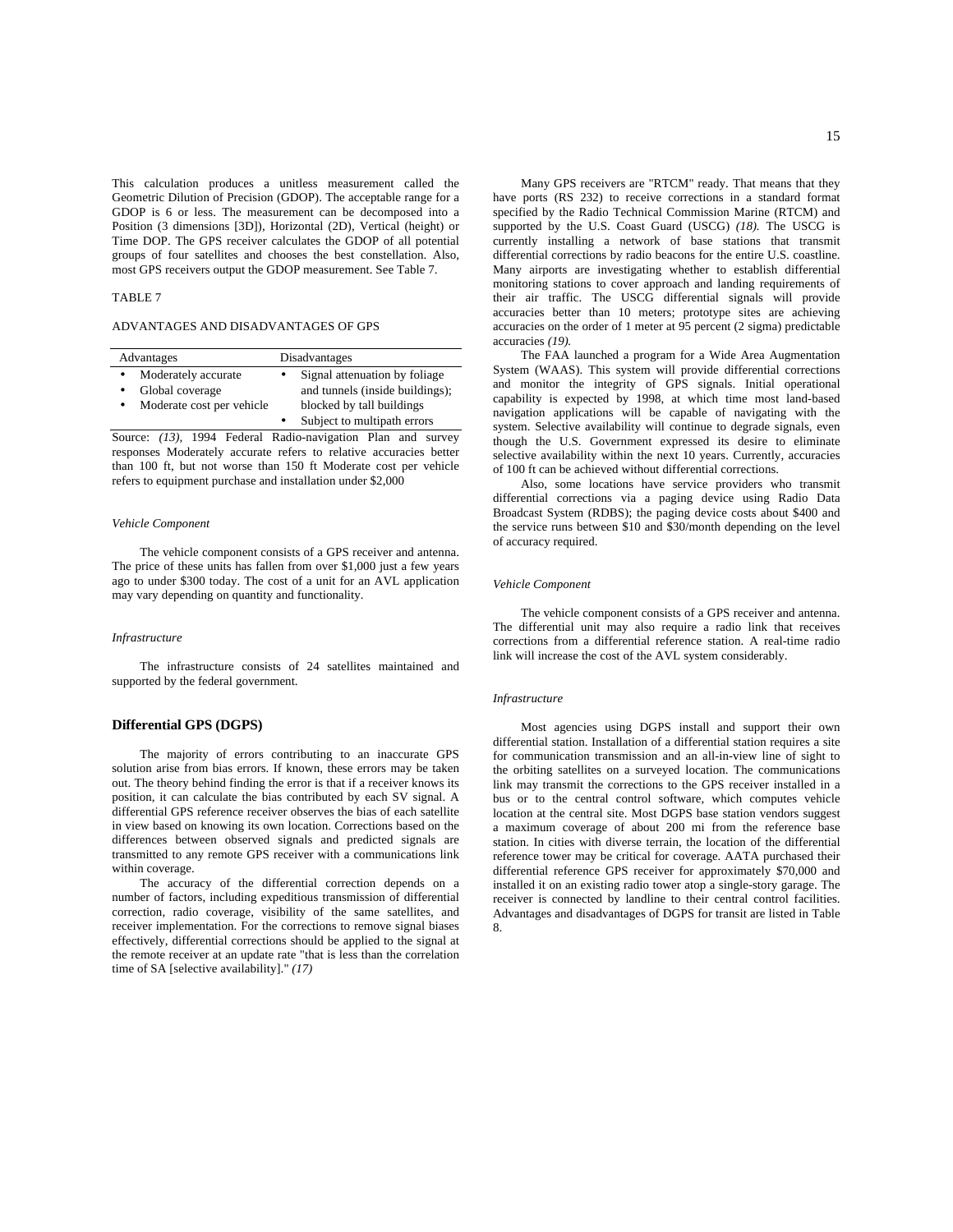This calculation produces a unitless measurement called the Geometric Dilution of Precision (GDOP). The acceptable range for a GDOP is 6 or less. The measurement can be decomposed into a Position (3 dimensions [3D]), Horizontal (2D), Vertical (height) or Time DOP. The GPS receiver calculates the GDOP of all potential groups of four satellites and chooses the best constellation. Also, most GPS receivers output the GDOP measurement. See Table 7.

TABLE 7

ADVANTAGES AND DISADVANTAGES OF GPS

| Advantages | Disadvantages |
|---|---|
| • Moderately accurate<br>• Global coverage<br>• Moderate cost per vehicle | • Signal attenuation by foliage and tunnels (inside buildings); blocked by tall buildings<br>• Subject to multipath errors |

Source: *(13)*, 1994 Federal Radio-navigation Plan and survey responses Moderately accurate refers to relative accuracies better than 100 ft, but not worse than 150 ft Moderate cost per vehicle refers to equipment purchase and installation under $2,000

*Vehicle Component*

The vehicle component consists of a GPS receiver and antenna. The price of these units has fallen from over $1,000 just a few years ago to under $300 today. The cost of a unit for an AVL application may vary depending on quantity and functionality.

*Infrastructure*

The infrastructure consists of 24 satellites maintained and supported by the federal government.

## Differential GPS (DGPS)

The majority of errors contributing to an inaccurate GPS solution arise from bias errors. If known, these errors may be taken out. The theory behind finding the error is that if a receiver knows its position, it can calculate the bias contributed by each SV signal. A differential GPS reference receiver observes the bias of each satellite in view based on knowing its own location. Corrections based on the differences between observed signals and predicted signals are transmitted to any remote GPS receiver with a communications link within coverage.

The accuracy of the differential correction depends on a number of factors, including expeditious transmission of differential correction, radio coverage, visibility of the same satellites, and receiver implementation. For the corrections to remove signal biases effectively, differential corrections should be applied to the signal at the remote receiver at an update rate "that is less than the correlation time of SA [selective availability]." *(17)*

Many GPS receivers are "RTCM" ready. That means that they have ports (RS 232) to receive corrections in a standard format specified by the Radio Technical Commission Marine (RTCM) and supported by the U.S. Coast Guard (USCG) *(18).* The USCG is currently installing a network of base stations that transmit differential corrections by radio beacons for the entire U.S. coastline. Many airports are investigating whether to establish differential monitoring stations to cover approach and landing requirements of their air traffic. The USCG differential signals will provide accuracies better than 10 meters; prototype sites are achieving accuracies on the order of 1 meter at 95 percent (2 sigma) predictable accuracies *(19).*

The FAA launched a program for a Wide Area Augmentation System (WAAS). This system will provide differential corrections and monitor the integrity of GPS signals. Initial operational capability is expected by 1998, at which time most land-based navigation applications will be capable of navigating with the system. Selective availability will continue to degrade signals, even though the U.S. Government expressed its desire to eliminate selective availability within the next 10 years. Currently, accuracies of 100 ft can be achieved without differential corrections.

Also, some locations have service providers who transmit differential corrections via a paging device using Radio Data Broadcast System (RDBS); the paging device costs about $400 and the service runs between $10 and $30/month depending on the level of accuracy required.

*Vehicle Component*

The vehicle component consists of a GPS receiver and antenna. The differential unit may also require a radio link that receives corrections from a differential reference station. A real-time radio link will increase the cost of the AVL system considerably.

*Infrastructure*

Most agencies using DGPS install and support their own differential station. Installation of a differential station requires a site for communication transmission and an all-in-view line of sight to the orbiting satellites on a surveyed location. The communications link may transmit the corrections to the GPS receiver installed in a bus or to the central control software, which computes vehicle location at the central site. Most DGPS base station vendors suggest a maximum coverage of about 200 mi from the reference base station. In cities with diverse terrain, the location of the differential reference tower may be critical for coverage. AATA purchased their differential reference GPS receiver for approximately $70,000 and installed it on an existing radio tower atop a single-story garage. The receiver is connected by landline to their central control facilities. Advantages and disadvantages of DGPS for transit are listed in Table 8.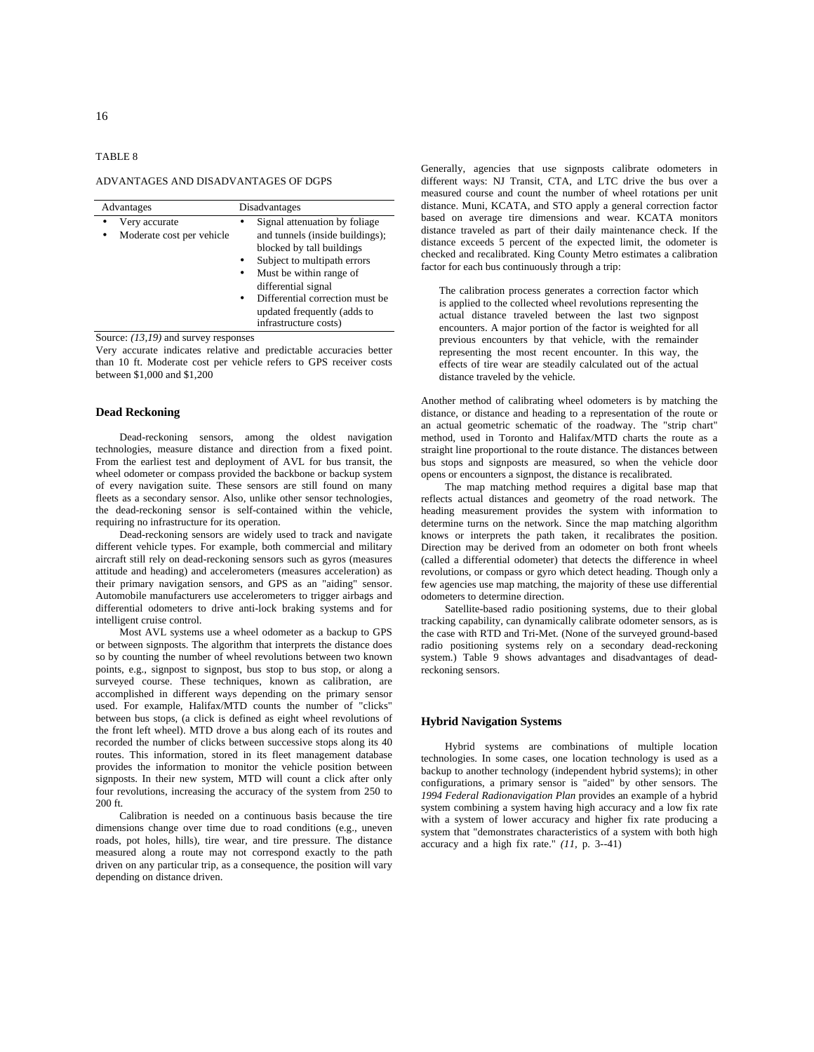TABLE 8

ADVANTAGES AND DISADVANTAGES OF DGPS

| Advantages | Disadvantages |
|---|---|
| • Very accurate<br>• Moderate cost per vehicle | • Signal attenuation by foliage and tunnels (inside buildings); blocked by tall buildings<br>• Subject to multipath errors<br>• Must be within range of differential signal<br>• Differential correction must be updated frequently (adds to infrastructure costs) |

Source: *(13,19)* and survey responses

Very accurate indicates relative and predictable accuracies better than 10 ft. Moderate cost per vehicle refers to GPS receiver costs between $1,000 and $1,200

### Dead Reckoning

Dead-reckoning sensors, among the oldest navigation technologies, measure distance and direction from a fixed point. From the earliest test and deployment of AVL for bus transit, the wheel odometer or compass provided the backbone or backup system of every navigation suite. These sensors are still found on many fleets as a secondary sensor. Also, unlike other sensor technologies, the dead-reckoning sensor is self-contained within the vehicle, requiring no infrastructure for its operation.

Dead-reckoning sensors are widely used to track and navigate different vehicle types. For example, both commercial and military aircraft still rely on dead-reckoning sensors such as gyros (measures attitude and heading) and accelerometers (measures acceleration) as their primary navigation sensors, and GPS as an "aiding" sensor. Automobile manufacturers use accelerometers to trigger airbags and differential odometers to drive anti-lock braking systems and for intelligent cruise control.

Most AVL systems use a wheel odometer as a backup to GPS or between signposts. The algorithm that interprets the distance does so by counting the number of wheel revolutions between two known points, e.g., signpost to signpost, bus stop to bus stop, or along a surveyed course. These techniques, known as calibration, are accomplished in different ways depending on the primary sensor used. For example, Halifax/MTD counts the number of "clicks" between bus stops, (a click is defined as eight wheel revolutions of the front left wheel). MTD drove a bus along each of its routes and recorded the number of clicks between successive stops along its 40 routes. This information, stored in its fleet management database provides the information to monitor the vehicle position between signposts. In their new system, MTD will count a click after only four revolutions, increasing the accuracy of the system from 250 to 200 ft.

Calibration is needed on a continuous basis because the tire dimensions change over time due to road conditions (e.g., uneven roads, pot holes, hills), tire wear, and tire pressure. The distance measured along a route may not correspond exactly to the path driven on any particular trip, as a consequence, the position will vary depending on distance driven.

Generally, agencies that use signposts calibrate odometers in different ways: NJ Transit, CTA, and LTC drive the bus over a measured course and count the number of wheel rotations per unit distance. Muni, KCATA, and STO apply a general correction factor based on average tire dimensions and wear. KCATA monitors distance traveled as part of their daily maintenance check. If the distance exceeds 5 percent of the expected limit, the odometer is checked and recalibrated. King County Metro estimates a calibration factor for each bus continuously through a trip:

> The calibration process generates a correction factor which is applied to the collected wheel revolutions representing the actual distance traveled between the last two signpost encounters. A major portion of the factor is weighted for all previous encounters by that vehicle, with the remainder representing the most recent encounter. In this way, the effects of tire wear are steadily calculated out of the actual distance traveled by the vehicle.

Another method of calibrating wheel odometers is by matching the distance, or distance and heading to a representation of the route or an actual geometric schematic of the roadway. The "strip chart" method, used in Toronto and Halifax/MTD charts the route as a straight line proportional to the route distance. The distances between bus stops and signposts are measured, so when the vehicle door opens or encounters a signpost, the distance is recalibrated.

The map matching method requires a digital base map that reflects actual distances and geometry of the road network. The heading measurement provides the system with information to determine turns on the network. Since the map matching algorithm knows or interprets the path taken, it recalibrates the position. Direction may be derived from an odometer on both front wheels (called a differential odometer) that detects the difference in wheel revolutions, or compass or gyro which detect heading. Though only a few agencies use map matching, the majority of these use differential odometers to determine direction.

Satellite-based radio positioning systems, due to their global tracking capability, can dynamically calibrate odometer sensors, as is the case with RTD and Tri-Met. (None of the surveyed ground-based radio positioning systems rely on a secondary dead-reckoning system.) Table 9 shows advantages and disadvantages of dead-reckoning sensors.

### Hybrid Navigation Systems

Hybrid systems are combinations of multiple location technologies. In some cases, one location technology is used as a backup to another technology (independent hybrid systems); in other configurations, a primary sensor is "aided" by other sensors. The *1994 Federal Radionavigation Plan* provides an example of a hybrid system combining a system having high accuracy and a low fix rate with a system of lower accuracy and higher fix rate producing a system that "demonstrates characteristics of a system with both high accuracy and a high fix rate." *(11*, p. 3--41)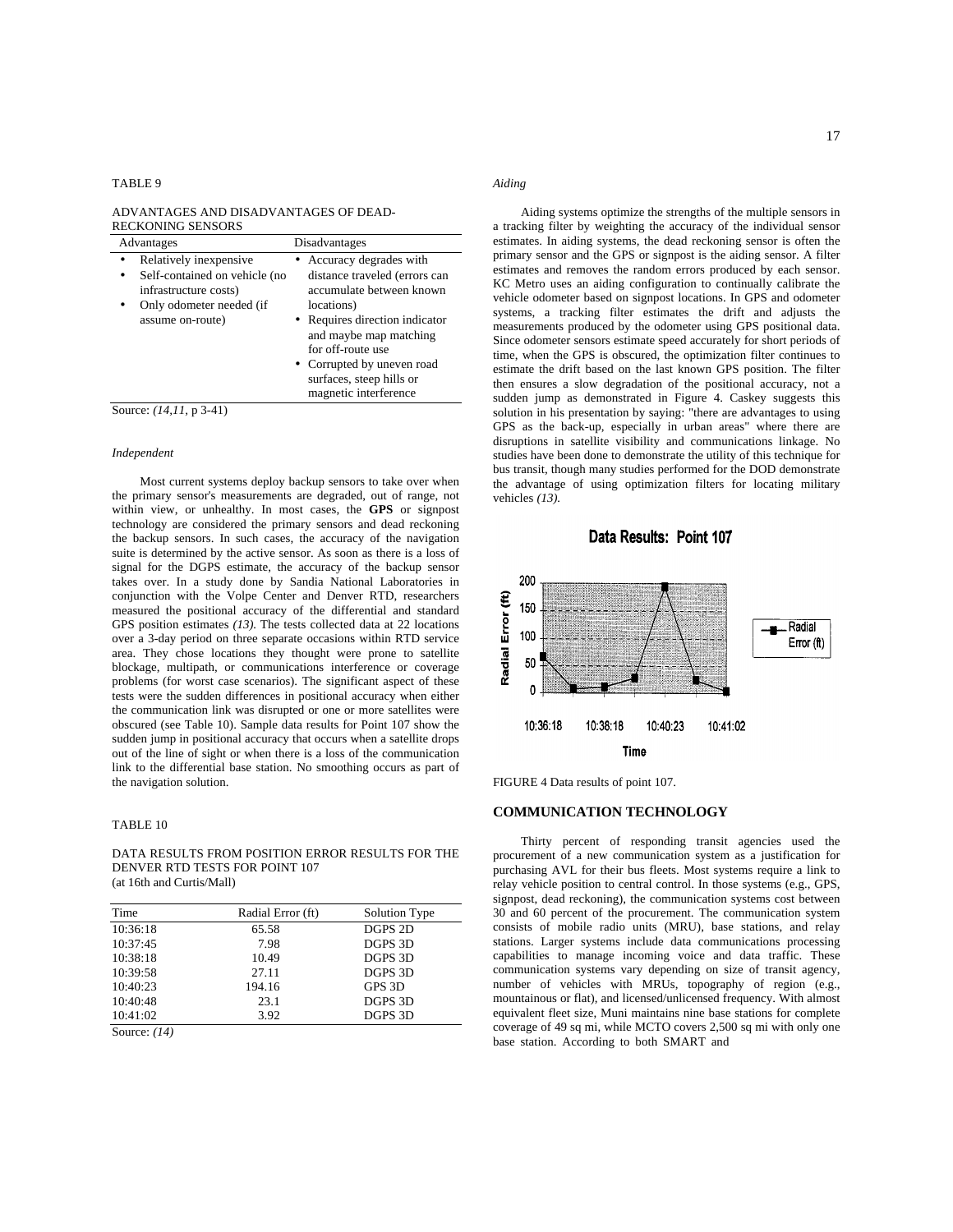TABLE 9

ADVANTAGES AND DISADVANTAGES OF DEAD-RECKONING SENSORS

| Advantages | Disadvantages |
|---|---|
| • Relatively inexpensive<br>• Self-contained on vehicle (no infrastructure costs)<br>• Only odometer needed (if assume on-route) | • Accuracy degrades with distance traveled (errors can accumulate between known locations)<br>• Requires direction indicator and maybe map matching for off-route use<br>• Corrupted by uneven road surfaces, steep hills or magnetic interference |

Source: *(14,11,* p 3-41)

*Independent*

Most current systems deploy backup sensors to take over when the primary sensor's measurements are degraded, out of range, not within view, or unhealthy. In most cases, the **GPS** or signpost technology are considered the primary sensors and dead reckoning the backup sensors. In such cases, the accuracy of the navigation suite is determined by the active sensor. As soon as there is a loss of signal for the DGPS estimate, the accuracy of the backup sensor takes over. In a study done by Sandia National Laboratories in conjunction with the Volpe Center and Denver RTD, researchers measured the positional accuracy of the differential and standard GPS position estimates *(13).* The tests collected data at 22 locations over a 3-day period on three separate occasions within RTD service area. They chose locations they thought were prone to satellite blockage, multipath, or communications interference or coverage problems (for worst case scenarios). The significant aspect of these tests were the sudden differences in positional accuracy when either the communication link was disrupted or one or more satellites were obscured (see Table 10). Sample data results for Point 107 show the sudden jump in positional accuracy that occurs when a satellite drops out of the line of sight or when there is a loss of the communication link to the differential base station. No smoothing occurs as part of the navigation solution.

TABLE 10

DATA RESULTS FROM POSITION ERROR RESULTS FOR THE DENVER RTD TESTS FOR POINT 107
(at 16th and Curtis/Mall)

| Time | Radial Error (ft) | Solution Type |
|---|---|---|
| 10:36:18 | 65.58 | DGPS 2D |
| 10:37:45 | 7.98 | DGPS 3D |
| 10:38:18 | 10.49 | DGPS 3D |
| 10:39:58 | 27.11 | DGPS 3D |
| 10:40:23 | 194.16 | GPS 3D |
| 10:40:48 | 23.1 | DGPS 3D |
| 10:41:02 | 3.92 | DGPS 3D |

Source: *(14)*

*Aiding*

Aiding systems optimize the strengths of the multiple sensors in a tracking filter by weighting the accuracy of the individual sensor estimates. In aiding systems, the dead reckoning sensor is often the primary sensor and the GPS or signpost is the aiding sensor. A filter estimates and removes the random errors produced by each sensor. KC Metro uses an aiding configuration to continually calibrate the vehicle odometer based on signpost locations. In GPS and odometer systems, a tracking filter estimates the drift and adjusts the measurements produced by the odometer using GPS positional data. Since odometer sensors estimate speed accurately for short periods of time, when the GPS is obscured, the optimization filter continues to estimate the drift based on the last known GPS position. The filter then ensures a slow degradation of the positional accuracy, not a sudden jump as demonstrated in Figure 4. Caskey suggests this solution in his presentation by saying: "there are advantages to using GPS as the back-up, especially in urban areas" where there are disruptions in satellite visibility and communications linkage. No studies have been done to demonstrate the utility of this technique for bus transit, though many studies performed for the DOD demonstrate the advantage of using optimization filters for locating military vehicles *(13).*

Data Results: Point 107

Radial Error (ft)

200
150
100
50
0

10:36:18 10:38:18 10:40:23 10:41:02

Time

Radial Error (ft)

FIGURE 4 Data results of point 107.

## COMMUNICATION TECHNOLOGY

Thirty percent of responding transit agencies used the procurement of a new communication system as a justification for purchasing AVL for their bus fleets. Most systems require a link to relay vehicle position to central control. In those systems (e.g., GPS, signpost, dead reckoning), the communication systems cost between 30 and 60 percent of the procurement. The communication system consists of mobile radio units (MRU), base stations, and relay stations. Larger systems include data communications processing capabilities to manage incoming voice and data traffic. These communication systems vary depending on size of transit agency, number of vehicles with MRUs, topography of region (e.g., mountainous or flat), and licensed/unlicensed frequency. With almost equivalent fleet size, Muni maintains nine base stations for complete coverage of 49 sq mi, while MCTO covers 2,500 sq mi with only one base station. According to both SMART and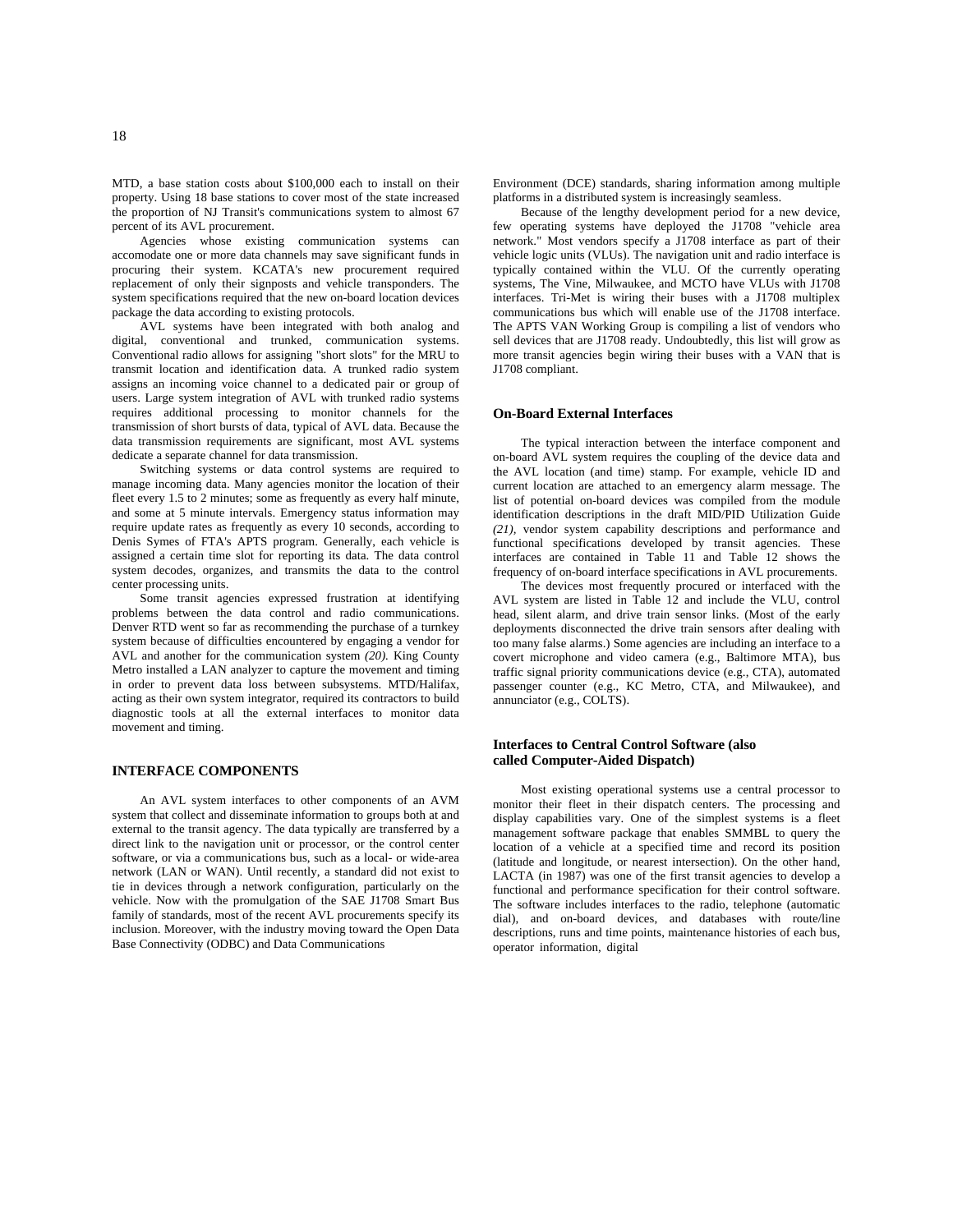MTD, a base station costs about $100,000 each to install on their property. Using 18 base stations to cover most of the state increased the proportion of NJ Transit's communications system to almost 67 percent of its AVL procurement.

Agencies whose existing communication systems can accomodate one or more data channels may save significant funds in procuring their system. KCATA's new procurement required replacement of only their signposts and vehicle transponders. The system specifications required that the new on-board location devices package the data according to existing protocols.

AVL systems have been integrated with both analog and digital, conventional and trunked, communication systems. Conventional radio allows for assigning "short slots" for the MRU to transmit location and identification data. A trunked radio system assigns an incoming voice channel to a dedicated pair or group of users. Large system integration of AVL with trunked radio systems requires additional processing to monitor channels for the transmission of short bursts of data, typical of AVL data. Because the data transmission requirements are significant, most AVL systems dedicate a separate channel for data transmission.

Switching systems or data control systems are required to manage incoming data. Many agencies monitor the location of their fleet every 1.5 to 2 minutes; some as frequently as every half minute, and some at 5 minute intervals. Emergency status information may require update rates as frequently as every 10 seconds, according to Denis Symes of FTA's APTS program. Generally, each vehicle is assigned a certain time slot for reporting its data. The data control system decodes, organizes, and transmits the data to the control center processing units.

Some transit agencies expressed frustration at identifying problems between the data control and radio communications. Denver RTD went so far as recommending the purchase of a turnkey system because of difficulties encountered by engaging a vendor for AVL and another for the communication system *(20).* King County Metro installed a LAN analyzer to capture the movement and timing in order to prevent data loss between subsystems. MTD/Halifax, acting as their own system integrator, required its contractors to build diagnostic tools at all the external interfaces to monitor data movement and timing.

## INTERFACE COMPONENTS

An AVL system interfaces to other components of an AVM system that collect and disseminate information to groups both at and external to the transit agency. The data typically are transferred by a direct link to the navigation unit or processor, or the control center software, or via a communications bus, such as a local- or wide-area network (LAN or WAN). Until recently, a standard did not exist to tie in devices through a network configuration, particularly on the vehicle. Now with the promulgation of the SAE J1708 Smart Bus family of standards, most of the recent AVL procurements specify its inclusion. Moreover, with the industry moving toward the Open Data Base Connectivity (ODBC) and Data Communications Environment (DCE) standards, sharing information among multiple platforms in a distributed system is increasingly seamless.

Because of the lengthy development period for a new device, few operating systems have deployed the J1708 "vehicle area network." Most vendors specify a J1708 interface as part of their vehicle logic units (VLUs). The navigation unit and radio interface is typically contained within the VLU. Of the currently operating systems, The Vine, Milwaukee, and MCTO have VLUs with J1708 interfaces. Tri-Met is wiring their buses with a J1708 multiplex communications bus which will enable use of the J1708 interface. The APTS VAN Working Group is compiling a list of vendors who sell devices that are J1708 ready. Undoubtedly, this list will grow as more transit agencies begin wiring their buses with a VAN that is J1708 compliant.

### On-Board External Interfaces

The typical interaction between the interface component and on-board AVL system requires the coupling of the device data and the AVL location (and time) stamp. For example, vehicle ID and current location are attached to an emergency alarm message. The list of potential on-board devices was compiled from the module identification descriptions in the draft MID/PID Utilization Guide *(21),* vendor system capability descriptions and performance and functional specifications developed by transit agencies. These interfaces are contained in Table 11 and Table 12 shows the frequency of on-board interface specifications in AVL procurements.

The devices most frequently procured or interfaced with the AVL system are listed in Table 12 and include the VLU, control head, silent alarm, and drive train sensor links. (Most of the early deployments disconnected the drive train sensors after dealing with too many false alarms.) Some agencies are including an interface to a covert microphone and video camera (e.g., Baltimore MTA), bus traffic signal priority communications device (e.g., CTA), automated passenger counter (e.g., KC Metro, CTA, and Milwaukee), and annunciator (e.g., COLTS).

### Interfaces to Central Control Software (also called Computer-Aided Dispatch)

Most existing operational systems use a central processor to monitor their fleet in their dispatch centers. The processing and display capabilities vary. One of the simplest systems is a fleet management software package that enables SMMBL to query the location of a vehicle at a specified time and record its position (latitude and longitude, or nearest intersection). On the other hand, LACTA (in 1987) was one of the first transit agencies to develop a functional and performance specification for their control software. The software includes interfaces to the radio, telephone (automatic dial), and on-board devices, and databases with route/line descriptions, runs and time points, maintenance histories of each bus, operator information, digital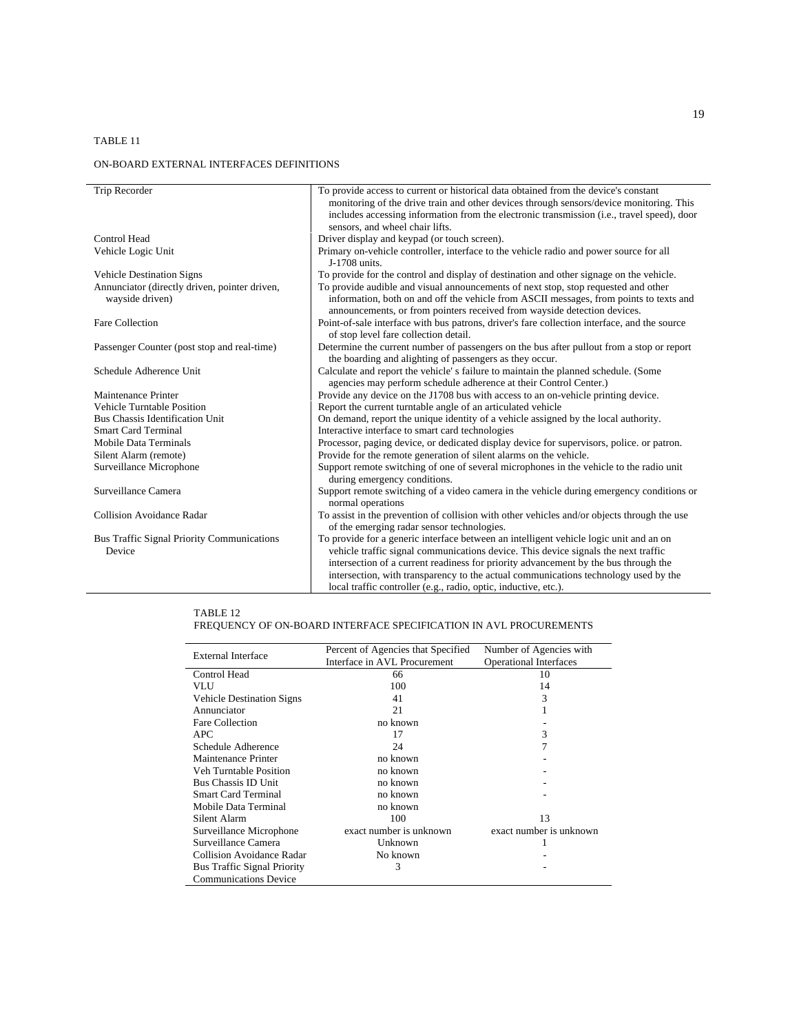TABLE 11

ON-BOARD EXTERNAL INTERFACES DEFINITIONS

| | |
|---|---|
| Trip Recorder | To provide access to current or historical data obtained from the device's constant monitoring of the drive train and other devices through sensors/device monitoring. This includes accessing information from the electronic transmission (i.e., travel speed), door sensors, and wheel chair lifts. |
| Control Head | Driver display and keypad (or touch screen). |
| Vehicle Logic Unit | Primary on-vehicle controller, interface to the vehicle radio and power source for all J-1708 units. |
| Vehicle Destination Signs | To provide for the control and display of destination and other signage on the vehicle. |
| Annunciator (directly driven, pointer driven, wayside driven) | To provide audible and visual announcements of next stop, stop requested and other information, both on and off the vehicle from ASCII messages, from points to texts and announcements, or from pointers received from wayside detection devices. |
| Fare Collection | Point-of-sale interface with bus patrons, driver's fare collection interface, and the source of stop level fare collection detail. |
| Passenger Counter (post stop and real-time) | Determine the current number of passengers on the bus after pullout from a stop or report the boarding and alighting of passengers as they occur. |
| Schedule Adherence Unit | Calculate and report the vehicle' s failure to maintain the planned schedule. (Some agencies may perform schedule adherence at their Control Center.) |
| Maintenance Printer | Provide any device on the J1708 bus with access to an on-vehicle printing device. |
| Vehicle Turntable Position | Report the current turntable angle of an articulated vehicle |
| Bus Chassis Identification Unit | On demand, report the unique identity of a vehicle assigned by the local authority. |
| Smart Card Terminal | Interactive interface to smart card technologies |
| Mobile Data Terminals | Processor, paging device, or dedicated display device for supervisors, police. or patron. |
| Silent Alarm (remote) | Provide for the remote generation of silent alarms on the vehicle. |
| Surveillance Microphone | Support remote switching of one of several microphones in the vehicle to the radio unit during emergency conditions. |
| Surveillance Camera | Support remote switching of a video camera in the vehicle during emergency conditions or normal operations |
| Collision Avoidance Radar | To assist in the prevention of collision with other vehicles and/or objects through the use of the emerging radar sensor technologies. |
| Bus Traffic Signal Priority Communications Device | To provide for a generic interface between an intelligent vehicle logic unit and an on vehicle traffic signal communications device. This device signals the next traffic intersection of a current readiness for priority advancement by the bus through the intersection, with transparency to the actual communications technology used by the local traffic controller (e.g., radio, optic, inductive, etc.). |

TABLE 12
FREQUENCY OF ON-BOARD INTERFACE SPECIFICATION IN AVL PROCUREMENTS

| External Interface | Percent of Agencies that Specified Interface in AVL Procurement | Number of Agencies with Operational Interfaces |
|---|---|---|
| Control Head | 66 | 10 |
| VLU | 100 | 14 |
| Vehicle Destination Signs | 41 | 3 |
| Annunciator | 21 | 1 |
| Fare Collection | no known | - |
| APC | 17 | 3 |
| Schedule Adherence | 24 | 7 |
| Maintenance Printer | no known | - |
| Veh Turntable Position | no known | - |
| Bus Chassis ID Unit | no known | - |
| Smart Card Terminal | no known | - |
| Mobile Data Terminal | no known | |
| Silent Alarm | 100 | 13 |
| Surveillance Microphone | exact number is unknown | exact number is unknown |
| Surveillance Camera | Unknown | 1 |
| Collision Avoidance Radar | No known | - |
| Bus Traffic Signal Priority Communications Device | 3 | - |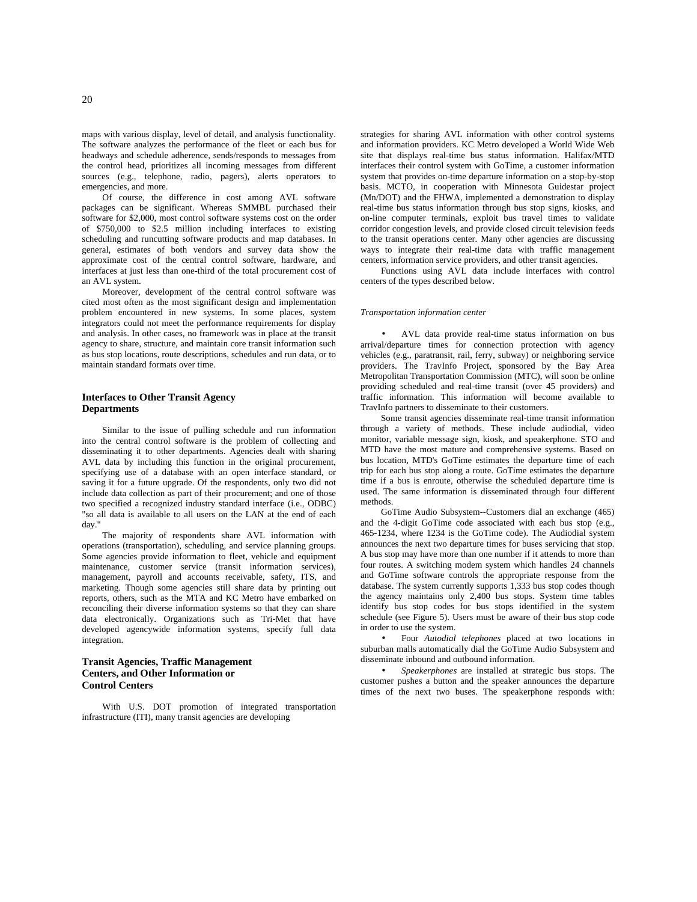maps with various display, level of detail, and analysis functionality. The software analyzes the performance of the fleet or each bus for headways and schedule adherence, sends/responds to messages from the control head, prioritizes all incoming messages from different sources (e.g., telephone, radio, pagers), alerts operators to emergencies, and more.

Of course, the difference in cost among AVL software packages can be significant. Whereas SMMBL purchased their software for $2,000, most control software systems cost on the order of $750,000 to $2.5 million including interfaces to existing scheduling and runcutting software products and map databases. In general, estimates of both vendors and survey data show the approximate cost of the central control software, hardware, and interfaces at just less than one-third of the total procurement cost of an AVL system.

Moreover, development of the central control software was cited most often as the most significant design and implementation problem encountered in new systems. In some places, system integrators could not meet the performance requirements for display and analysis. In other cases, no framework was in place at the transit agency to share, structure, and maintain core transit information such as bus stop locations, route descriptions, schedules and run data, or to maintain standard formats over time.

## Interfaces to Other Transit Agency Departments

Similar to the issue of pulling schedule and run information into the central control software is the problem of collecting and disseminating it to other departments. Agencies dealt with sharing AVL data by including this function in the original procurement, specifying use of a database with an open interface standard, or saving it for a future upgrade. Of the respondents, only two did not include data collection as part of their procurement; and one of those two specified a recognized industry standard interface (i.e., ODBC) "so all data is available to all users on the LAN at the end of each day."

The majority of respondents share AVL information with operations (transportation), scheduling, and service planning groups. Some agencies provide information to fleet, vehicle and equipment maintenance, customer service (transit information services), management, payroll and accounts receivable, safety, ITS, and marketing. Though some agencies still share data by printing out reports, others, such as the MTA and KC Metro have embarked on reconciling their diverse information systems so that they can share data electronically. Organizations such as Tri-Met that have developed agencywide information systems, specify full data integration.

## Transit Agencies, Traffic Management Centers, and Other Information or Control Centers

With U.S. DOT promotion of integrated transportation infrastructure (ITI), many transit agencies are developing strategies for sharing AVL information with other control systems and information providers. KC Metro developed a World Wide Web site that displays real-time bus status information. Halifax/MTD interfaces their control system with GoTime, a customer information system that provides on-time departure information on a stop-by-stop basis. MCTO, in cooperation with Minnesota Guidestar project (Mn/DOT) and the FHWA, implemented a demonstration to display real-time bus status information through bus stop signs, kiosks, and on-line computer terminals, exploit bus travel times to validate corridor congestion levels, and provide closed circuit television feeds to the transit operations center. Many other agencies are discussing ways to integrate their real-time data with traffic management centers, information service providers, and other transit agencies.

Functions using AVL data include interfaces with control centers of the types described below.

*Transportation information center*

- AVL data provide real-time status information on bus arrival/departure times for connection protection with agency vehicles (e.g., paratransit, rail, ferry, subway) or neighboring service providers. The TravInfo Project, sponsored by the Bay Area Metropolitan Transportation Commission (MTC), will soon be online providing scheduled and real-time transit (over 45 providers) and traffic information. This information will become available to TravInfo partners to disseminate to their customers.

Some transit agencies disseminate real-time transit information through a variety of methods. These include audiodial, video monitor, variable message sign, kiosk, and speakerphone. STO and MTD have the most mature and comprehensive systems. Based on bus location, MTD's GoTime estimates the departure time of each trip for each bus stop along a route. GoTime estimates the departure time if a bus is enroute, otherwise the scheduled departure time is used. The same information is disseminated through four different methods.

GoTime Audio Subsystem--Customers dial an exchange (465) and the 4-digit GoTime code associated with each bus stop (e.g., 465-1234, where 1234 is the GoTime code). The Audiodial system announces the next two departure times for buses servicing that stop. A bus stop may have more than one number if it attends to more than four routes. A switching modem system which handles 24 channels and GoTime software controls the appropriate response from the database. The system currently supports 1,333 bus stop codes though the agency maintains only 2,400 bus stops. System time tables identify bus stop codes for bus stops identified in the system schedule (see Figure 5). Users must be aware of their bus stop code in order to use the system.

- Four *Autodial telephones* placed at two locations in suburban malls automatically dial the GoTime Audio Subsystem and disseminate inbound and outbound information.
- *Speakerphones* are installed at strategic bus stops. The customer pushes a button and the speaker announces the departure times of the next two buses. The speakerphone responds with: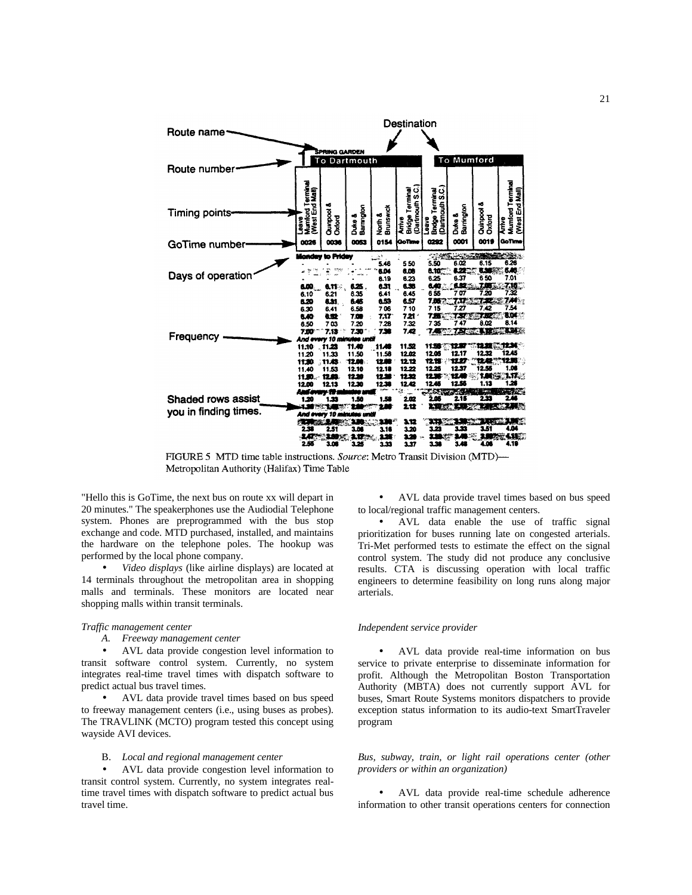FIGURE 5 MTD time table instructions. *Source*: Metro Transit Division (MTD)—Metropolitan Authority (Halifax) Time Table

"Hello this is GoTime, the next bus on route xx will depart in 20 minutes." The speakerphones use the Audiodial Telephone system. Phones are preprogrammed with the bus stop exchange and code. MTD purchased, installed, and maintains the hardware on the telephone poles. The hookup was performed by the local phone company.

- *Video displays* (like airline displays) are located at 14 terminals throughout the metropolitan area in shopping malls and terminals. These monitors are located near shopping malls within transit terminals.

*Traffic management center*

*A. Freeway management center*

- AVL data provide congestion level information to transit software control system. Currently, no system integrates real-time travel times with dispatch software to predict actual bus travel times.
- AVL data provide travel times based on bus speed to freeway management centers (i.e., using buses as probes). The TRAVLINK (MCTO) program tested this concept using wayside AVI devices.

B. *Local and regional management center*

- AVL data provide congestion level information to transit control system. Currently, no system integrates real-time travel times with dispatch software to predict actual bus travel time.
- AVL data provide travel times based on bus speed to local/regional traffic management centers.
- AVL data enable the use of traffic signal prioritization for buses running late on congested arterials. Tri-Met performed tests to estimate the effect on the signal control system. The study did not produce any conclusive results. CTA is discussing operation with local traffic engineers to determine feasibility on long runs along major arterials.

*Independent service provider*

- AVL data provide real-time information on bus service to private enterprise to disseminate information for profit. Although the Metropolitan Boston Transportation Authority (MBTA) does not currently support AVL for buses, Smart Route Systems monitors dispatchers to provide exception status information to its audio-text SmartTraveler program

*Bus, subway, train, or light rail operations center (other providers or within an organization)*

- AVL data provide real-time schedule adherence information to other transit operations centers for connection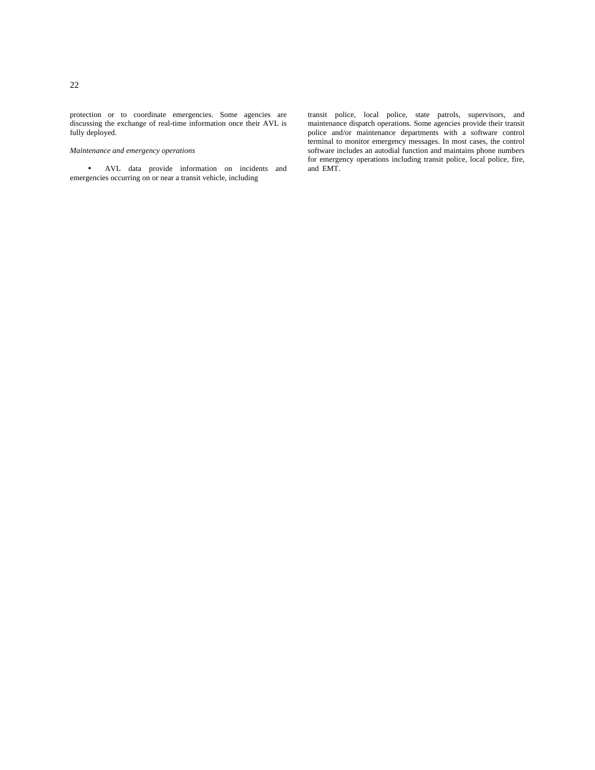protection or to coordinate emergencies. Some agencies are discussing the exchange of real-time information once their AVL is fully deployed.

*Maintenance and emergency operations*

- AVL data provide information on incidents and emergencies occurring on or near a transit vehicle, including transit police, local police, state patrols, supervisors, and maintenance dispatch operations. Some agencies provide their transit police and/or maintenance departments with a software control terminal to monitor emergency messages. In most cases, the control software includes an autodial function and maintains phone numbers for emergency operations including transit police, local police, fire, and EMT.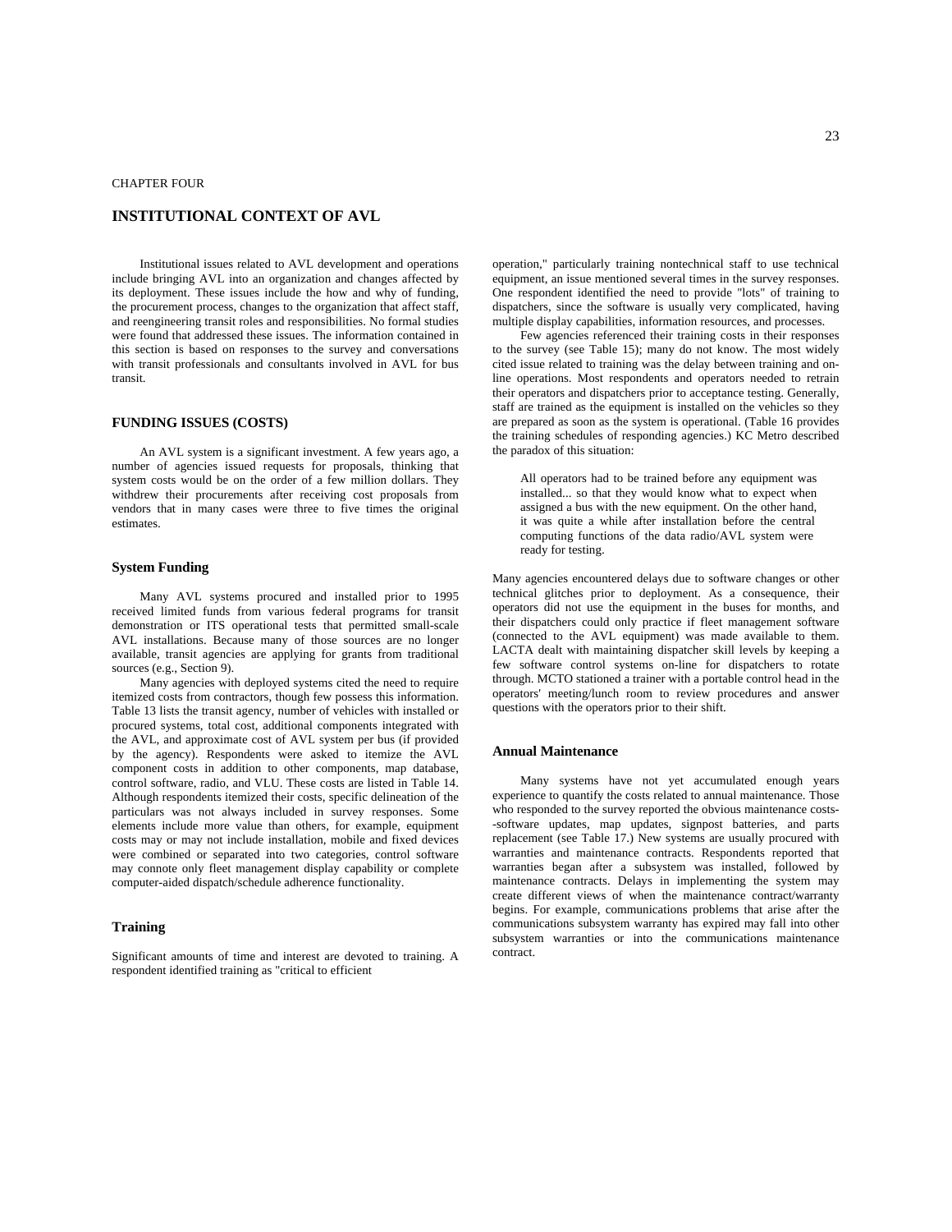CHAPTER FOUR

# INSTITUTIONAL CONTEXT OF AVL

Institutional issues related to AVL development and operations include bringing AVL into an organization and changes affected by its deployment. These issues include the how and why of funding, the procurement process, changes to the organization that affect staff, and reengineering transit roles and responsibilities. No formal studies were found that addressed these issues. The information contained in this section is based on responses to the survey and conversations with transit professionals and consultants involved in AVL for bus transit.

## FUNDING ISSUES (COSTS)

An AVL system is a significant investment. A few years ago, a number of agencies issued requests for proposals, thinking that system costs would be on the order of a few million dollars. They withdrew their procurements after receiving cost proposals from vendors that in many cases were three to five times the original estimates.

### System Funding

Many AVL systems procured and installed prior to 1995 received limited funds from various federal programs for transit demonstration or ITS operational tests that permitted small-scale AVL installations. Because many of those sources are no longer available, transit agencies are applying for grants from traditional sources (e.g., Section 9).

Many agencies with deployed systems cited the need to require itemized costs from contractors, though few possess this information. Table 13 lists the transit agency, number of vehicles with installed or procured systems, total cost, additional components integrated with the AVL, and approximate cost of AVL system per bus (if provided by the agency). Respondents were asked to itemize the AVL component costs in addition to other components, map database, control software, radio, and VLU. These costs are listed in Table 14. Although respondents itemized their costs, specific delineation of the particulars was not always included in survey responses. Some elements include more value than others, for example, equipment costs may or may not include installation, mobile and fixed devices were combined or separated into two categories, control software may connote only fleet management display capability or complete computer-aided dispatch/schedule adherence functionality.

### Training

Significant amounts of time and interest are devoted to training. A respondent identified training as "critical to efficient operation," particularly training nontechnical staff to use technical equipment, an issue mentioned several times in the survey responses. One respondent identified the need to provide "lots" of training to dispatchers, since the software is usually very complicated, having multiple display capabilities, information resources, and processes.

Few agencies referenced their training costs in their responses to the survey (see Table 15); many do not know. The most widely cited issue related to training was the delay between training and on-line operations. Most respondents and operators needed to retrain their operators and dispatchers prior to acceptance testing. Generally, staff are trained as the equipment is installed on the vehicles so they are prepared as soon as the system is operational. (Table 16 provides the training schedules of responding agencies.) KC Metro described the paradox of this situation:

> All operators had to be trained before any equipment was installed... so that they would know what to expect when assigned a bus with the new equipment. On the other hand, it was quite a while after installation before the central computing functions of the data radio/AVL system were ready for testing.

Many agencies encountered delays due to software changes or other technical glitches prior to deployment. As a consequence, their operators did not use the equipment in the buses for months, and their dispatchers could only practice if fleet management software (connected to the AVL equipment) was made available to them. LACTA dealt with maintaining dispatcher skill levels by keeping a few software control systems on-line for dispatchers to rotate through. MCTO stationed a trainer with a portable control head in the operators' meeting/lunch room to review procedures and answer questions with the operators prior to their shift.

### Annual Maintenance

Many systems have not yet accumulated enough years experience to quantify the costs related to annual maintenance. Those who responded to the survey reported the obvious maintenance costs--software updates, map updates, signpost batteries, and parts replacement (see Table 17.) New systems are usually procured with warranties and maintenance contracts. Respondents reported that warranties began after a subsystem was installed, followed by maintenance contracts. Delays in implementing the system may create different views of when the maintenance contract/warranty begins. For example, communications problems that arise after the communications subsystem warranty has expired may fall into other subsystem warranties or into the communications maintenance contract.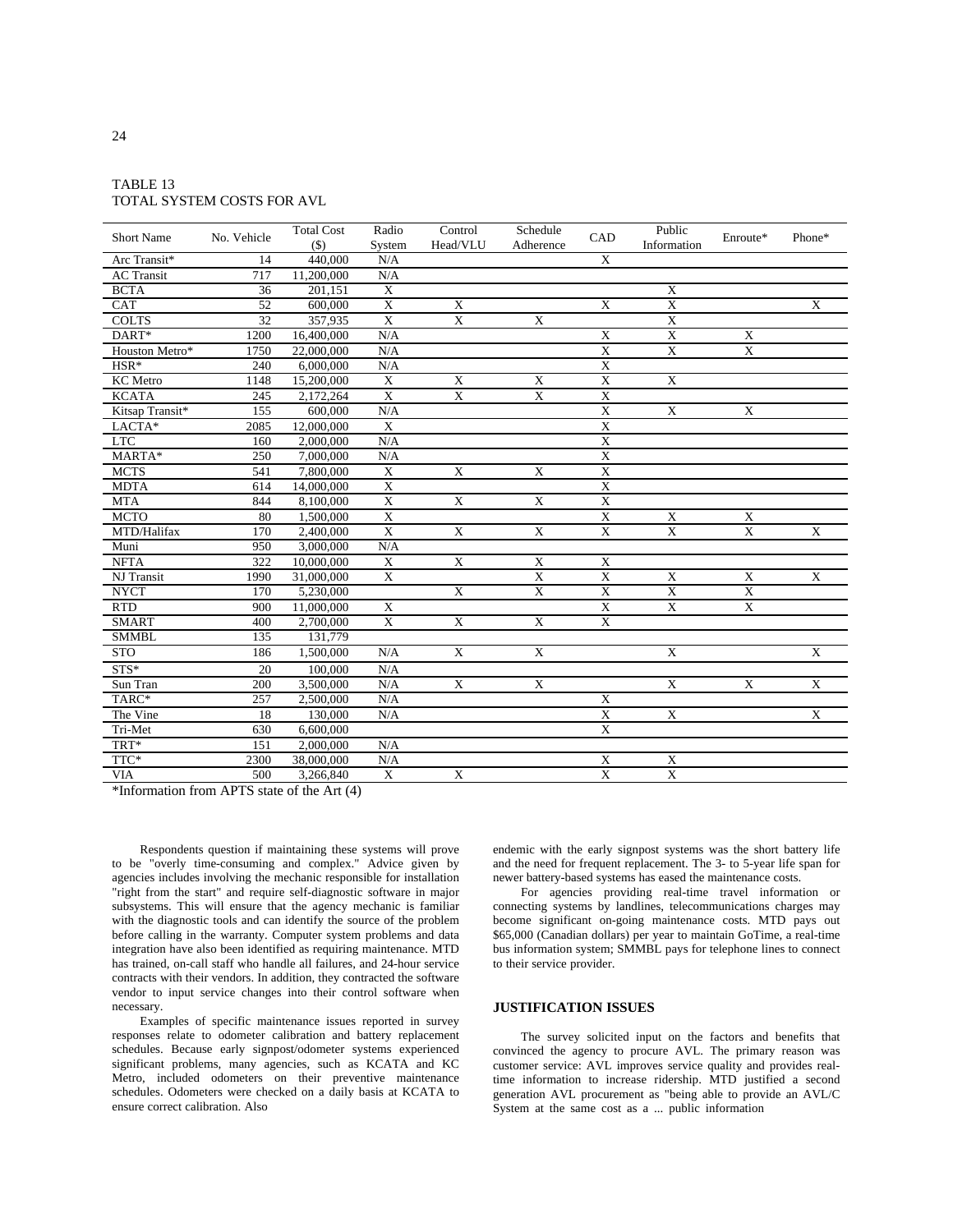TABLE 13
TOTAL SYSTEM COSTS FOR AVL

| Short Name | No. Vehicle | Total Cost ($) | Radio System | Control Head/VLU | Schedule Adherence | CAD | Public Information | Enroute* | Phone* |
|---|---|---|---|---|---|---|---|---|---|
| Arc Transit* | 14 | 440,000 | N/A | | | X | | | |
| AC Transit | 717 | 11,200,000 | N/A | | | | | | |
| BCTA | 36 | 201,151 | X | | | | X | | |
| CAT | 52 | 600,000 | X | X | | X | X | | X |
| COLTS | 32 | 357,935 | X | X | X | | X | | |
| DART* | 1200 | 16,400,000 | N/A | | | X | X | X | |
| Houston Metro* | 1750 | 22,000,000 | N/A | | | X | X | X | |
| HSR* | 240 | 6,000,000 | N/A | | | X | | | |
| KC Metro | 1148 | 15,200,000 | X | X | X | X | X | | |
| KCATA | 245 | 2,172,264 | X | X | X | X | | | |
| Kitsap Transit* | 155 | 600,000 | N/A | | | X | X | X | |
| LACTA* | 2085 | 12,000,000 | X | | | X | | | |
| LTC | 160 | 2,000,000 | N/A | | | X | | | |
| MARTA* | 250 | 7,000,000 | N/A | | | X | | | |
| MCTS | 541 | 7,800,000 | X | X | X | X | | | |
| MDTA | 614 | 14,000,000 | X | | | X | | | |
| MTA | 844 | 8,100,000 | X | X | X | X | | | |
| MCTO | 80 | 1,500,000 | X | | | X | X | X | |
| MTD/Halifax | 170 | 2,400,000 | X | X | X | X | X | X | X |
| Muni | 950 | 3,000,000 | N/A | | | | | | |
| NFTA | 322 | 10,000,000 | X | X | X | X | | | |
| NJ Transit | 1990 | 31,000,000 | X | | X | X | X | X | X |
| NYCT | 170 | 5,230,000 | | X | X | X | X | X | |
| RTD | 900 | 11,000,000 | X | | | X | X | X | |
| SMART | 400 | 2,700,000 | X | X | X | X | | | |
| SMMBL | 135 | 131,779 | | | | | | | |
| STO | 186 | 1,500,000 | N/A | X | X | | X | | X |
| STS* | 20 | 100,000 | N/A | | | | | | |
| Sun Tran | 200 | 3,500,000 | N/A | X | X | | X | X | X |
| TARC* | 257 | 2,500,000 | N/A | | | X | | | |
| The Vine | 18 | 130,000 | N/A | | | X | X | | X |
| Tri-Met | 630 | 6,600,000 | | | | X | | | |
| TRT* | 151 | 2,000,000 | N/A | | | | | | |
| TTC* | 2300 | 38,000,000 | N/A | | | X | X | | |
| VIA | 500 | 3,266,840 | X | X | | X | X | | |

*Information from APTS state of the Art (4)

Respondents question if maintaining these systems will prove to be "overly time-consuming and complex." Advice given by agencies includes involving the mechanic responsible for installation "right from the start" and require self-diagnostic software in major subsystems. This will ensure that the agency mechanic is familiar with the diagnostic tools and can identify the source of the problem before calling in the warranty. Computer system problems and data integration have also been identified as requiring maintenance. MTD has trained, on-call staff who handle all failures, and 24-hour service contracts with their vendors. In addition, they contracted the software vendor to input service changes into their control software when necessary.

Examples of specific maintenance issues reported in survey responses relate to odometer calibration and battery replacement schedules. Because early signpost/odometer systems experienced significant problems, many agencies, such as KCATA and KC Metro, included odometers on their preventive maintenance schedules. Odometers were checked on a daily basis at KCATA to ensure correct calibration. Also endemic with the early signpost systems was the short battery life and the need for frequent replacement. The 3- to 5-year life span for newer battery-based systems has eased the maintenance costs.

For agencies providing real-time travel information or connecting systems by landlines, telecommunications charges may become significant on-going maintenance costs. MTD pays out $65,000 (Canadian dollars) per year to maintain GoTime, a real-time bus information system; SMMBL pays for telephone lines to connect to their service provider.

## JUSTIFICATION ISSUES

The survey solicited input on the factors and benefits that convinced the agency to procure AVL. The primary reason was customer service: AVL improves service quality and provides real-time information to increase ridership. MTD justified a second generation AVL procurement as "being able to provide an AVL/C System at the same cost as a ... public information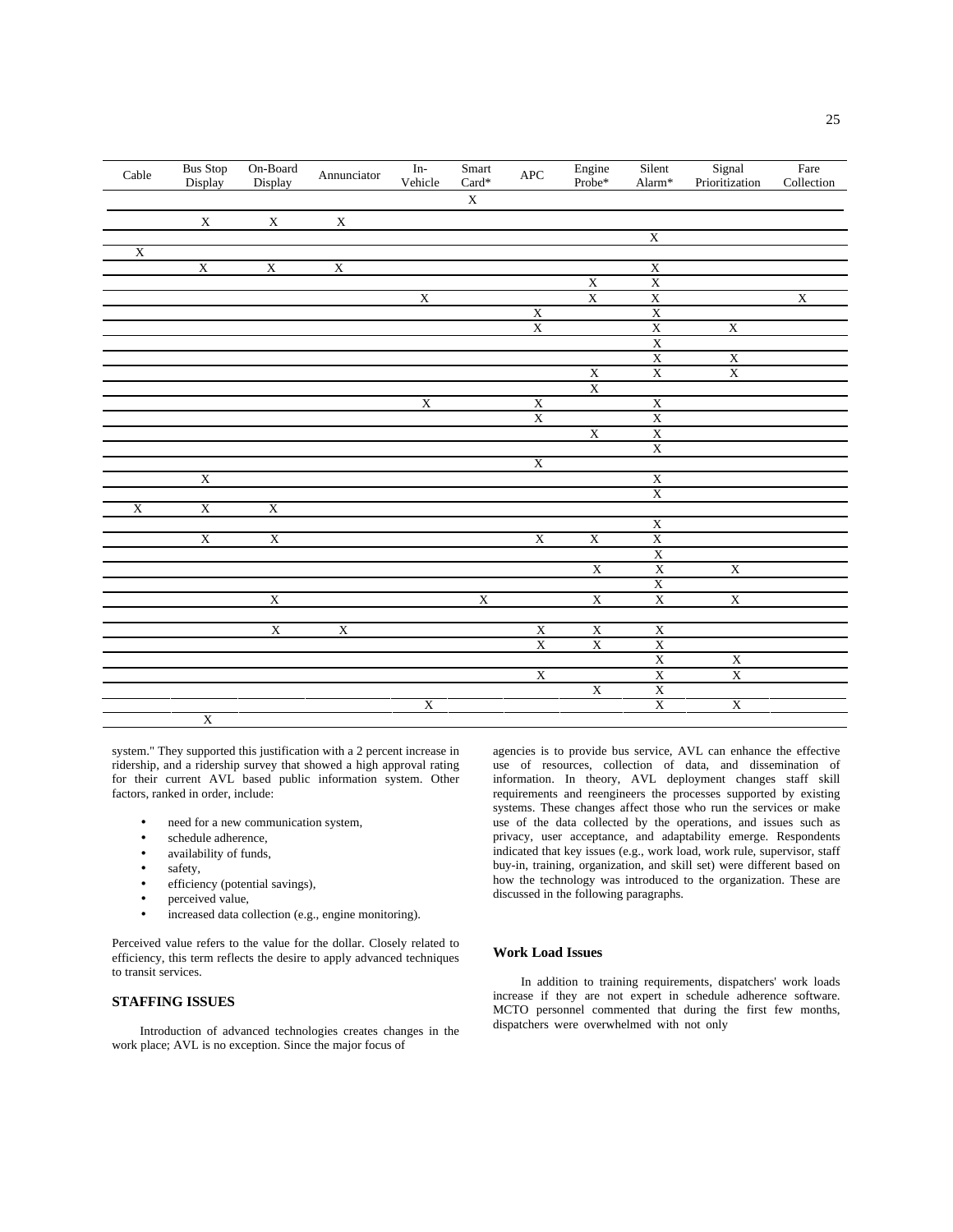| Cable | Bus Stop Display | On-Board Display | Annunciator | In-Vehicle | Smart Card* | APC | Engine Probe* | Silent Alarm* | Signal Prioritization | Fare Collection |
|---|---|---|---|---|---|---|---|---|---|---|
| | | | | | X | | | | | |
| | X | X | X | | | | | | | |
| | | | | | | | | X | | |
| X | | | | | | | | | | |
| | X | X | X | | | | | X | | |
| | | | | | | | X | X | | |
| | | | | X | | | X | X | | X |
| | | | | | | X | | X | | |
| | | | | | | X | | X | X | |
| | | | | | | | | X | | |
| | | | | | | | | X | X | |
| | | | | | | | X | X | X | |
| | | | | | | | X | | | |
| | | | | X | | X | | X | | |
| | | | | | | X | | X | | |
| | | | | | | | X | X | | |
| | | | | | | | | X | | |
| | | | | | | X | | | | |
| | X | | | | | | | X | | |
| | | | | | | | | X | | |
| X | X | X | | | | | | | | |
| | | | | | | | | X | | |
| | X | X | | | | X | X | X | | |
| | | | | | | | | X | | |
| | | | | | | | X | X | X | |
| | | | | | | | | X | | |
| | | X | | | X | | X | X | X | |
| | | | | | | | | | | |
| | | X | X | | | X | X | X | | |
| | | | | | | X | X | X | | |
| | | | | | | | | X | X | |
| | | | | | | X | | X | X | |
| | | | | | | | X | X | | |
| | | | | X | | | | X | X | |
| | X | | | | | | | | | |

system." They supported this justification with a 2 percent increase in ridership, and a ridership survey that showed a high approval rating for their current AVL based public information system. Other factors, ranked in order, include:

- need for a new communication system,
- schedule adherence,
- availability of funds,
- safety,
- efficiency (potential savings),
- perceived value,
- increased data collection (e.g., engine monitoring).

Perceived value refers to the value for the dollar. Closely related to efficiency, this term reflects the desire to apply advanced techniques to transit services.

## STAFFING ISSUES

Introduction of advanced technologies creates changes in the work place; AVL is no exception. Since the major focus of agencies is to provide bus service, AVL can enhance the effective use of resources, collection of data, and dissemination of information. In theory, AVL deployment changes staff skill requirements and reengineers the processes supported by existing systems. These changes affect those who run the services or make use of the data collected by the operations, and issues such as privacy, user acceptance, and adaptability emerge. Respondents indicated that key issues (e.g., work load, work rule, supervisor, staff buy-in, training, organization, and skill set) were different based on how the technology was introduced to the organization. These are discussed in the following paragraphs.

### Work Load Issues

In addition to training requirements, dispatchers' work loads increase if they are not expert in schedule adherence software. MCTO personnel commented that during the first few months, dispatchers were overwhelmed with not only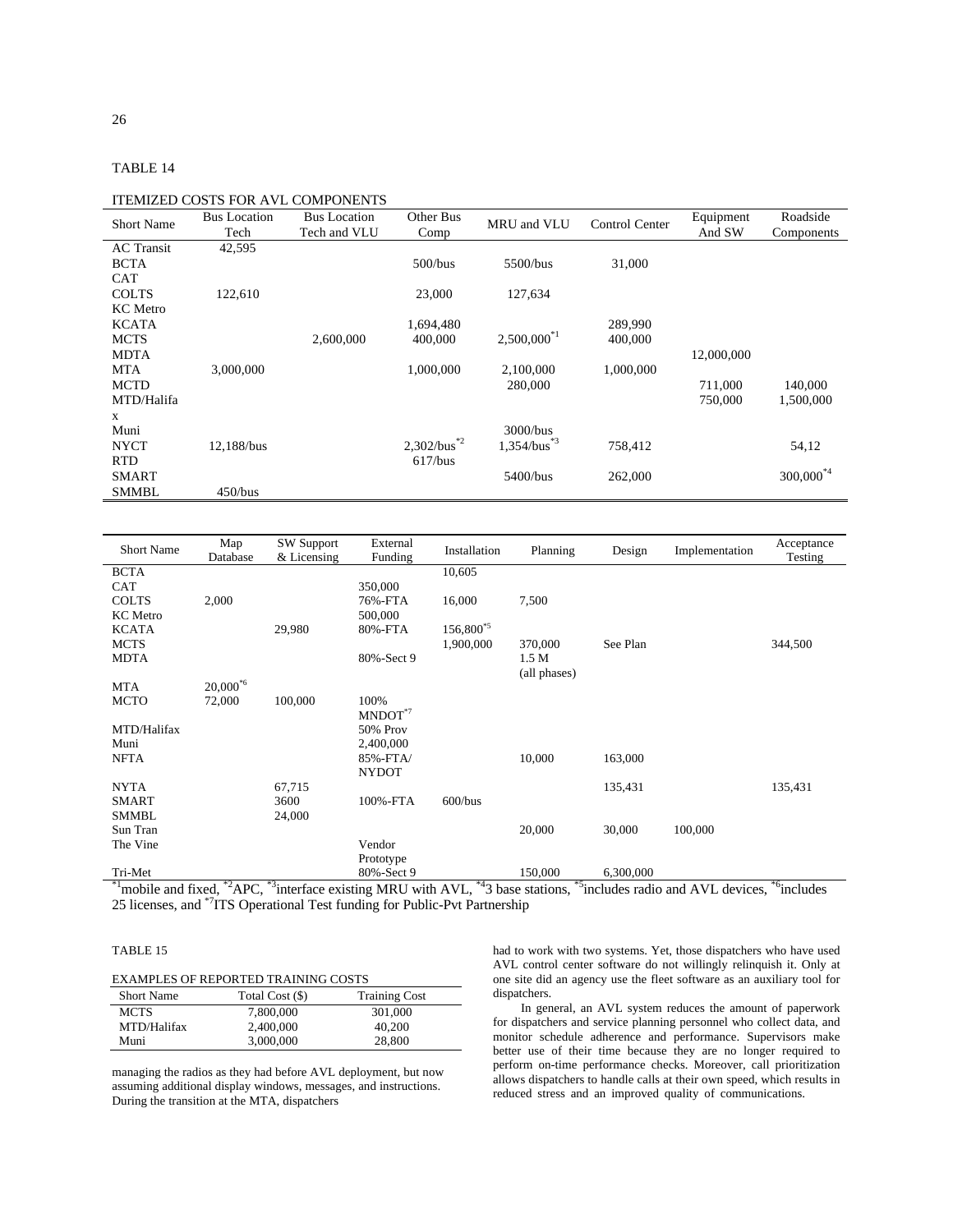TABLE 14

ITEMIZED COSTS FOR AVL COMPONENTS

| Short Name | Bus Location Tech | Bus Location Tech and VLU | Other Bus Comp | MRU and VLU | Control Center | Equipment And SW | Roadside Components |
|---|---|---|---|---|---|---|---|
| AC Transit | 42,595 | | | | | | |
| BCTA | | | 500/bus | 5500/bus | 31,000 | | |
| CAT | | | | | | | |
| COLTS | 122,610 | | 23,000 | 127,634 | | | |
| KC Metro | | | | | | | |
| KCATA | | | 1,694,480 | | 289,990 | | |
| MCTS | | 2,600,000 | 400,000 | 2,500,000*1 | 400,000 | | |
| MDTA | | | | | | 12,000,000 | |
| MTA | 3,000,000 | | 1,000,000 | 2,100,000 | 1,000,000 | | |
| MCTD | | | | 280,000 | | 711,000 | 140,000 |
| MTD/Halifax | | | | | | 750,000 | 1,500,000 |
| Muni | | | | 3000/bus | | | |
| NYCT | 12,188/bus | | 2,302/bus*2 | 1,354/bus*3 | 758,412 | | 54,12 |
| RTD | | | 617/bus | | | | |
| SMART | | | | 5400/bus | 262,000 | | 300,000*4 |
| SMMBL | 450/bus | | | | | | |

| Short Name | Map Database | SW Support & Licensing | External Funding | Installation | Planning | Design | Implementation | Acceptance Testing |
|---|---|---|---|---|---|---|---|---|
| BCTA | | | | 10,605 | | | | |
| CAT | | | 350,000 | | | | | |
| COLTS | 2,000 | | 76%-FTA | 16,000 | 7,500 | | | |
| KC Metro | | | 500,000 | | | | | |
| KCATA | | 29,980 | 80%-FTA | 156,800*5 | | | | |
| MCTS | | | | 1,900,000 | 370,000 | See Plan | | 344,500 |
| MDTA | | | 80%-Sect 9 | | 1.5 M (all phases) | | | |
| MTA | 20,000*6 | | | | | | | |
| MCTO | 72,000 | 100,000 | 100% MNDOT*7 | | | | | |
| MTD/Halifax | | | 50% Prov | | | | | |
| Muni | | | 2,400,000 | | | | | |
| NFTA | | | 85%-FTA/ NYDOT | | 10,000 | 163,000 | | |
| NYTA | | 67,715 | | | | 135,431 | | 135,431 |
| SMART | | 3600 | 100%-FTA | 600/bus | | | | |
| SMMBL | | 24,000 | | | | | | |
| Sun Tran | | | | | 20,000 | 30,000 | 100,000 | |
| The Vine | | | Vendor Prototype | | | | | |
| Tri-Met | | | 80%-Sect 9 | | 150,000 | 6,300,000 | | |

*1mobile and fixed, *2APC, *3interface existing MRU with AVL, *43 base stations, *5includes radio and AVL devices, *6includes 25 licenses, and *7ITS Operational Test funding for Public-Pvt Partnership

TABLE 15

EXAMPLES OF REPORTED TRAINING COSTS

| Short Name | Total Cost ($) | Training Cost |
|---|---|---|
| MCTS | 7,800,000 | 301,000 |
| MTD/Halifax | 2,400,000 | 40,200 |
| Muni | 3,000,000 | 28,800 |

managing the radios as they had before AVL deployment, but now assuming additional display windows, messages, and instructions. During the transition at the MTA, dispatchers had to work with two systems. Yet, those dispatchers who have used AVL control center software do not willingly relinquish it. Only at one site did an agency use the fleet software as an auxiliary tool for dispatchers.

In general, an AVL system reduces the amount of paperwork for dispatchers and service planning personnel who collect data, and monitor schedule adherence and performance. Supervisors make better use of their time because they are no longer required to perform on-time performance checks. Moreover, call prioritization allows dispatchers to handle calls at their own speed, which results in reduced stress and an improved quality of communications.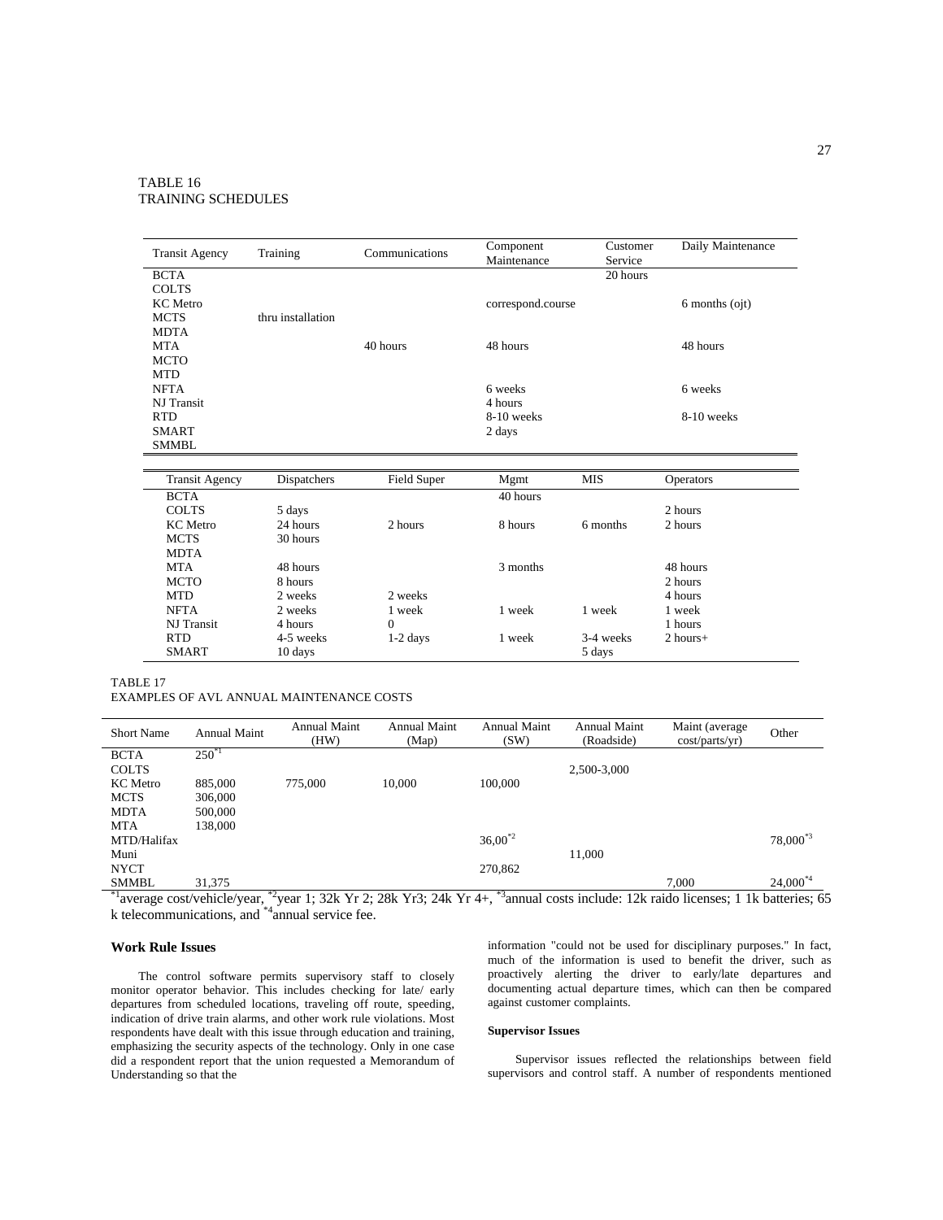TABLE 16
TRAINING SCHEDULES

| Transit Agency | Training | Communications | Component Maintenance | Customer Service | Daily Maintenance |
|---|---|---|---|---|---|
| BCTA | | | | 20 hours | |
| COLTS | | | | | |
| KC Metro | | | correspond.course | | 6 months (ojt) |
| MCTS | thru installation | | | | |
| MDTA | | | | | |
| MTA | | 40 hours | 48 hours | | 48 hours |
| MCTO | | | | | |
| MTD | | | | | |
| NFTA | | | 6 weeks | | 6 weeks |
| NJ Transit | | | 4 hours | | |
| RTD | | | 8-10 weeks | | 8-10 weeks |
| SMART | | | 2 days | | |
| SMMBL | | | | | |

| Transit Agency | Dispatchers | Field Super | Mgmt | MIS | Operators |
|---|---|---|---|---|---|
| BCTA | | | 40 hours | | |
| COLTS | 5 days | | | | 2 hours |
| KC Metro | 24 hours | 2 hours | 8 hours | 6 months | 2 hours |
| MCTS | 30 hours | | | | |
| MDTA | | | | | |
| MTA | 48 hours | | 3 months | | 48 hours |
| MCTO | 8 hours | | | | 2 hours |
| MTD | 2 weeks | 2 weeks | | | 4 hours |
| NFTA | 2 weeks | 1 week | 1 week | 1 week | 1 week |
| NJ Transit | 4 hours | 0 | | | 1 hours |
| RTD | 4-5 weeks | 1-2 days | 1 week | 3-4 weeks | 2 hours+ |
| SMART | 10 days | | | 5 days | |

TABLE 17
EXAMPLES OF AVL ANNUAL MAINTENANCE COSTS

| Short Name | Annual Maint | Annual Maint (HW) | Annual Maint (Map) | Annual Maint (SW) | Annual Maint (Roadside) | Maint (average cost/parts/yr) | Other |
|---|---|---|---|---|---|---|---|
| BCTA | 250*1 | | | | | | |
| COLTS | | | | | 2,500-3,000 | | |
| KC Metro | 885,000 | 775,000 | 10,000 | 100,000 | | | |
| MCTS | 306,000 | | | | | | |
| MDTA | 500,000 | | | | | | |
| MTA | 138,000 | | | | | | |
| MTD/Halifax | | | | 36,00*2 | | | 78,000*3 |
| Muni | | | | | 11,000 | | |
| NYCT | | | | 270,862 | | | |
| SMMBL | 31,375 | | | | | 7,000 | 24,000*4 |

*1average cost/vehicle/year, *2year 1; 32k Yr 2; 28k Yr3; 24k Yr 4+, *3annual costs include: 12k raido licenses; 1 1k batteries; 65 k telecommunications, and *4annual service fee.

### Work Rule Issues

The control software permits supervisory staff to closely monitor operator behavior. This includes checking for late/ early departures from scheduled locations, traveling off route, speeding, indication of drive train alarms, and other work rule violations. Most respondents have dealt with this issue through education and training, emphasizing the security aspects of the technology. Only in one case did a respondent report that the union requested a Memorandum of Understanding so that the information "could not be used for disciplinary purposes." In fact, much of the information is used to benefit the driver, such as proactively alerting the driver to early/late departures and documenting actual departure times, which can then be compared against customer complaints.

#### Supervisor Issues

Supervisor issues reflected the relationships between field supervisors and control staff. A number of respondents mentioned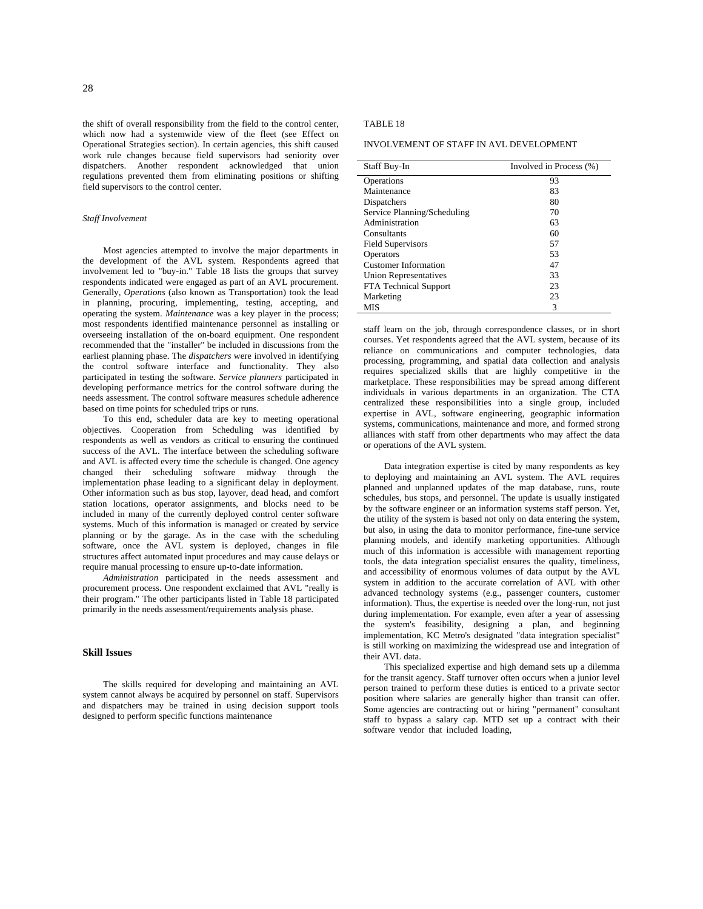the shift of overall responsibility from the field to the control center, which now had a systemwide view of the fleet (see Effect on Operational Strategies section). In certain agencies, this shift caused work rule changes because field supervisors had seniority over dispatchers. Another respondent acknowledged that union regulations prevented them from eliminating positions or shifting field supervisors to the control center.

### *Staff Involvement*

Most agencies attempted to involve the major departments in the development of the AVL system. Respondents agreed that involvement led to "buy-in." Table 18 lists the groups that survey respondents indicated were engaged as part of an AVL procurement. Generally, *Operations* (also known as Transportation) took the lead in planning, procuring, implementing, testing, accepting, and operating the system. *Maintenance* was a key player in the process; most respondents identified maintenance personnel as installing or overseeing installation of the on-board equipment. One respondent recommended that the "installer" be included in discussions from the earliest planning phase. The *dispatchers* were involved in identifying the control software interface and functionality. They also participated in testing the software. *Service planners* participated in developing performance metrics for the control software during the needs assessment. The control software measures schedule adherence based on time points for scheduled trips or runs.

To this end, scheduler data are key to meeting operational objectives. Cooperation from Scheduling was identified by respondents as well as vendors as critical to ensuring the continued success of the AVL. The interface between the scheduling software and AVL is affected every time the schedule is changed. One agency changed their scheduling software midway through the implementation phase leading to a significant delay in deployment. Other information such as bus stop, layover, dead head, and comfort station locations, operator assignments, and blocks need to be included in many of the currently deployed control center software systems. Much of this information is managed or created by service planning or by the garage. As in the case with the scheduling software, once the AVL system is deployed, changes in file structures affect automated input procedures and may cause delays or require manual processing to ensure up-to-date information.

*Administration* participated in the needs assessment and procurement process. One respondent exclaimed that AVL "really is their program." The other participants listed in Table 18 participated primarily in the needs assessment/requirements analysis phase.

TABLE 18

INVOLVEMENT OF STAFF IN AVL DEVELOPMENT

| Staff Buy-In | Involved in Process (%) |
|---|---|
| Operations | 93 |
| Maintenance | 83 |
| Dispatchers | 80 |
| Service Planning/Scheduling | 70 |
| Administration | 63 |
| Consultants | 60 |
| Field Supervisors | 57 |
| Operators | 53 |
| Customer Information | 47 |
| Union Representatives | 33 |
| FTA Technical Support | 23 |
| Marketing | 23 |
| MIS | 3 |

## Skill Issues

The skills required for developing and maintaining an AVL system cannot always be acquired by personnel on staff. Supervisors and dispatchers may be trained in using decision support tools designed to perform specific functions maintenance staff learn on the job, through correspondence classes, or in short courses. Yet respondents agreed that the AVL system, because of its reliance on communications and computer technologies, data processing, programming, and spatial data collection and analysis requires specialized skills that are highly competitive in the marketplace. These responsibilities may be spread among different individuals in various departments in an organization. The CTA centralized these responsibilities into a single group, included expertise in AVL, software engineering, geographic information systems, communications, maintenance and more, and formed strong alliances with staff from other departments who may affect the data or operations of the AVL system.

Data integration expertise is cited by many respondents as key to deploying and maintaining an AVL system. The AVL requires planned and unplanned updates of the map database, runs, route schedules, bus stops, and personnel. The update is usually instigated by the software engineer or an information systems staff person. Yet, the utility of the system is based not only on data entering the system, but also, in using the data to monitor performance, fine-tune service planning models, and identify marketing opportunities. Although much of this information is accessible with management reporting tools, the data integration specialist ensures the quality, timeliness, and accessibility of enormous volumes of data output by the AVL system in addition to the accurate correlation of AVL with other advanced technology systems (e.g., passenger counters, customer information). Thus, the expertise is needed over the long-run, not just during implementation. For example, even after a year of assessing the system's feasibility, designing a plan, and beginning implementation, KC Metro's designated "data integration specialist" is still working on maximizing the widespread use and integration of their AVL data.

This specialized expertise and high demand sets up a dilemma for the transit agency. Staff turnover often occurs when a junior level person trained to perform these duties is enticed to a private sector position where salaries are generally higher than transit can offer. Some agencies are contracting out or hiring "permanent" consultant staff to bypass a salary cap. MTD set up a contract with their software vendor that included loading,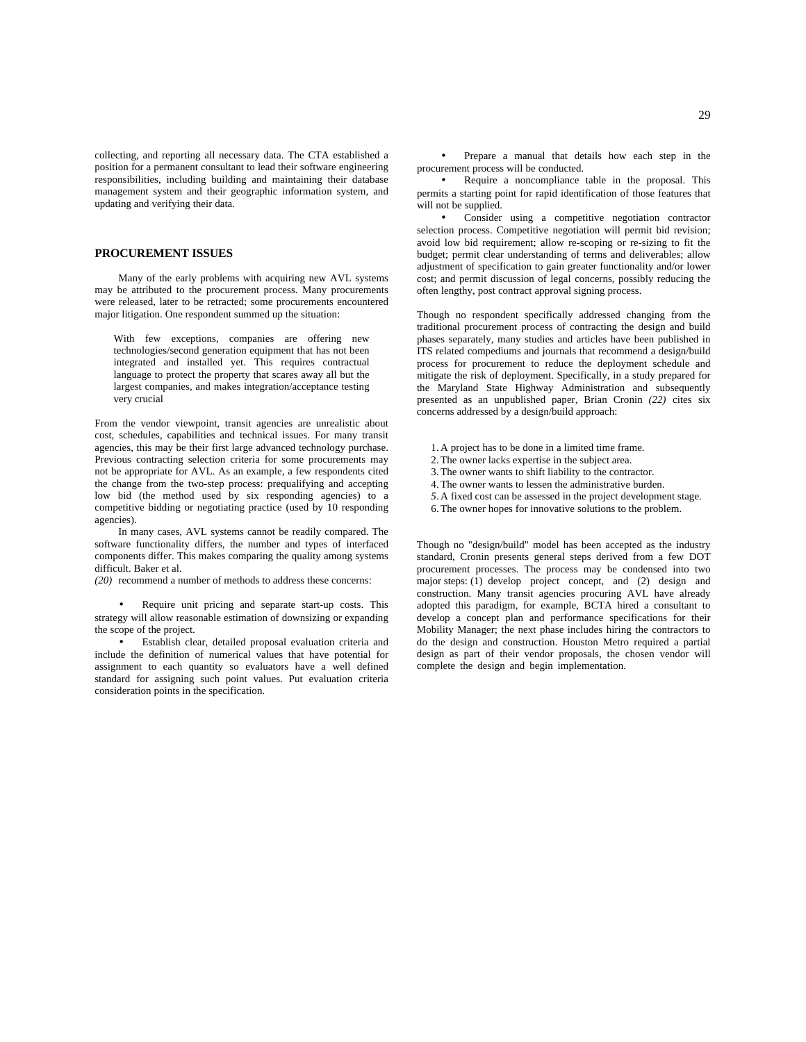collecting, and reporting all necessary data. The CTA established a position for a permanent consultant to lead their software engineering responsibilities, including building and maintaining their database management system and their geographic information system, and updating and verifying their data.

## PROCUREMENT ISSUES

Many of the early problems with acquiring new AVL systems may be attributed to the procurement process. Many procurements were released, later to be retracted; some procurements encountered major litigation. One respondent summed up the situation:

> With few exceptions, companies are offering new technologies/second generation equipment that has not been integrated and installed yet. This requires contractual language to protect the property that scares away all but the largest companies, and makes integration/acceptance testing very crucial

From the vendor viewpoint, transit agencies are unrealistic about cost, schedules, capabilities and technical issues. For many transit agencies, this may be their first large advanced technology purchase. Previous contracting selection criteria for some procurements may not be appropriate for AVL. As an example, a few respondents cited the change from the two-step process: prequalifying and accepting low bid (the method used by six responding agencies) to a competitive bidding or negotiating practice (used by 10 responding agencies).

In many cases, AVL systems cannot be readily compared. The software functionality differs, the number and types of interfaced components differ. This makes comparing the quality among systems difficult. Baker et al. *(20)* recommend a number of methods to address these concerns:

- Require unit pricing and separate start-up costs. This strategy will allow reasonable estimation of downsizing or expanding the scope of the project.
- Establish clear, detailed proposal evaluation criteria and include the definition of numerical values that have potential for assignment to each quantity so evaluators have a well defined standard for assigning such point values. Put evaluation criteria consideration points in the specification.
- Prepare a manual that details how each step in the procurement process will be conducted.
- Require a noncompliance table in the proposal. This permits a starting point for rapid identification of those features that will not be supplied.
- Consider using a competitive negotiation contractor selection process. Competitive negotiation will permit bid revision; avoid low bid requirement; allow re-scoping or re-sizing to fit the budget; permit clear understanding of terms and deliverables; allow adjustment of specification to gain greater functionality and/or lower cost; and permit discussion of legal concerns, possibly reducing the often lengthy, post contract approval signing process.

Though no respondent specifically addressed changing from the traditional procurement process of contracting the design and build phases separately, many studies and articles have been published in ITS related compediums and journals that recommend a design/build process for procurement to reduce the deployment schedule and mitigate the risk of deployment. Specifically, in a study prepared for the Maryland State Highway Administration and subsequently presented as an unpublished paper, Brian Cronin *(22)* cites six concerns addressed by a design/build approach:

1. A project has to be done in a limited time frame.
2. The owner lacks expertise in the subject area.
3. The owner wants to shift liability to the contractor.
4. The owner wants to lessen the administrative burden.
5. A fixed cost can be assessed in the project development stage.
6. The owner hopes for innovative solutions to the problem.

Though no "design/build" model has been accepted as the industry standard, Cronin presents general steps derived from a few DOT procurement processes. The process may be condensed into two major steps: (1) develop project concept, and (2) design and construction. Many transit agencies procuring AVL have already adopted this paradigm, for example, BCTA hired a consultant to develop a concept plan and performance specifications for their Mobility Manager; the next phase includes hiring the contractors to do the design and construction. Houston Metro required a partial design as part of their vendor proposals, the chosen vendor will complete the design and begin implementation.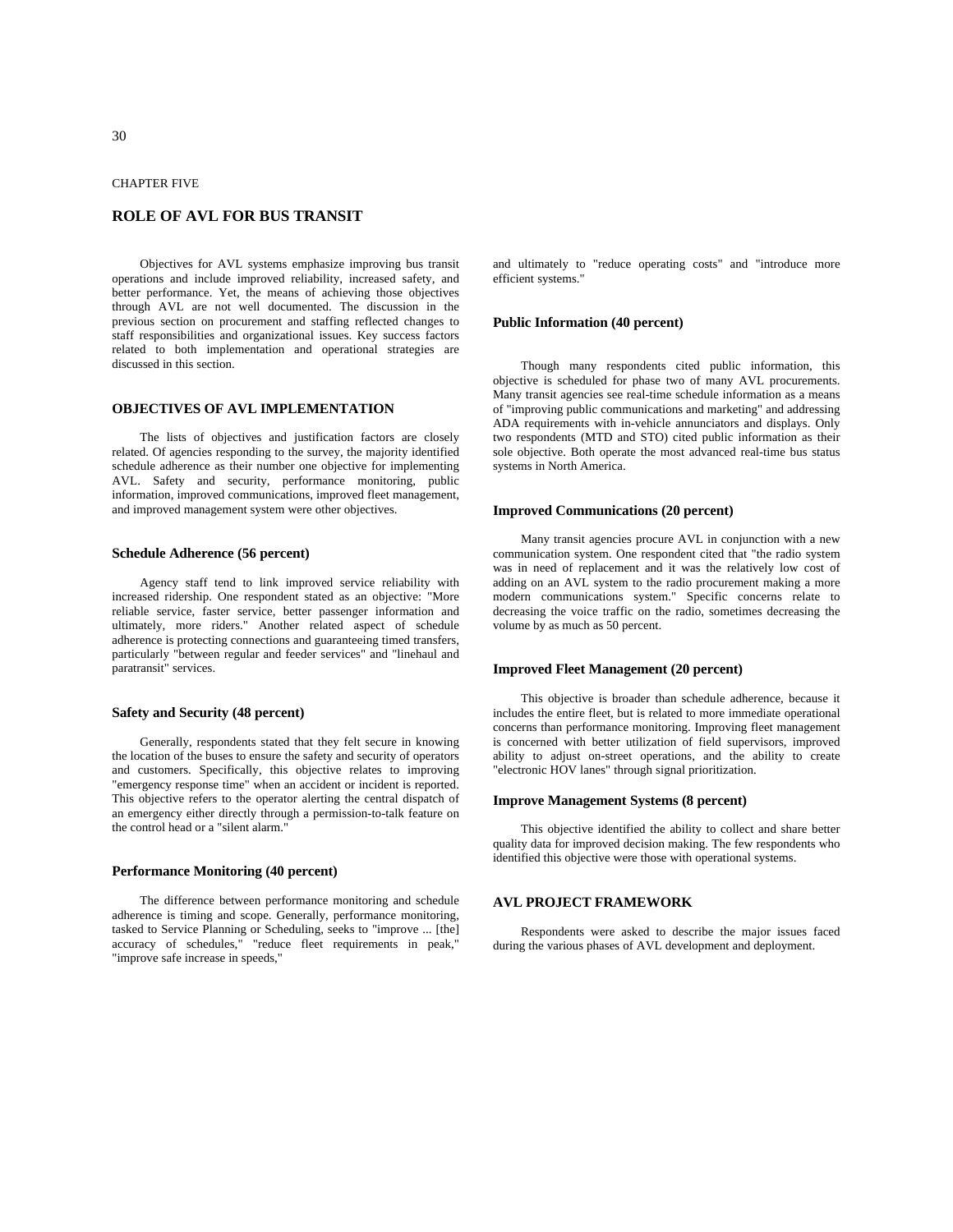CHAPTER FIVE

# ROLE OF AVL FOR BUS TRANSIT

Objectives for AVL systems emphasize improving bus transit operations and include improved reliability, increased safety, and better performance. Yet, the means of achieving those objectives through AVL are not well documented. The discussion in the previous section on procurement and staffing reflected changes to staff responsibilities and organizational issues. Key success factors related to both implementation and operational strategies are discussed in this section.

## OBJECTIVES OF AVL IMPLEMENTATION

The lists of objectives and justification factors are closely related. Of agencies responding to the survey, the majority identified schedule adherence as their number one objective for implementing AVL. Safety and security, performance monitoring, public information, improved communications, improved fleet management, and improved management system were other objectives.

### Schedule Adherence (56 percent)

Agency staff tend to link improved service reliability with increased ridership. One respondent stated as an objective: "More reliable service, faster service, better passenger information and ultimately, more riders." Another related aspect of schedule adherence is protecting connections and guaranteeing timed transfers, particularly "between regular and feeder services" and "linehaul and paratransit" services.

### Safety and Security (48 percent)

Generally, respondents stated that they felt secure in knowing the location of the buses to ensure the safety and security of operators and customers. Specifically, this objective relates to improving "emergency response time" when an accident or incident is reported. This objective refers to the operator alerting the central dispatch of an emergency either directly through a permission-to-talk feature on the control head or a "silent alarm."

### Performance Monitoring (40 percent)

The difference between performance monitoring and schedule adherence is timing and scope. Generally, performance monitoring, tasked to Service Planning or Scheduling, seeks to "improve ... [the] accuracy of schedules," "reduce fleet requirements in peak," "improve safe increase in speeds," and ultimately to "reduce operating costs" and "introduce more efficient systems."

### Public Information (40 percent)

Though many respondents cited public information, this objective is scheduled for phase two of many AVL procurements. Many transit agencies see real-time schedule information as a means of "improving public communications and marketing" and addressing ADA requirements with in-vehicle annunciators and displays. Only two respondents (MTD and STO) cited public information as their sole objective. Both operate the most advanced real-time bus status systems in North America.

### Improved Communications (20 percent)

Many transit agencies procure AVL in conjunction with a new communication system. One respondent cited that "the radio system was in need of replacement and it was the relatively low cost of adding on an AVL system to the radio procurement making a more modern communications system." Specific concerns relate to decreasing the voice traffic on the radio, sometimes decreasing the volume by as much as 50 percent.

### Improved Fleet Management (20 percent)

This objective is broader than schedule adherence, because it includes the entire fleet, but is related to more immediate operational concerns than performance monitoring. Improving fleet management is concerned with better utilization of field supervisors, improved ability to adjust on-street operations, and the ability to create "electronic HOV lanes" through signal prioritization.

### Improve Management Systems (8 percent)

This objective identified the ability to collect and share better quality data for improved decision making. The few respondents who identified this objective were those with operational systems.

## AVL PROJECT FRAMEWORK

Respondents were asked to describe the major issues faced during the various phases of AVL development and deployment.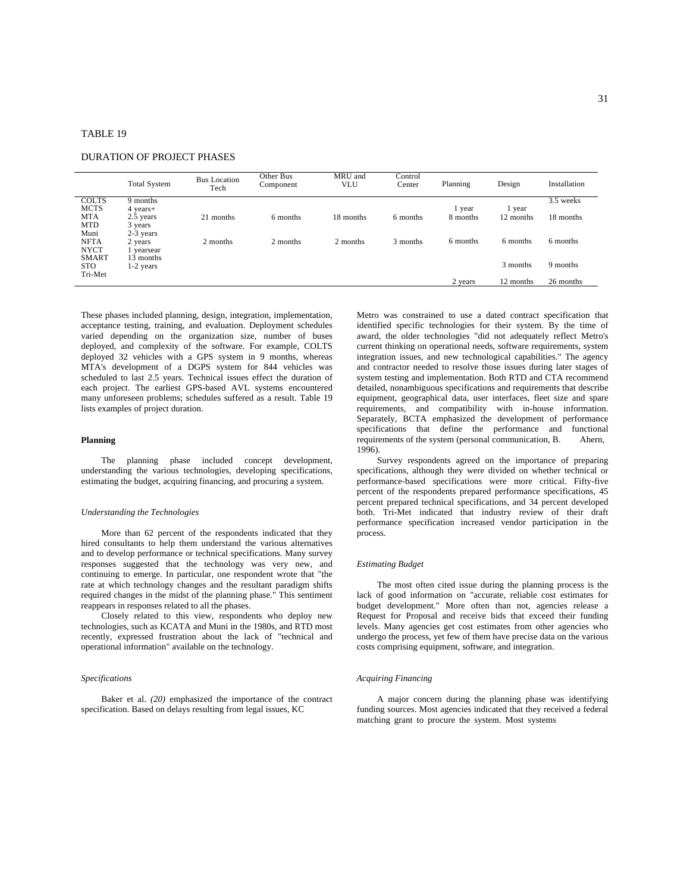TABLE 19

DURATION OF PROJECT PHASES

| | Total System | Bus Location Tech | Other Bus Component | MRU and VLU | Control Center | Planning | Design | Installation |
|---|---|---|---|---|---|---|---|---|
| COLTS | 9 months | | | | | | | 3.5 weeks |
| MCTS | 4 years+ | | | | | 1 year | 1 year | |
| MTA | 2.5 years | 21 months | 6 months | 18 months | 6 months | 8 months | 12 months | 18 months |
| MTD | 3 years | | | | | | | |
| Muni | 2-3 years | | | | | | | |
| NFTA | 2 years | 2 months | 2 months | 2 months | 3 months | 6 months | 6 months | 6 months |
| NYCT | 1 yearsear | | | | | | | |
| SMART | 13 months | | | | | | | |
| STO | 1-2 years | | | | | | 3 months | 9 months |
| Tri-Met | | | | | | 2 years | 12 months | 26 months |

These phases included planning, design, integration, implementation, acceptance testing, training, and evaluation. Deployment schedules varied depending on the organization size, number of buses deployed, and complexity of the software. For example, COLTS deployed 32 vehicles with a GPS system in 9 months, whereas MTA's development of a DGPS system for 844 vehicles was scheduled to last 2.5 years. Technical issues effect the duration of each project. The earliest GPS-based AVL systems encountered many unforeseen problems; schedules suffered as a result. Table 19 lists examples of project duration.

**Planning**

The planning phase included concept development, understanding the various technologies, developing specifications, estimating the budget, acquiring financing, and procuring a system.

*Understanding the Technologies*

More than 62 percent of the respondents indicated that they hired consultants to help them understand the various alternatives and to develop performance or technical specifications. Many survey responses suggested that the technology was very new, and continuing to emerge. In particular, one respondent wrote that "the rate at which technology changes and the resultant paradigm shifts required changes in the midst of the planning phase." This sentiment reappears in responses related to all the phases.

Closely related to this view, respondents who deploy new technologies, such as KCATA and Muni in the 1980s, and RTD most recently, expressed frustration about the lack of "technical and operational information" available on the technology.

*Specifications*

Baker et al. *(20)* emphasized the importance of the contract specification. Based on delays resulting from legal issues, KC Metro was constrained to use a dated contract specification that identified specific technologies for their system. By the time of award, the older technologies "did not adequately reflect Metro's current thinking on operational needs, software requirements, system integration issues, and new technological capabilities." The agency and contractor needed to resolve those issues during later stages of system testing and implementation. Both RTD and CTA recommend detailed, nonambiguous specifications and requirements that describe equipment, geographical data, user interfaces, fleet size and spare requirements, and compatibility with in-house information. Separately, BCTA emphasized the development of performance specifications that define the performance and functional requirements of the system (personal communication, B. Ahern, 1996).

Survey respondents agreed on the importance of preparing specifications, although they were divided on whether technical or performance-based specifications were more critical. Fifty-five percent of the respondents prepared performance specifications, 45 percent prepared technical specifications, and 34 percent developed both. Tri-Met indicated that industry review of their draft performance specification increased vendor participation in the process.

*Estimating Budget*

The most often cited issue during the planning process is the lack of good information on "accurate, reliable cost estimates for budget development." More often than not, agencies release a Request for Proposal and receive bids that exceed their funding levels. Many agencies get cost estimates from other agencies who undergo the process, yet few of them have precise data on the various costs comprising equipment, software, and integration.

*Acquiring Financing*

A major concern during the planning phase was identifying funding sources. Most agencies indicated that they received a federal matching grant to procure the system. Most systems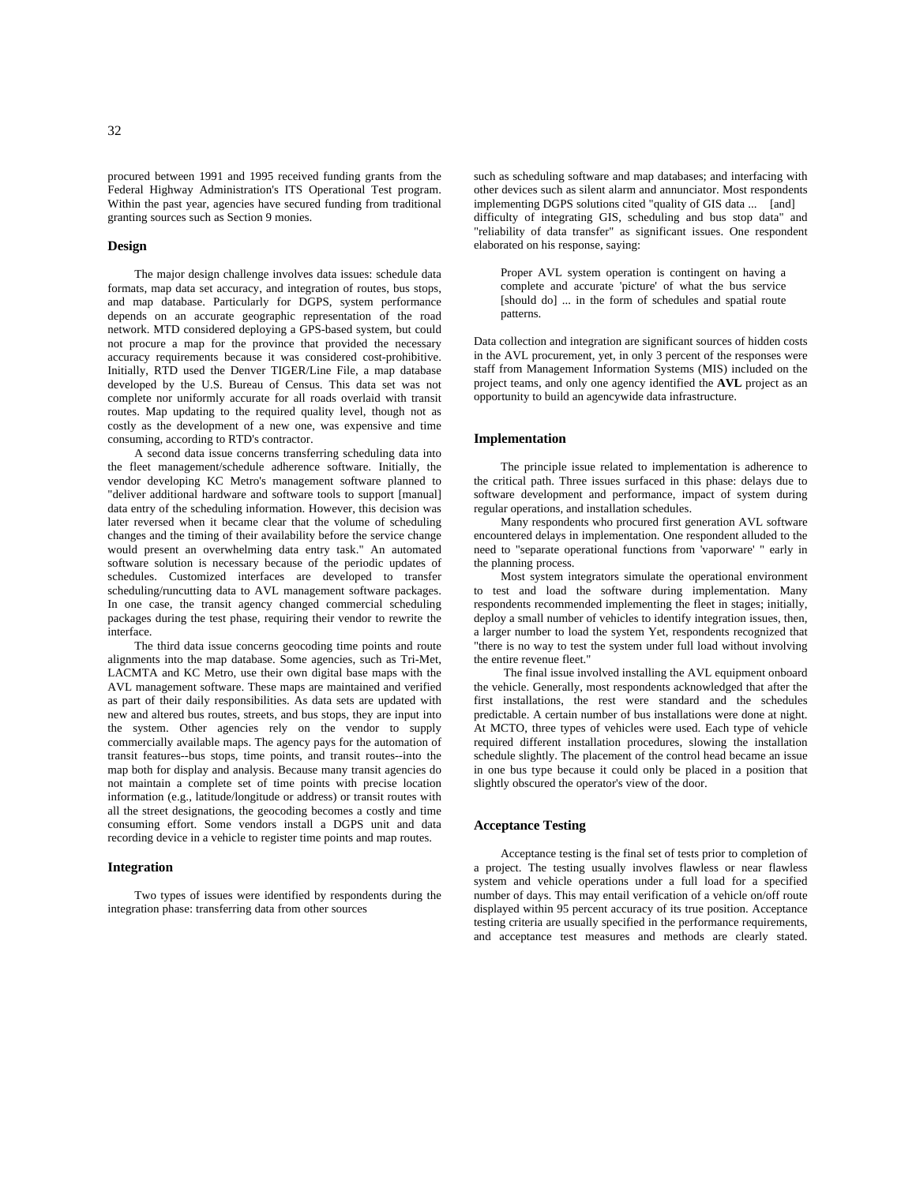procured between 1991 and 1995 received funding grants from the Federal Highway Administration's ITS Operational Test program. Within the past year, agencies have secured funding from traditional granting sources such as Section 9 monies.

## Design

The major design challenge involves data issues: schedule data formats, map data set accuracy, and integration of routes, bus stops, and map database. Particularly for DGPS, system performance depends on an accurate geographic representation of the road network. MTD considered deploying a GPS-based system, but could not procure a map for the province that provided the necessary accuracy requirements because it was considered cost-prohibitive. Initially, RTD used the Denver TIGER/Line File, a map database developed by the U.S. Bureau of Census. This data set was not complete nor uniformly accurate for all roads overlaid with transit routes. Map updating to the required quality level, though not as costly as the development of a new one, was expensive and time consuming, according to RTD's contractor.

A second data issue concerns transferring scheduling data into the fleet management/schedule adherence software. Initially, the vendor developing KC Metro's management software planned to "deliver additional hardware and software tools to support [manual] data entry of the scheduling information. However, this decision was later reversed when it became clear that the volume of scheduling changes and the timing of their availability before the service change would present an overwhelming data entry task." An automated software solution is necessary because of the periodic updates of schedules. Customized interfaces are developed to transfer scheduling/runcutting data to AVL management software packages. In one case, the transit agency changed commercial scheduling packages during the test phase, requiring their vendor to rewrite the interface.

The third data issue concerns geocoding time points and route alignments into the map database. Some agencies, such as Tri-Met, LACMTA and KC Metro, use their own digital base maps with the AVL management software. These maps are maintained and verified as part of their daily responsibilities. As data sets are updated with new and altered bus routes, streets, and bus stops, they are input into the system. Other agencies rely on the vendor to supply commercially available maps. The agency pays for the automation of transit features--bus stops, time points, and transit routes--into the map both for display and analysis. Because many transit agencies do not maintain a complete set of time points with precise location information (e.g., latitude/longitude or address) or transit routes with all the street designations, the geocoding becomes a costly and time consuming effort. Some vendors install a DGPS unit and data recording device in a vehicle to register time points and map routes.

## Integration

Two types of issues were identified by respondents during the integration phase: transferring data from other sources such as scheduling software and map databases; and interfacing with other devices such as silent alarm and annunciator. Most respondents implementing DGPS solutions cited "quality of GIS data ... [and] difficulty of integrating GIS, scheduling and bus stop data" and "reliability of data transfer" as significant issues. One respondent elaborated on his response, saying:

> Proper AVL system operation is contingent on having a complete and accurate 'picture' of what the bus service [should do] ... in the form of schedules and spatial route patterns.

Data collection and integration are significant sources of hidden costs in the AVL procurement, yet, in only 3 percent of the responses were staff from Management Information Systems (MIS) included on the project teams, and only one agency identified the **AVL** project as an opportunity to build an agencywide data infrastructure.

## Implementation

The principle issue related to implementation is adherence to the critical path. Three issues surfaced in this phase: delays due to software development and performance, impact of system during regular operations, and installation schedules.

Many respondents who procured first generation AVL software encountered delays in implementation. One respondent alluded to the need to "separate operational functions from 'vaporware' " early in the planning process.

Most system integrators simulate the operational environment to test and load the software during implementation. Many respondents recommended implementing the fleet in stages; initially, deploy a small number of vehicles to identify integration issues, then, a larger number to load the system Yet, respondents recognized that "there is no way to test the system under full load without involving the entire revenue fleet."

The final issue involved installing the AVL equipment onboard the vehicle. Generally, most respondents acknowledged that after the first installations, the rest were standard and the schedules predictable. A certain number of bus installations were done at night. At MCTO, three types of vehicles were used. Each type of vehicle required different installation procedures, slowing the installation schedule slightly. The placement of the control head became an issue in one bus type because it could only be placed in a position that slightly obscured the operator's view of the door.

## Acceptance Testing

Acceptance testing is the final set of tests prior to completion of a project. The testing usually involves flawless or near flawless system and vehicle operations under a full load for a specified number of days. This may entail verification of a vehicle on/off route displayed within 95 percent accuracy of its true position. Acceptance testing criteria are usually specified in the performance requirements, and acceptance test measures and methods are clearly stated.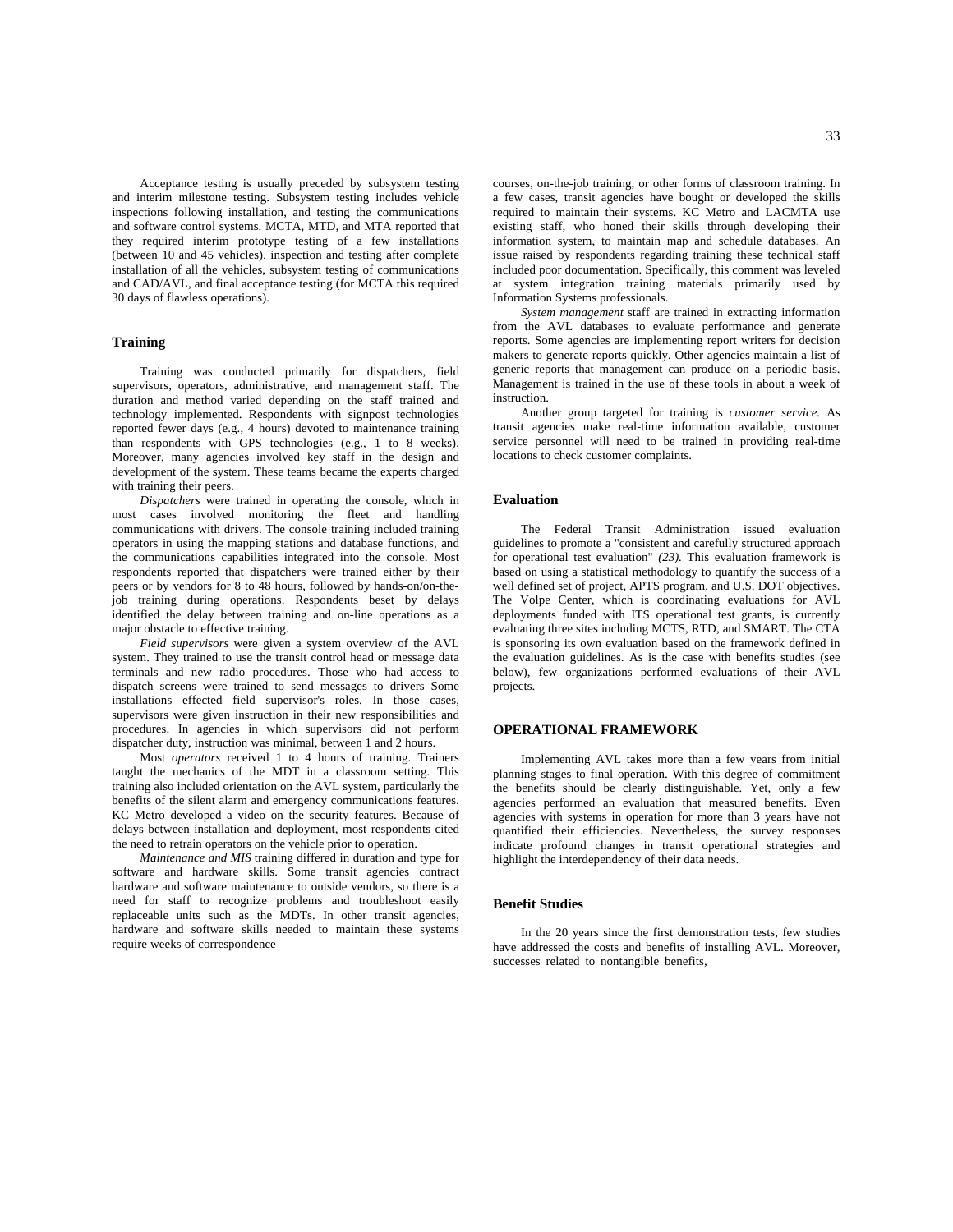Acceptance testing is usually preceded by subsystem testing and interim milestone testing. Subsystem testing includes vehicle inspections following installation, and testing the communications and software control systems. MCTA, MTD, and MTA reported that they required interim prototype testing of a few installations (between 10 and 45 vehicles), inspection and testing after complete installation of all the vehicles, subsystem testing of communications and CAD/AVL, and final acceptance testing (for MCTA this required 30 days of flawless operations).

### Training

Training was conducted primarily for dispatchers, field supervisors, operators, administrative, and management staff. The duration and method varied depending on the staff trained and technology implemented. Respondents with signpost technologies reported fewer days (e.g., 4 hours) devoted to maintenance training than respondents with GPS technologies (e.g., 1 to 8 weeks). Moreover, many agencies involved key staff in the design and development of the system. These teams became the experts charged with training their peers.

*Dispatchers* were trained in operating the console, which in most cases involved monitoring the fleet and handling communications with drivers. The console training included training operators in using the mapping stations and database functions, and the communications capabilities integrated into the console. Most respondents reported that dispatchers were trained either by their peers or by vendors for 8 to 48 hours, followed by hands-on/on-the-job training during operations. Respondents beset by delays identified the delay between training and on-line operations as a major obstacle to effective training.

*Field supervisors* were given a system overview of the AVL system. They trained to use the transit control head or message data terminals and new radio procedures. Those who had access to dispatch screens were trained to send messages to drivers Some installations effected field supervisor's roles. In those cases, supervisors were given instruction in their new responsibilities and procedures. In agencies in which supervisors did not perform dispatcher duty, instruction was minimal, between 1 and 2 hours.

Most *operators* received 1 to 4 hours of training. Trainers taught the mechanics of the MDT in a classroom setting. This training also included orientation on the AVL system, particularly the benefits of the silent alarm and emergency communications features. KC Metro developed a video on the security features. Because of delays between installation and deployment, most respondents cited the need to retrain operators on the vehicle prior to operation.

*Maintenance and MIS* training differed in duration and type for software and hardware skills. Some transit agencies contract hardware and software maintenance to outside vendors, so there is a need for staff to recognize problems and troubleshoot easily replaceable units such as the MDTs. In other transit agencies, hardware and software skills needed to maintain these systems require weeks of correspondence courses, on-the-job training, or other forms of classroom training. In a few cases, transit agencies have bought or developed the skills required to maintain their systems. KC Metro and LACMTA use existing staff, who honed their skills through developing their information system, to maintain map and schedule databases. An issue raised by respondents regarding training these technical staff included poor documentation. Specifically, this comment was leveled at system integration training materials primarily used by Information Systems professionals.

*System management* staff are trained in extracting information from the AVL databases to evaluate performance and generate reports. Some agencies are implementing report writers for decision makers to generate reports quickly. Other agencies maintain a list of generic reports that management can produce on a periodic basis. Management is trained in the use of these tools in about a week of instruction.

Another group targeted for training is *customer service.* As transit agencies make real-time information available, customer service personnel will need to be trained in providing real-time locations to check customer complaints.

### Evaluation

The Federal Transit Administration issued evaluation guidelines to promote a "consistent and carefully structured approach for operational test evaluation" *(23).* This evaluation framework is based on using a statistical methodology to quantify the success of a well defined set of project, APTS program, and U.S. DOT objectives. The Volpe Center, which is coordinating evaluations for AVL deployments funded with ITS operational test grants, is currently evaluating three sites including MCTS, RTD, and SMART. The CTA is sponsoring its own evaluation based on the framework defined in the evaluation guidelines. As is the case with benefits studies (see below), few organizations performed evaluations of their AVL projects.

## OPERATIONAL FRAMEWORK

Implementing AVL takes more than a few years from initial planning stages to final operation. With this degree of commitment the benefits should be clearly distinguishable. Yet, only a few agencies performed an evaluation that measured benefits. Even agencies with systems in operation for more than 3 years have not quantified their efficiencies. Nevertheless, the survey responses indicate profound changes in transit operational strategies and highlight the interdependency of their data needs.

### Benefit Studies

In the 20 years since the first demonstration tests, few studies have addressed the costs and benefits of installing AVL. Moreover, successes related to nontangible benefits,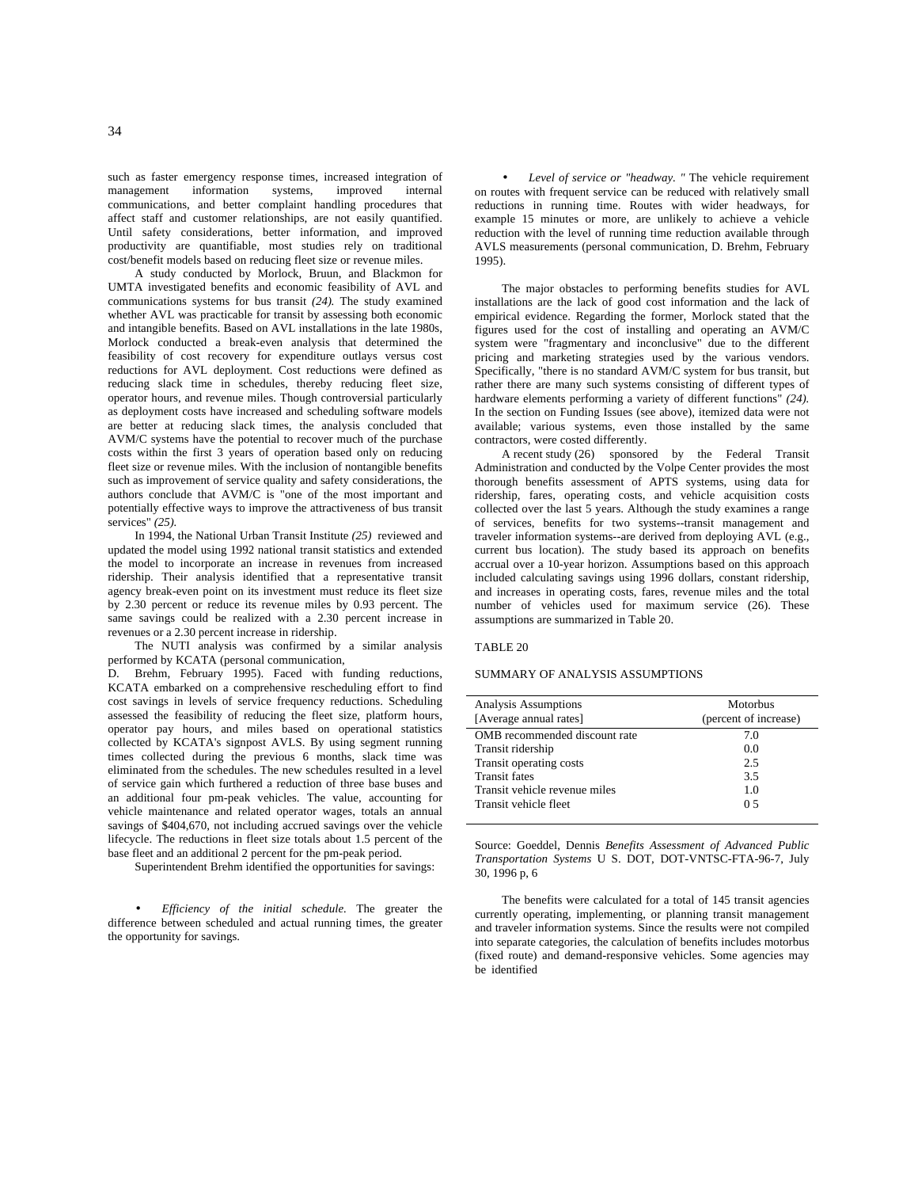such as faster emergency response times, increased integration of management information systems, improved internal communications, and better complaint handling procedures that affect staff and customer relationships, are not easily quantified. Until safety considerations, better information, and improved productivity are quantifiable, most studies rely on traditional cost/benefit models based on reducing fleet size or revenue miles.

A study conducted by Morlock, Bruun, and Blackmon for UMTA investigated benefits and economic feasibility of AVL and communications systems for bus transit *(24).* The study examined whether AVL was practicable for transit by assessing both economic and intangible benefits. Based on AVL installations in the late 1980s, Morlock conducted a break-even analysis that determined the feasibility of cost recovery for expenditure outlays versus cost reductions for AVL deployment. Cost reductions were defined as reducing slack time in schedules, thereby reducing fleet size, operator hours, and revenue miles. Though controversial particularly as deployment costs have increased and scheduling software models are better at reducing slack times, the analysis concluded that AVM/C systems have the potential to recover much of the purchase costs within the first 3 years of operation based only on reducing fleet size or revenue miles. With the inclusion of nontangible benefits such as improvement of service quality and safety considerations, the authors conclude that AVM/C is "one of the most important and potentially effective ways to improve the attractiveness of bus transit services" *(25).*

In 1994, the National Urban Transit Institute *(25)* reviewed and updated the model using 1992 national transit statistics and extended the model to incorporate an increase in revenues from increased ridership. Their analysis identified that a representative transit agency break-even point on its investment must reduce its fleet size by 2.30 percent or reduce its revenue miles by 0.93 percent. The same savings could be realized with a 2.30 percent increase in revenues or a 2.30 percent increase in ridership.

The NUTI analysis was confirmed by a similar analysis performed by KCATA (personal communication, D. Brehm, February 1995). Faced with funding reductions, KCATA embarked on a comprehensive rescheduling effort to find cost savings in levels of service frequency reductions. Scheduling assessed the feasibility of reducing the fleet size, platform hours, operator pay hours, and miles based on operational statistics collected by KCATA's signpost AVLS. By using segment running times collected during the previous 6 months, slack time was eliminated from the schedules. The new schedules resulted in a level of service gain which furthered a reduction of three base buses and an additional four pm-peak vehicles. The value, accounting for vehicle maintenance and related operator wages, totals an annual savings of $404,670, not including accrued savings over the vehicle lifecycle. The reductions in fleet size totals about 1.5 percent of the base fleet and an additional 2 percent for the pm-peak period.

Superintendent Brehm identified the opportunities for savings:

- *Efficiency of the initial schedule.* The greater the difference between scheduled and actual running times, the greater the opportunity for savings.
- *Level of service or "headway. "* The vehicle requirement on routes with frequent service can be reduced with relatively small reductions in running time. Routes with wider headways, for example 15 minutes or more, are unlikely to achieve a vehicle reduction with the level of running time reduction available through AVLS measurements (personal communication, D. Brehm, February 1995).

The major obstacles to performing benefits studies for AVL installations are the lack of good cost information and the lack of empirical evidence. Regarding the former, Morlock stated that the figures used for the cost of installing and operating an AVM/C system were "fragmentary and inconclusive" due to the different pricing and marketing strategies used by the various vendors. Specifically, "there is no standard AVM/C system for bus transit, but rather there are many such systems consisting of different types of hardware elements performing a variety of different functions" *(24).* In the section on Funding Issues (see above), itemized data were not available; various systems, even those installed by the same contractors, were costed differently.

A recent study (26) sponsored by the Federal Transit Administration and conducted by the Volpe Center provides the most thorough benefits assessment of APTS systems, using data for ridership, fares, operating costs, and vehicle acquisition costs collected over the last 5 years. Although the study examines a range of services, benefits for two systems--transit management and traveler information systems--are derived from deploying AVL (e.g., current bus location). The study based its approach on benefits accrual over a 10-year horizon. Assumptions based on this approach included calculating savings using 1996 dollars, constant ridership, and increases in operating costs, fares, revenue miles and the total number of vehicles used for maximum service (26). These assumptions are summarized in Table 20.

TABLE 20

SUMMARY OF ANALYSIS ASSUMPTIONS

| Analysis Assumptions [Average annual rates] | Motorbus (percent of increase) |
|---|---|
| OMB recommended discount rate | 7.0 |
| Transit ridership | 0.0 |
| Transit operating costs | 2.5 |
| Transit fates | 3.5 |
| Transit vehicle revenue miles | 1.0 |
| Transit vehicle fleet | 0 5 |

Source: Goeddel, Dennis *Benefits Assessment of Advanced Public Transportation Systems* U S. DOT, DOT-VNTSC-FTA-96-7, July 30, 1996 p, 6

The benefits were calculated for a total of 145 transit agencies currently operating, implementing, or planning transit management and traveler information systems. Since the results were not compiled into separate categories, the calculation of benefits includes motorbus (fixed route) and demand-responsive vehicles. Some agencies may be identified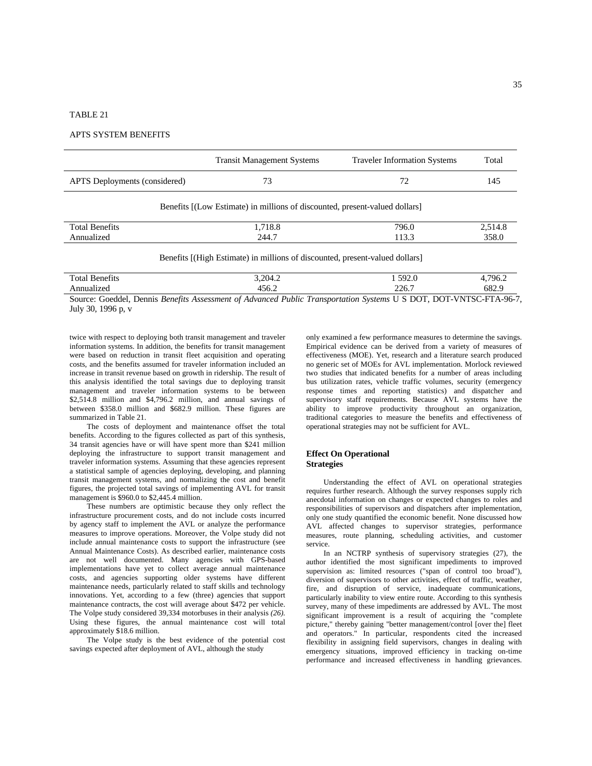TABLE 21

APTS SYSTEM BENEFITS

| | Transit Management Systems | Traveler Information Systems | Total |
|---|---|---|---|
| APTS Deployments (considered) | 73 | 72 | 145 |
| Benefits [(Low Estimate) in millions of discounted, present-valued dollars] | | | |
| Total Benefits | 1,718.8 | 796.0 | 2,514.8 |
| Annualized | 244.7 | 113.3 | 358.0 |
| Benefits [(High Estimate) in millions of discounted, present-valued dollars] | | | |
| Total Benefits | 3,204.2 | 1 592.0 | 4,796.2 |
| Annualized | 456.2 | 226.7 | 682.9 |

Source: Goeddel, Dennis *Benefits Assessment of Advanced Public Transportation Systems* U S DOT, DOT-VNTSC-FTA-96-7, July 30, 1996 p, v

twice with respect to deploying both transit management and traveler information systems. In addition, the benefits for transit management were based on reduction in transit fleet acquisition and operating costs, and the benefits assumed for traveler information included an increase in transit revenue based on growth in ridership. The result of this analysis identified the total savings due to deploying transit management and traveler information systems to be between $2,514.8 million and $4,796.2 million, and annual savings of between $358.0 million and $682.9 million. These figures are summarized in Table 21.

The costs of deployment and maintenance offset the total benefits. According to the figures collected as part of this synthesis, 34 transit agencies have or will have spent more than $241 million deploying the infrastructure to support transit management and traveler information systems. Assuming that these agencies represent a statistical sample of agencies deploying, developing, and planning transit management systems, and normalizing the cost and benefit figures, the projected total savings of implementing AVL for transit management is $960.0 to $2,445.4 million.

These numbers are optimistic because they only reflect the infrastructure procurement costs, and do not include costs incurred by agency staff to implement the AVL or analyze the performance measures to improve operations. Moreover, the Volpe study did not include annual maintenance costs to support the infrastructure (see Annual Maintenance Costs). As described earlier, maintenance costs are not well documented. Many agencies with GPS-based implementations have yet to collect average annual maintenance costs, and agencies supporting older systems have different maintenance needs, particularly related to staff skills and technology innovations. Yet, according to a few (three) agencies that support maintenance contracts, the cost will average about $472 per vehicle. The Volpe study considered 39,334 motorbuses in their analysis *(26)*. Using these figures, the annual maintenance cost will total approximately $18.6 million.

The Volpe study is the best evidence of the potential cost savings expected after deployment of AVL, although the study only examined a few performance measures to determine the savings. Empirical evidence can be derived from a variety of measures of effectiveness (MOE). Yet, research and a literature search produced no generic set of MOEs for AVL implementation. Morlock reviewed two studies that indicated benefits for a number of areas including bus utilization rates, vehicle traffic volumes, security (emergency response times and reporting statistics) and dispatcher and supervisory staff requirements. Because AVL systems have the ability to improve productivity throughout an organization, traditional categories to measure the benefits and effectiveness of operational strategies may not be sufficient for AVL.

## Effect On Operational Strategies

Understanding the effect of AVL on operational strategies requires further research. Although the survey responses supply rich anecdotal information on changes or expected changes to roles and responsibilities of supervisors and dispatchers after implementation, only one study quantified the economic benefit. None discussed how AVL affected changes to supervisor strategies, performance measures, route planning, scheduling activities, and customer service.

In an NCTRP synthesis of supervisory strategies (27), the author identified the most significant impediments to improved supervision as: limited resources ("span of control too broad"), diversion of supervisors to other activities, effect of traffic, weather, fire, and disruption of service, inadequate communications, particularly inability to view entire route. According to this synthesis survey, many of these impediments are addressed by AVL. The most significant improvement is a result of acquiring the "complete picture," thereby gaining "better management/control [over the] fleet and operators." In particular, respondents cited the increased flexibility in assigning field supervisors, changes in dealing with emergency situations, improved efficiency in tracking on-time performance and increased effectiveness in handling grievances.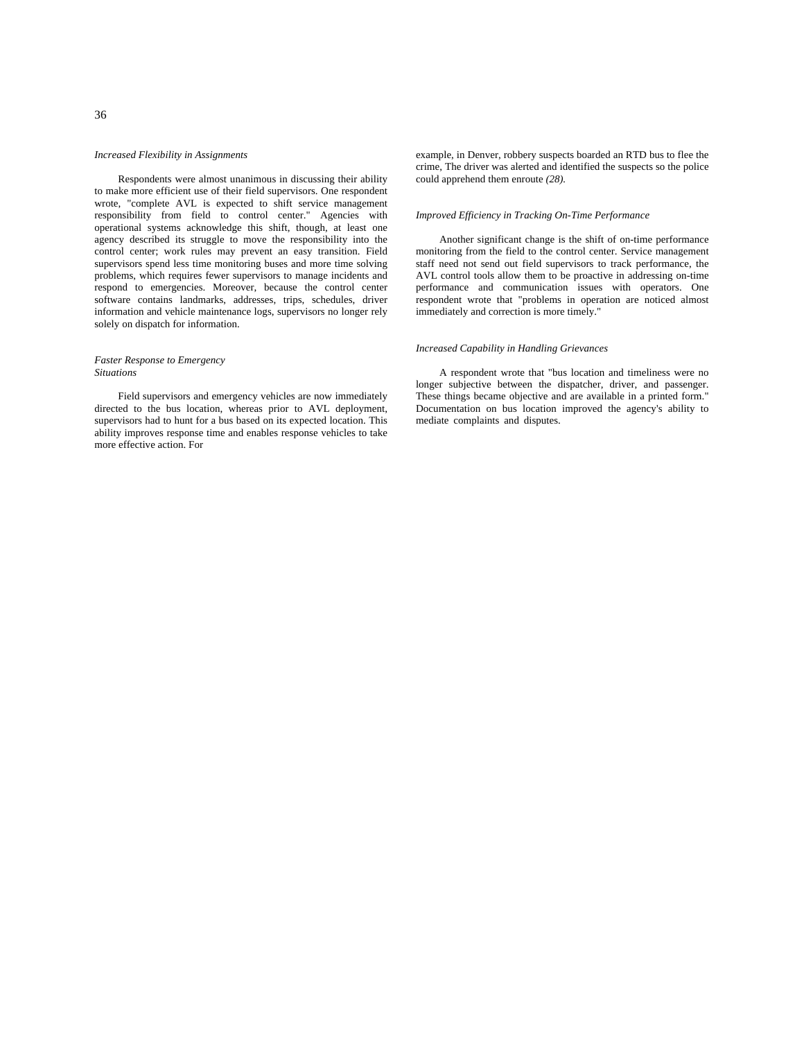*Increased Flexibility in Assignments*

Respondents were almost unanimous in discussing their ability to make more efficient use of their field supervisors. One respondent wrote, "complete AVL is expected to shift service management responsibility from field to control center." Agencies with operational systems acknowledge this shift, though, at least one agency described its struggle to move the responsibility into the control center; work rules may prevent an easy transition. Field supervisors spend less time monitoring buses and more time solving problems, which requires fewer supervisors to manage incidents and respond to emergencies. Moreover, because the control center software contains landmarks, addresses, trips, schedules, driver information and vehicle maintenance logs, supervisors no longer rely solely on dispatch for information.

*Faster Response to Emergency Situations*

Field supervisors and emergency vehicles are now immediately directed to the bus location, whereas prior to AVL deployment, supervisors had to hunt for a bus based on its expected location. This ability improves response time and enables response vehicles to take more effective action. For example, in Denver, robbery suspects boarded an RTD bus to flee the crime, The driver was alerted and identified the suspects so the police could apprehend them enroute *(28).*

*Improved Efficiency in Tracking On-Time Performance*

Another significant change is the shift of on-time performance monitoring from the field to the control center. Service management staff need not send out field supervisors to track performance, the AVL control tools allow them to be proactive in addressing on-time performance and communication issues with operators. One respondent wrote that "problems in operation are noticed almost immediately and correction is more timely."

*Increased Capability in Handling Grievances*

A respondent wrote that "bus location and timeliness were no longer subjective between the dispatcher, driver, and passenger. These things became objective and are available in a printed form." Documentation on bus location improved the agency's ability to mediate complaints and disputes.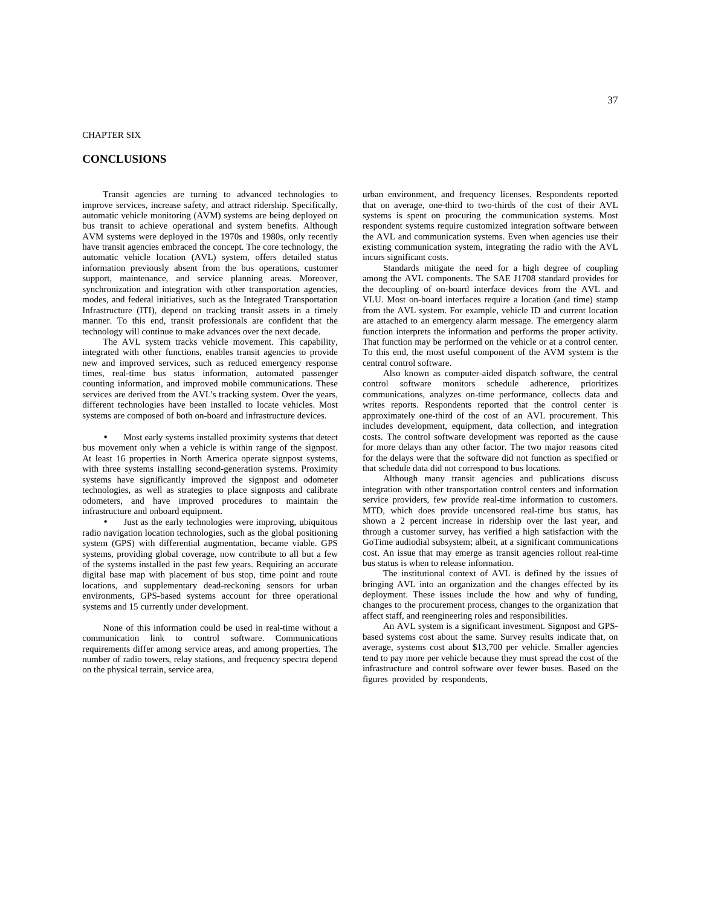CHAPTER SIX

# CONCLUSIONS

Transit agencies are turning to advanced technologies to improve services, increase safety, and attract ridership. Specifically, automatic vehicle monitoring (AVM) systems are being deployed on bus transit to achieve operational and system benefits. Although AVM systems were deployed in the 1970s and 1980s, only recently have transit agencies embraced the concept. The core technology, the automatic vehicle location (AVL) system, offers detailed status information previously absent from the bus operations, customer support, maintenance, and service planning areas. Moreover, synchronization and integration with other transportation agencies, modes, and federal initiatives, such as the Integrated Transportation Infrastructure (ITI), depend on tracking transit assets in a timely manner. To this end, transit professionals are confident that the technology will continue to make advances over the next decade.

The AVL system tracks vehicle movement. This capability, integrated with other functions, enables transit agencies to provide new and improved services, such as reduced emergency response times, real-time bus status information, automated passenger counting information, and improved mobile communications. These services are derived from the AVL's tracking system. Over the years, different technologies have been installed to locate vehicles. Most systems are composed of both on-board and infrastructure devices.

- Most early systems installed proximity systems that detect bus movement only when a vehicle is within range of the signpost. At least 16 properties in North America operate signpost systems, with three systems installing second-generation systems. Proximity systems have significantly improved the signpost and odometer technologies, as well as strategies to place signposts and calibrate odometers, and have improved procedures to maintain the infrastructure and onboard equipment.
- Just as the early technologies were improving, ubiquitous radio navigation location technologies, such as the global positioning system (GPS) with differential augmentation, became viable. GPS systems, providing global coverage, now contribute to all but a few of the systems installed in the past few years. Requiring an accurate digital base map with placement of bus stop, time point and route locations, and supplementary dead-reckoning sensors for urban environments, GPS-based systems account for three operational systems and 15 currently under development.

None of this information could be used in real-time without a communication link to control software. Communications requirements differ among service areas, and among properties. The number of radio towers, relay stations, and frequency spectra depend on the physical terrain, service area, urban environment, and frequency licenses. Respondents reported that on average, one-third to two-thirds of the cost of their AVL systems is spent on procuring the communication systems. Most respondent systems require customized integration software between the AVL and communication systems. Even when agencies use their existing communication system, integrating the radio with the AVL incurs significant costs.

Standards mitigate the need for a high degree of coupling among the AVL components. The SAE J1708 standard provides for the decoupling of on-board interface devices from the AVL and VLU. Most on-board interfaces require a location (and time) stamp from the AVL system. For example, vehicle ID and current location are attached to an emergency alarm message. The emergency alarm function interprets the information and performs the proper activity. That function may be performed on the vehicle or at a control center. To this end, the most useful component of the AVM system is the central control software.

Also known as computer-aided dispatch software, the central control software monitors schedule adherence, prioritizes communications, analyzes on-time performance, collects data and writes reports. Respondents reported that the control center is approximately one-third of the cost of an AVL procurement. This includes development, equipment, data collection, and integration costs. The control software development was reported as the cause for more delays than any other factor. The two major reasons cited for the delays were that the software did not function as specified or that schedule data did not correspond to bus locations.

Although many transit agencies and publications discuss integration with other transportation control centers and information service providers, few provide real-time information to customers. MTD, which does provide uncensored real-time bus status, has shown a 2 percent increase in ridership over the last year, and through a customer survey, has verified a high satisfaction with the GoTime audiodial subsystem; albeit, at a significant communications cost. An issue that may emerge as transit agencies rollout real-time bus status is when to release information.

The institutional context of AVL is defined by the issues of bringing AVL into an organization and the changes effected by its deployment. These issues include the how and why of funding, changes to the procurement process, changes to the organization that affect staff, and reengineering roles and responsibilities.

An AVL system is a significant investment. Signpost and GPS-based systems cost about the same. Survey results indicate that, on average, systems cost about $13,700 per vehicle. Smaller agencies tend to pay more per vehicle because they must spread the cost of the infrastructure and control software over fewer buses. Based on the figures provided by respondents,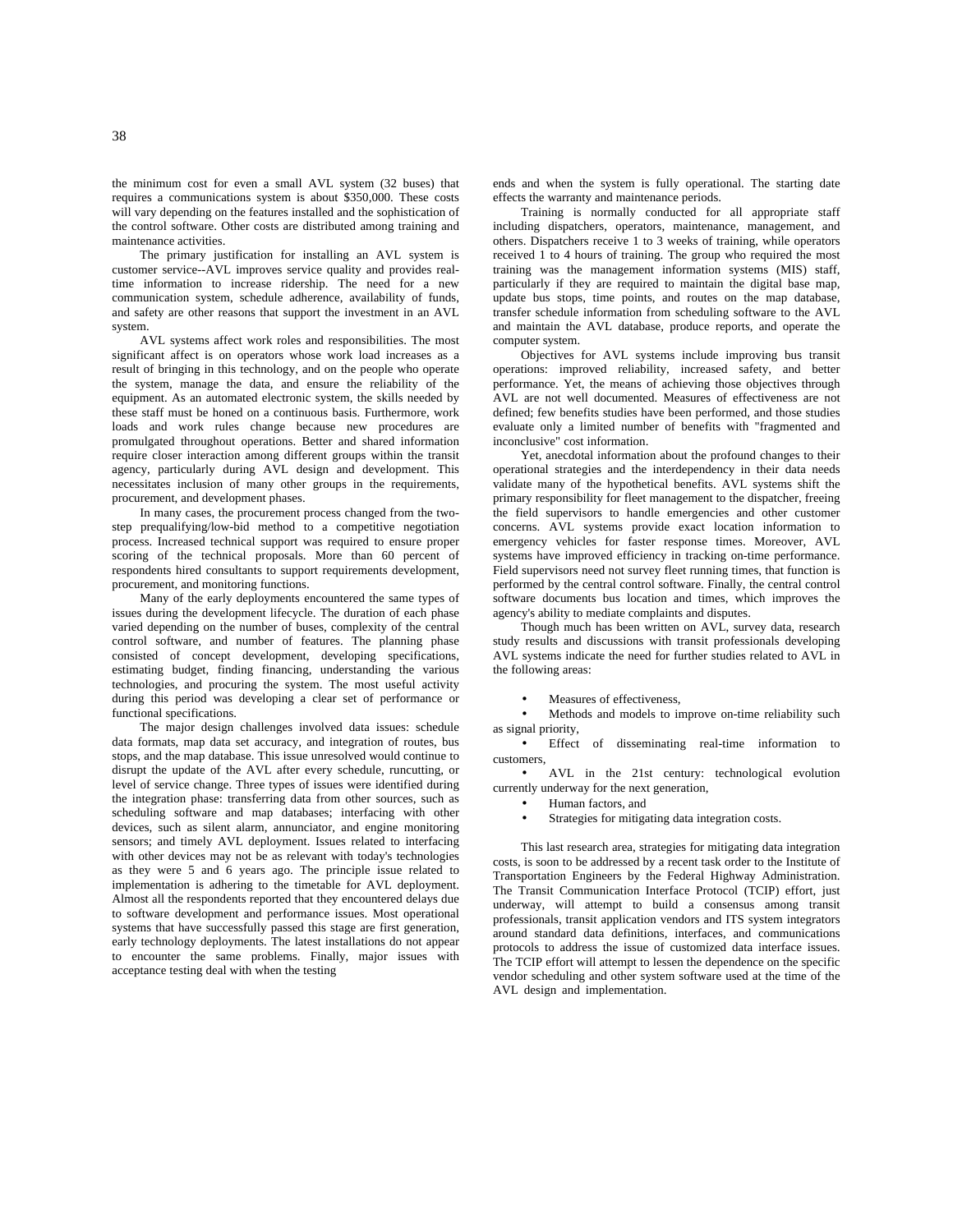the minimum cost for even a small AVL system (32 buses) that requires a communications system is about $350,000. These costs will vary depending on the features installed and the sophistication of the control software. Other costs are distributed among training and maintenance activities.

The primary justification for installing an AVL system is customer service--AVL improves service quality and provides real-time information to increase ridership. The need for a new communication system, schedule adherence, availability of funds, and safety are other reasons that support the investment in an AVL system.

AVL systems affect work roles and responsibilities. The most significant affect is on operators whose work load increases as a result of bringing in this technology, and on the people who operate the system, manage the data, and ensure the reliability of the equipment. As an automated electronic system, the skills needed by these staff must be honed on a continuous basis. Furthermore, work loads and work rules change because new procedures are promulgated throughout operations. Better and shared information require closer interaction among different groups within the transit agency, particularly during AVL design and development. This necessitates inclusion of many other groups in the requirements, procurement, and development phases.

In many cases, the procurement process changed from the two-step prequalifying/low-bid method to a competitive negotiation process. Increased technical support was required to ensure proper scoring of the technical proposals. More than 60 percent of respondents hired consultants to support requirements development, procurement, and monitoring functions.

Many of the early deployments encountered the same types of issues during the development lifecycle. The duration of each phase varied depending on the number of buses, complexity of the central control software, and number of features. The planning phase consisted of concept development, developing specifications, estimating budget, finding financing, understanding the various technologies, and procuring the system. The most useful activity during this period was developing a clear set of performance or functional specifications.

The major design challenges involved data issues: schedule data formats, map data set accuracy, and integration of routes, bus stops, and the map database. This issue unresolved would continue to disrupt the update of the AVL after every schedule, runcutting, or level of service change. Three types of issues were identified during the integration phase: transferring data from other sources, such as scheduling software and map databases; interfacing with other devices, such as silent alarm, annunciator, and engine monitoring sensors; and timely AVL deployment. Issues related to interfacing with other devices may not be as relevant with today's technologies as they were 5 and 6 years ago. The principle issue related to implementation is adhering to the timetable for AVL deployment. Almost all the respondents reported that they encountered delays due to software development and performance issues. Most operational systems that have successfully passed this stage are first generation, early technology deployments. The latest installations do not appear to encounter the same problems. Finally, major issues with acceptance testing deal with when the testing ends and when the system is fully operational. The starting date effects the warranty and maintenance periods.

Training is normally conducted for all appropriate staff including dispatchers, operators, maintenance, management, and others. Dispatchers receive 1 to 3 weeks of training, while operators received 1 to 4 hours of training. The group who required the most training was the management information systems (MIS) staff, particularly if they are required to maintain the digital base map, update bus stops, time points, and routes on the map database, transfer schedule information from scheduling software to the AVL and maintain the AVL database, produce reports, and operate the computer system.

Objectives for AVL systems include improving bus transit operations: improved reliability, increased safety, and better performance. Yet, the means of achieving those objectives through AVL are not well documented. Measures of effectiveness are not defined; few benefits studies have been performed, and those studies evaluate only a limited number of benefits with "fragmented and inconclusive" cost information.

Yet, anecdotal information about the profound changes to their operational strategies and the interdependency in their data needs validate many of the hypothetical benefits. AVL systems shift the primary responsibility for fleet management to the dispatcher, freeing the field supervisors to handle emergencies and other customer concerns. AVL systems provide exact location information to emergency vehicles for faster response times. Moreover, AVL systems have improved efficiency in tracking on-time performance. Field supervisors need not survey fleet running times, that function is performed by the central control software. Finally, the central control software documents bus location and times, which improves the agency's ability to mediate complaints and disputes.

Though much has been written on AVL, survey data, research study results and discussions with transit professionals developing AVL systems indicate the need for further studies related to AVL in the following areas:

- Measures of effectiveness,
- Methods and models to improve on-time reliability such as signal priority,
- Effect of disseminating real-time information to customers,
- AVL in the 21st century: technological evolution currently underway for the next generation,
- Human factors, and
- Strategies for mitigating data integration costs.

This last research area, strategies for mitigating data integration costs, is soon to be addressed by a recent task order to the Institute of Transportation Engineers by the Federal Highway Administration. The Transit Communication Interface Protocol (TCIP) effort, just underway, will attempt to build a consensus among transit professionals, transit application vendors and ITS system integrators around standard data definitions, interfaces, and communications protocols to address the issue of customized data interface issues. The TCIP effort will attempt to lessen the dependence on the specific vendor scheduling and other system software used at the time of the AVL design and implementation.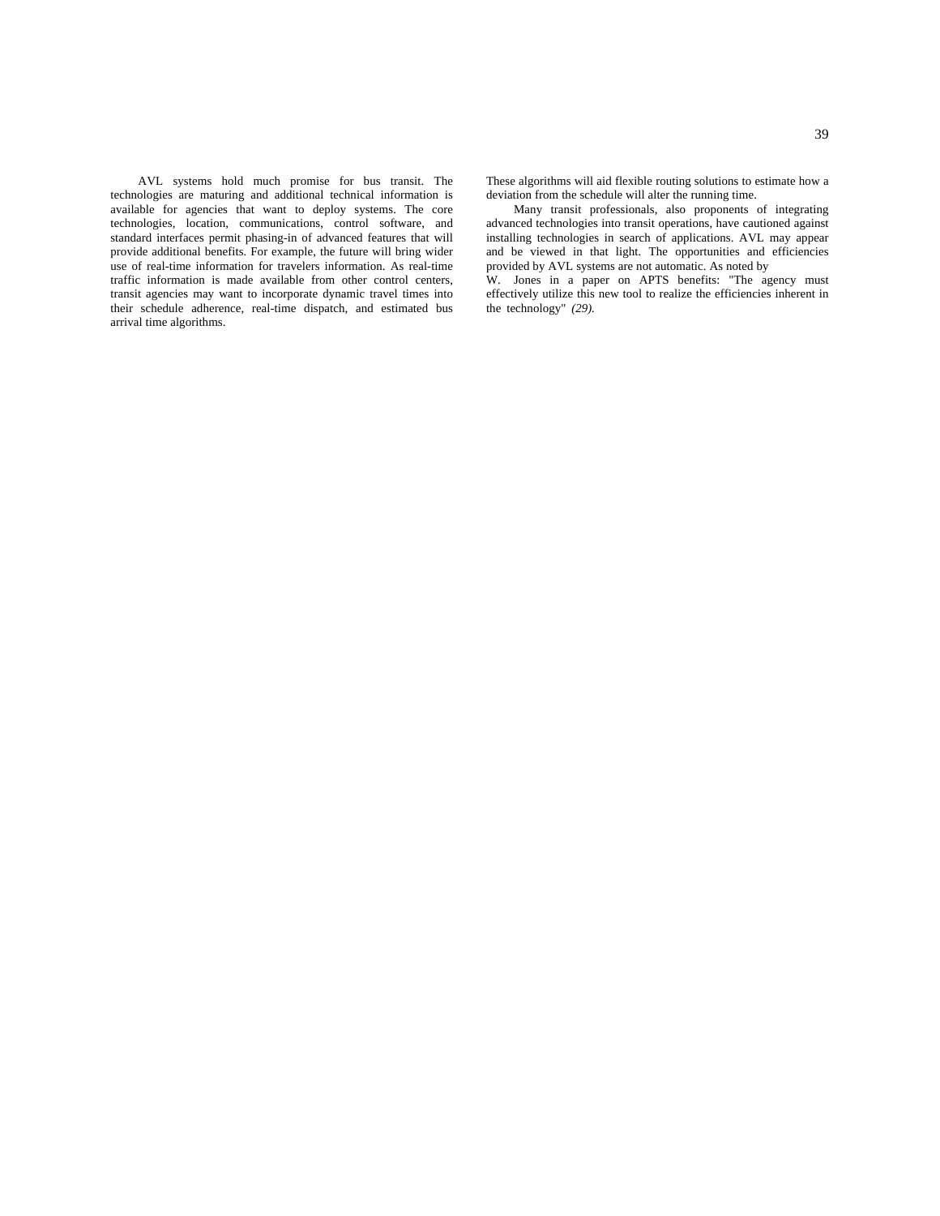AVL systems hold much promise for bus transit. The technologies are maturing and additional technical information is available for agencies that want to deploy systems. The core technologies, location, communications, control software, and standard interfaces permit phasing-in of advanced features that will provide additional benefits. For example, the future will bring wider use of real-time information for travelers information. As real-time traffic information is made available from other control centers, transit agencies may want to incorporate dynamic travel times into their schedule adherence, real-time dispatch, and estimated bus arrival time algorithms. These algorithms will aid flexible routing solutions to estimate how a deviation from the schedule will alter the running time.

Many transit professionals, also proponents of integrating advanced technologies into transit operations, have cautioned against installing technologies in search of applications. AVL may appear and be viewed in that light. The opportunities and efficiencies provided by AVL systems are not automatic. As noted by W. Jones in a paper on APTS benefits: "The agency must effectively utilize this new tool to realize the efficiencies inherent in the technology" *(29).*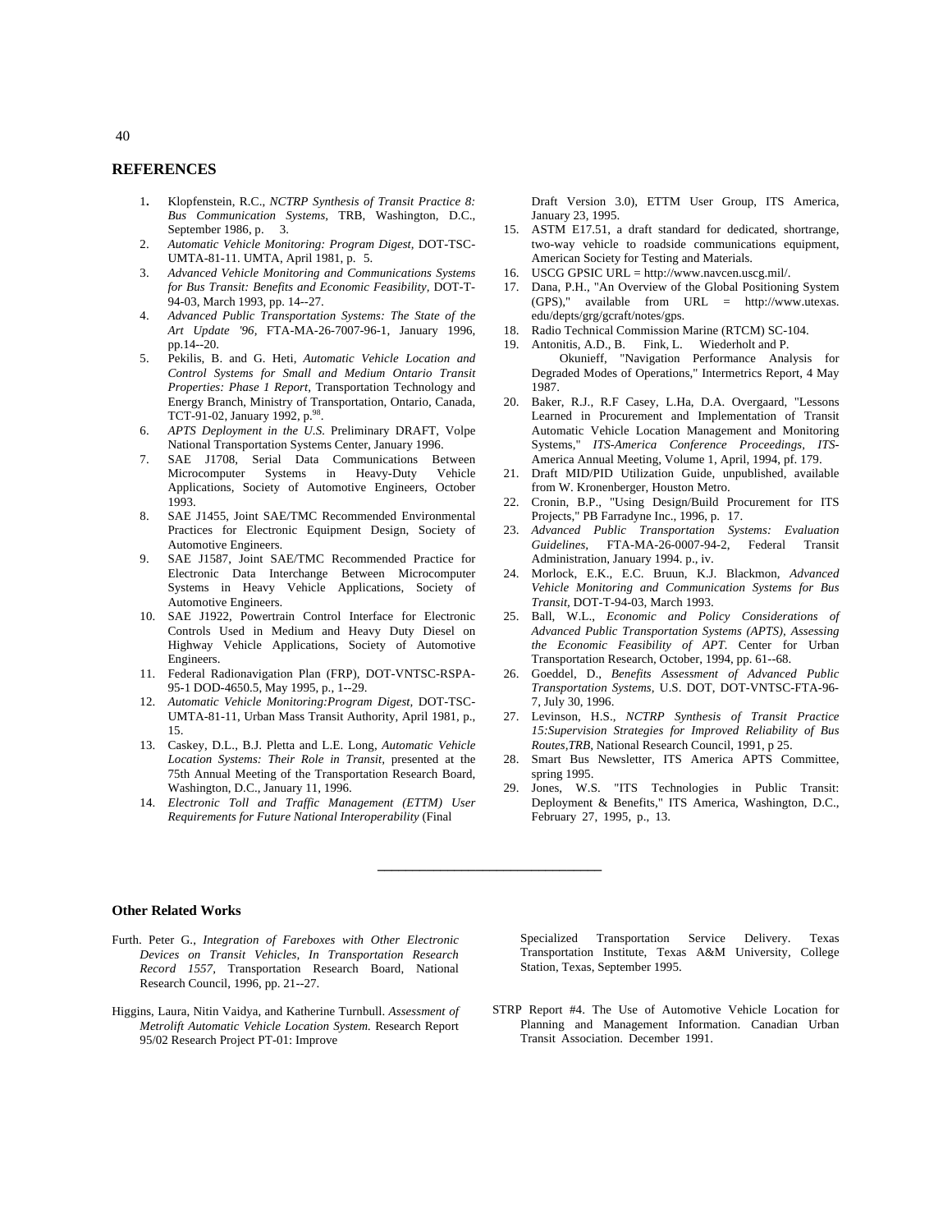## REFERENCES

1. Klopfenstein, R.C., *NCTRP Synthesis of Transit Practice 8: Bus Communication Systems*, TRB, Washington, D.C., September 1986, p. 3.
2. *Automatic Vehicle Monitoring: Program Digest,* DOT-TSC-UMTA-81-11. UMTA, April 1981, p. 5.
3. *Advanced Vehicle Monitoring and Communications Systems for Bus Transit: Benefits and Economic Feasibility,* DOT-T-94-03, March 1993, pp. 14--27.
4. *Advanced Public Transportation Systems: The State of the Art Update '96,* FTA-MA-26-7007-96-1, January 1996, pp.14--20.
5. Pekilis, B. and G. Heti, *Automatic Vehicle Location and Control Systems for Small and Medium Ontario Transit Properties: Phase 1 Report,* Transportation Technology and Energy Branch, Ministry of Transportation, Ontario, Canada, TCT-91-02, January 1992, p.[98].
6. *APTS Deployment in the U.S.* Preliminary DRAFT, Volpe National Transportation Systems Center, January 1996.
7. SAE J1708, Serial Data Communications Between Microcomputer Systems in Heavy-Duty Vehicle Applications, Society of Automotive Engineers, October 1993.
8. SAE J1455, Joint SAE/TMC Recommended Environmental Practices for Electronic Equipment Design, Society of Automotive Engineers.
9. SAE J1587, Joint SAE/TMC Recommended Practice for Electronic Data Interchange Between Microcomputer Systems in Heavy Vehicle Applications, Society of Automotive Engineers.
10. SAE J1922, Powertrain Control Interface for Electronic Controls Used in Medium and Heavy Duty Diesel on Highway Vehicle Applications, Society of Automotive Engineers.
11. Federal Radionavigation Plan (FRP), DOT-VNTSC-RSPA-95-1 DOD-4650.5, May 1995, p., 1--29.
12. *Automatic Vehicle Monitoring:Program Digest,* DOT-TSC-UMTA-81-11, Urban Mass Transit Authority, April 1981, p., 15.
13. Caskey, D.L., B.J. Pletta and L.E. Long, *Automatic Vehicle Location Systems: Their Role in Transit*, presented at the 75th Annual Meeting of the Transportation Research Board, Washington, D.C., January 11, 1996.
14. *Electronic Toll and Traffic Management (ETTM) User Requirements for Future National Interoperability* (Final Draft Version 3.0), ETTM User Group, ITS America, January 23, 1995.
15. ASTM E17.51, a draft standard for dedicated, shortrange, two-way vehicle to roadside communications equipment, American Society for Testing and Materials.
16. USCG GPSIC URL = http://www.navcen.uscg.mil/.
17. Dana, P.H., "An Overview of the Global Positioning System (GPS)," available from URL = http://www.utexas.edu/depts/grg/gcraft/notes/gps.
18. Radio Technical Commission Marine (RTCM) SC-104.
19. Antonitis, A.D., B. Fink, L. Wiederholt and P. Okunieff, "Navigation Performance Analysis for Degraded Modes of Operations," Intermetrics Report, 4 May 1987.
20. Baker, R.J., R.F Casey, L.Ha, D.A. Overgaard, "Lessons Learned in Procurement and Implementation of Transit Automatic Vehicle Location Management and Monitoring Systems," *ITS-America Conference Proceedings, ITS-*America Annual Meeting, Volume 1, April, 1994, pf. 179.
21. Draft MID/PID Utilization Guide, unpublished, available from W. Kronenberger, Houston Metro.
22. Cronin, B.P., "Using Design/Build Procurement for ITS Projects," PB Farradyne Inc., 1996, p. 17.
23. *Advanced Public Transportation Systems: Evaluation Guidelines,* FTA-MA-26-0007-94-2, Federal Transit Administration, January 1994. p., iv.
24. Morlock, E.K., E.C. Bruun, K.J. Blackmon, *Advanced Vehicle Monitoring and Communication Systems for Bus Transit,* DOT-T-94-03, March 1993.
25. Ball, W.L., *Economic and Policy Considerations of Advanced Public Transportation Systems (APTS), Assessing the Economic Feasibility of APT.* Center for Urban Transportation Research, October, 1994, pp. 61--68.
26. Goeddel, D., *Benefits Assessment of Advanced Public Transportation Systems,* U.S. DOT, DOT-VNTSC-FTA-96-7, July 30, 1996.
27. Levinson, H.S., *NCTRP Synthesis of Transit Practice 15:Supervision Strategies for Improved Reliability of Bus Routes,TRB*, National Research Council, 1991, p 25.
28. Smart Bus Newsletter, ITS America APTS Committee, spring 1995.
29. Jones, W.S. "ITS Technologies in Public Transit: Deployment & Benefits," ITS America, Washington, D.C., February 27, 1995, p., 13.

---

### Other Related Works

Furth. Peter G., *Integration of Fareboxes with Other Electronic Devices on Transit Vehicles, In Transportation Research Record 1557,* Transportation Research Board, National Research Council, 1996, pp. 21--27.

Higgins, Laura, Nitin Vaidya, and Katherine Turnbull. *Assessment of Metrolift Automatic Vehicle Location System.* Research Report 95/02 Research Project PT-01: Improve Specialized Transportation Service Delivery. Texas Transportation Institute, Texas A&M University, College Station, Texas, September 1995.

STRP Report #4. The Use of Automotive Vehicle Location for Planning and Management Information. Canadian Urban Transit Association. December 1991.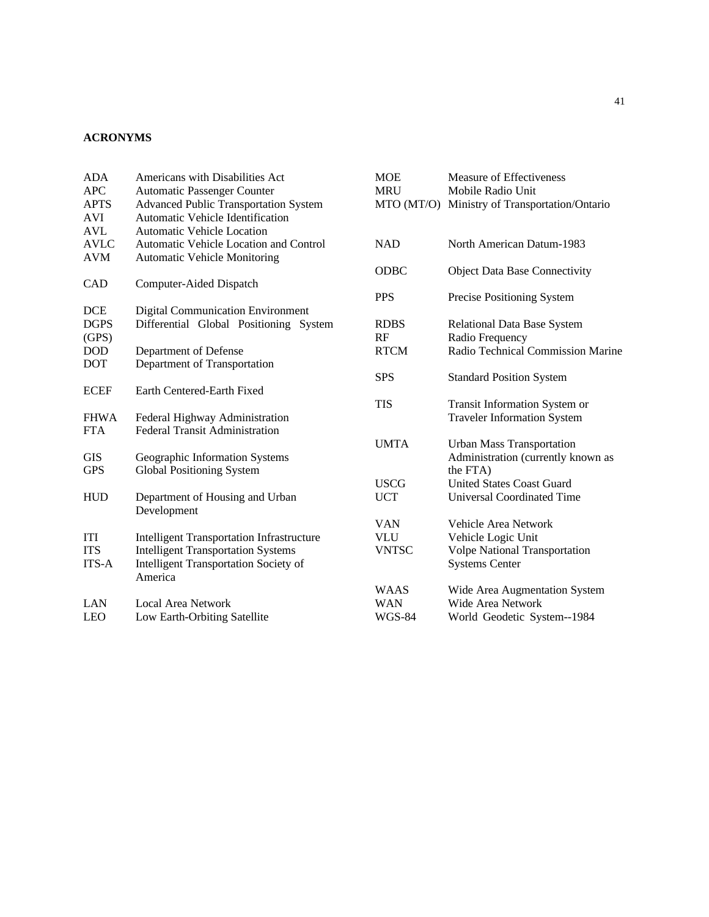**ACRONYMS**

| | |
|---|---|
| ADA | Americans with Disabilities Act |
| APC | Automatic Passenger Counter |
| APTS | Advanced Public Transportation System |
| AVI | Automatic Vehicle Identification |
| AVL | Automatic Vehicle Location |
| AVLC | Automatic Vehicle Location and Control |
| AVM | Automatic Vehicle Monitoring |
| CAD | Computer-Aided Dispatch |
| DCE | Digital Communication Environment |
| DGPS (GPS) | Differential Global Positioning System |
| DOD | Department of Defense |
| DOT | Department of Transportation |
| ECEF | Earth Centered-Earth Fixed |
| FHWA | Federal Highway Administration |
| FTA | Federal Transit Administration |
| GIS | Geographic Information Systems |
| GPS | Global Positioning System |
| HUD | Department of Housing and Urban Development |
| ITI | Intelligent Transportation Infrastructure |
| ITS | Intelligent Transportation Systems |
| ITS-A | Intelligent Transportation Society of America |
| LAN | Local Area Network |
| LEO | Low Earth-Orbiting Satellite |
| MOE | Measure of Effectiveness |
| MRU | Mobile Radio Unit |
| MTO (MT/O) | Ministry of Transportation/Ontario |
| NAD | North American Datum-1983 |
| ODBC | Object Data Base Connectivity |
| PPS | Precise Positioning System |
| RDBS | Relational Data Base System |
| RF | Radio Frequency |
| RTCM | Radio Technical Commission Marine |
| SPS | Standard Position System |
| TIS | Transit Information System or Traveler Information System |
| UMTA | Urban Mass Transportation Administration (currently known as the FTA) |
| USCG | United States Coast Guard |
| UCT | Universal Coordinated Time |
| VAN | Vehicle Area Network |
| VLU | Vehicle Logic Unit |
| VNTSC | Volpe National Transportation Systems Center |
| WAAS | Wide Area Augmentation System |
| WAN | Wide Area Network |
| WGS-84 | World Geodetic System--1984 |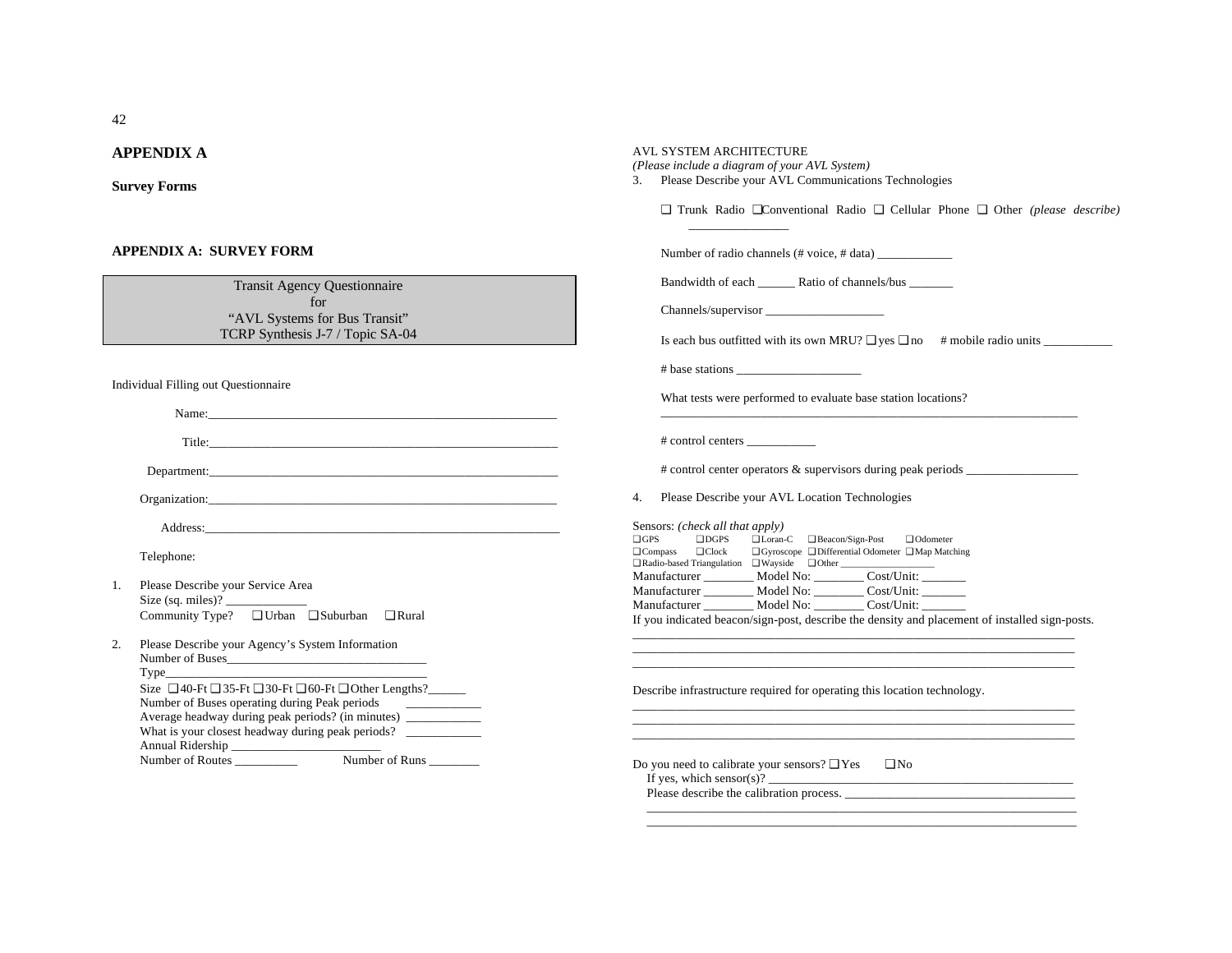# APPENDIX A

## Survey Forms

### APPENDIX A: SURVEY FORM

Transit Agency Questionnaire
for
"AVL Systems for Bus Transit"
TCRP Synthesis J-7 / Topic SA-04

Individual Filling out Questionnaire

Name:____________________________________________________________

Title:____________________________________________________________

Department:____________________________________________________________

Organization:____________________________________________________________

Address:____________________________________________________________

Telephone:

1. Please Describe your Service Area
   Size (sq. miles)? _____________
   Community Type? ❑ Urban ❑ Suburban ❑ Rural

2. Please Describe your Agency's System Information
   Number of Buses________________________________
   Type________________________________________
   Size ❑ 40-Ft ❑ 35-Ft ❑ 30-Ft ❑ 60-Ft ❑ Other Lengths?______
   Number of Buses operating during Peak periods ____________
   Average headway during peak periods? (in minutes) ____________
   What is your closest headway during peak periods? ____________
   Annual Ridership ________________________
   Number of Routes __________ Number of Runs ________

AVL SYSTEM ARCHITECTURE
*(Please include a diagram of your AVL System)*

3. Please Describe your AVL Communications Technologies

   ❑ Trunk Radio ❑ Conventional Radio ❑ Cellular Phone ❑ Other *(please describe)* ________________

   Number of radio channels (# voice, # data) ____________

   Bandwidth of each ______ Ratio of channels/bus _______

   Channels/supervisor ___________________

   Is each bus outfitted with its own MRU? ❑ yes ❑ no # mobile radio units ___________

   # base stations ____________________

   What tests were performed to evaluate base station locations?
   ____________________________________________________________________

   # control centers ___________

   # control center operators & supervisors during peak periods __________________

4. Please Describe your AVL Location Technologies

Sensors: *(check all that apply)*
❑ GPS ❑ DGPS ❑ Loran-C ❑ Beacon/Sign-Post ❑ Odometer
❑ Compass ❑ Clock ❑ Gyroscope ❑ Differential Odometer ❑ Map Matching
❑ Radio-based Triangulation ❑ Wayside ❑ Other _________________
Manufacturer ________ Model No: ________ Cost/Unit: _______
Manufacturer ________ Model No: ________ Cost/Unit: _______
Manufacturer ________ Model No: ________ Cost/Unit: _______
If you indicated beacon/sign-post, describe the density and placement of installed sign-posts.
____________________________________________________________________
____________________________________________________________________
____________________________________________________________________

Describe infrastructure required for operating this location technology.
____________________________________________________________________
____________________________________________________________________
____________________________________________________________________

Do you need to calibrate your sensors? ❑ Yes ❑ No
If yes, which sensor(s)? _______________________________________________
Please describe the calibration process. ____________________________________
____________________________________________________________________
____________________________________________________________________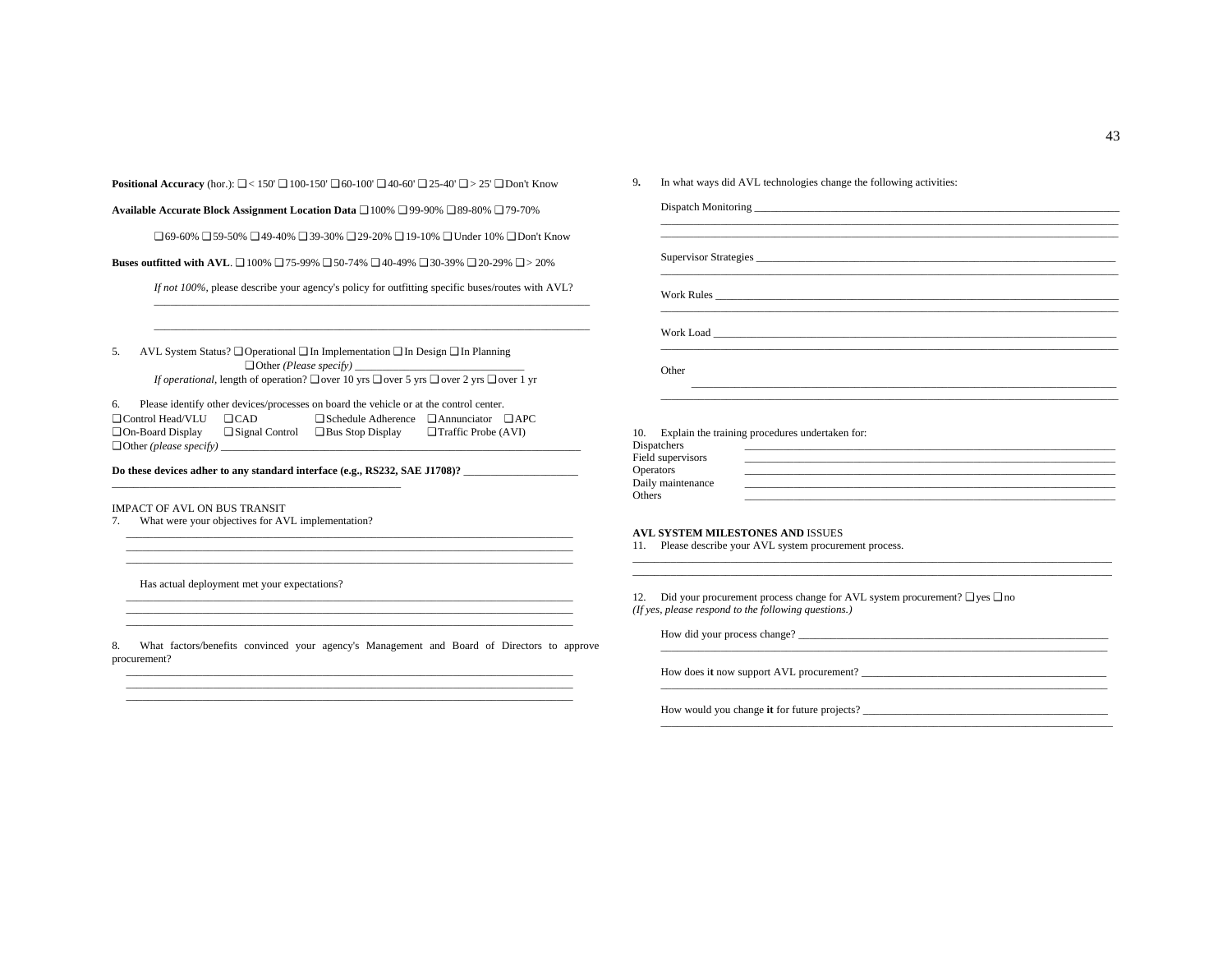**Positional Accuracy** (hor.): ❑ < 150' ❑ 100-150' ❑ 60-100' ❑ 40-60' ❑ 25-40' ❑ > 25' ❑ Don't Know

**Available Accurate Block Assignment Location Data** ❑ 100% ❑ 99-90% ❑ 89-80% ❑ 79-70%

❑ 69-60% ❑ 59-50% ❑ 49-40% ❑ 39-30% ❑ 29-20% ❑ 19-10% ❑ Under 10% ❑ Don't Know

**Buses outfitted with AVL**. ❑ 100% ❑ 75-99% ❑ 50-74% ❑ 40-49% ❑ 30-39% ❑ 20-29% ❑ > 20%

*If not 100%*, please describe your agency's policy for outfitting specific buses/routes with AVL?
________________________________________________________________________________

________________________________________________________________________________

5. AVL System Status? ❑ Operational ❑ In Implementation ❑ In Design ❑ In Planning
❑ Other *(Please specify)* ______________________________
*If operational*, length of operation? ❑ over 10 yrs ❑ over 5 yrs ❑ over 2 yrs ❑ over 1 yr

6. Please identify other devices/processes on board the vehicle or at the control center.

❑ Control Head/VLU ❑ CAD ❑ Schedule Adherence ❑ Annunciator ❑ APC
❑ On-Board Display ❑ Signal Control ❑ Bus Stop Display ❑ Traffic Probe (AVI)
❑ Other *(please specify)* ________________________________________________________________

**Do these devices adher to any standard interface (e.g., RS232, SAE J1708)?** ____________________
__________________________________________________

IMPACT OF AVL ON BUS TRANSIT

7. What were your objectives for AVL implementation?
________________________________________________________________________________
________________________________________________________________________________
________________________________________________________________________________

Has actual deployment met your expectations?
________________________________________________________________________________
________________________________________________________________________________
________________________________________________________________________________

8. What factors/benefits convinced your agency's Management and Board of Directors to approve procurement?
________________________________________________________________________________
________________________________________________________________________________
________________________________________________________________________________

9. In what ways did AVL technologies change the following activities:

Dispatch Monitoring ____________________________________________________________________
________________________________________________________________________________
________________________________________________________________________________

Supervisor Strategies ___________________________________________________________________
________________________________________________________________________________

Work Rules ____________________________________________________________________________
________________________________________________________________________________

Work Load _____________________________________________________________________________
________________________________________________________________________________

Other
________________________________________________________________________________
________________________________________________________________________________

10. Explain the training procedures undertaken for:

Dispatchers ________________________________________________________________________
Field supervisors ________________________________________________________________________
Operators ________________________________________________________________________
Daily maintenance ________________________________________________________________________
Others ________________________________________________________________________

**AVL SYSTEM MILESTONES AND** ISSUES

11. Please describe your AVL system procurement process.
________________________________________________________________________________
________________________________________________________________________________

12. Did your procurement process change for AVL system procurement? ❑ yes ❑ no
*(If yes, please respond to the following questions.)*

How did your process change? ___________________________________________________________
________________________________________________________________________________

How does i**t** now support AVL procurement? ______________________________________________
________________________________________________________________________________

How would you change **it** for future projects? ____________________________________________
________________________________________________________________________________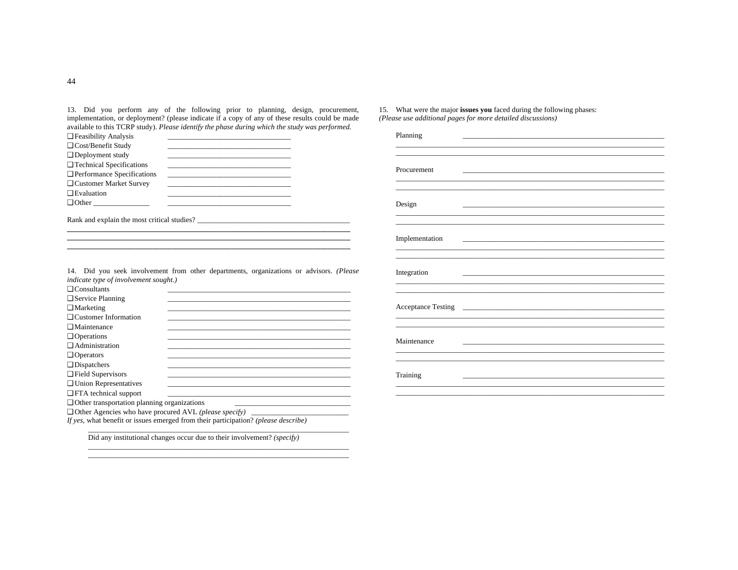13. Did you perform any of the following prior to planning, design, procurement, implementation, or deployment? (please indicate if a copy of any of these results could be made available to this TCRP study). *Please identify the phase during which the study was performed.*

- ❑ Feasibility Analysis ________________________________
- ❑ Cost/Benefit Study ________________________________
- ❑ Deployment study ________________________________
- ❑ Technical Specifications ________________________________
- ❑ Performance Specifications ________________________________
- ❑ Customer Market Survey ________________________________
- ❑ Evaluation ________________________________
- ❑ Other _______________ ________________________________

Rank and explain the most critical studies? ________________________________________
____________________________________________________________________________
____________________________________________________________________________
____________________________________________________________________________

14. Did you seek involvement from other departments, organizations or advisors. *(Please indicate type of involvement sought.)*

- ❑ Consultants ________________________________________________
- ❑ Service Planning ________________________________________________
- ❑ Marketing ________________________________________________
- ❑ Customer Information ________________________________________________
- ❑ Maintenance ________________________________________________
- ❑ Operations ________________________________________________
- ❑ Administration ________________________________________________
- ❑ Operators ________________________________________________
- ❑ Dispatchers ________________________________________________
- ❑ Field Supervisors ________________________________________________
- ❑ Union Representatives ________________________________________________
- ❑ FTA technical support ________________________________________________
- ❑ Other transportation planning organizations ______________________________
- ❑ Other Agencies who have procured AVL *(please specify)* __________________________

*If yes,* what benefit or issues emerged from their participation? *(please describe)*

____________________________________________________________________________

Did any institutional changes occur due to their involvement? *(specify)*

____________________________________________________________________________
____________________________________________________________________________

15. What were the major **issues you** faced during the following phases:
*(Please use additional pages for more detailed discussions)*

Planning ______________________________________________________
____________________________________________________________________________
____________________________________________________________________________

Procurement ______________________________________________________
____________________________________________________________________________
____________________________________________________________________________

Design ______________________________________________________
____________________________________________________________________________
____________________________________________________________________________

Implementation ______________________________________________________
____________________________________________________________________________
____________________________________________________________________________

Integration ______________________________________________________
____________________________________________________________________________
____________________________________________________________________________

Acceptance Testing ______________________________________________________
____________________________________________________________________________
____________________________________________________________________________

Maintenance ______________________________________________________
____________________________________________________________________________
____________________________________________________________________________

Training ______________________________________________________
____________________________________________________________________________
____________________________________________________________________________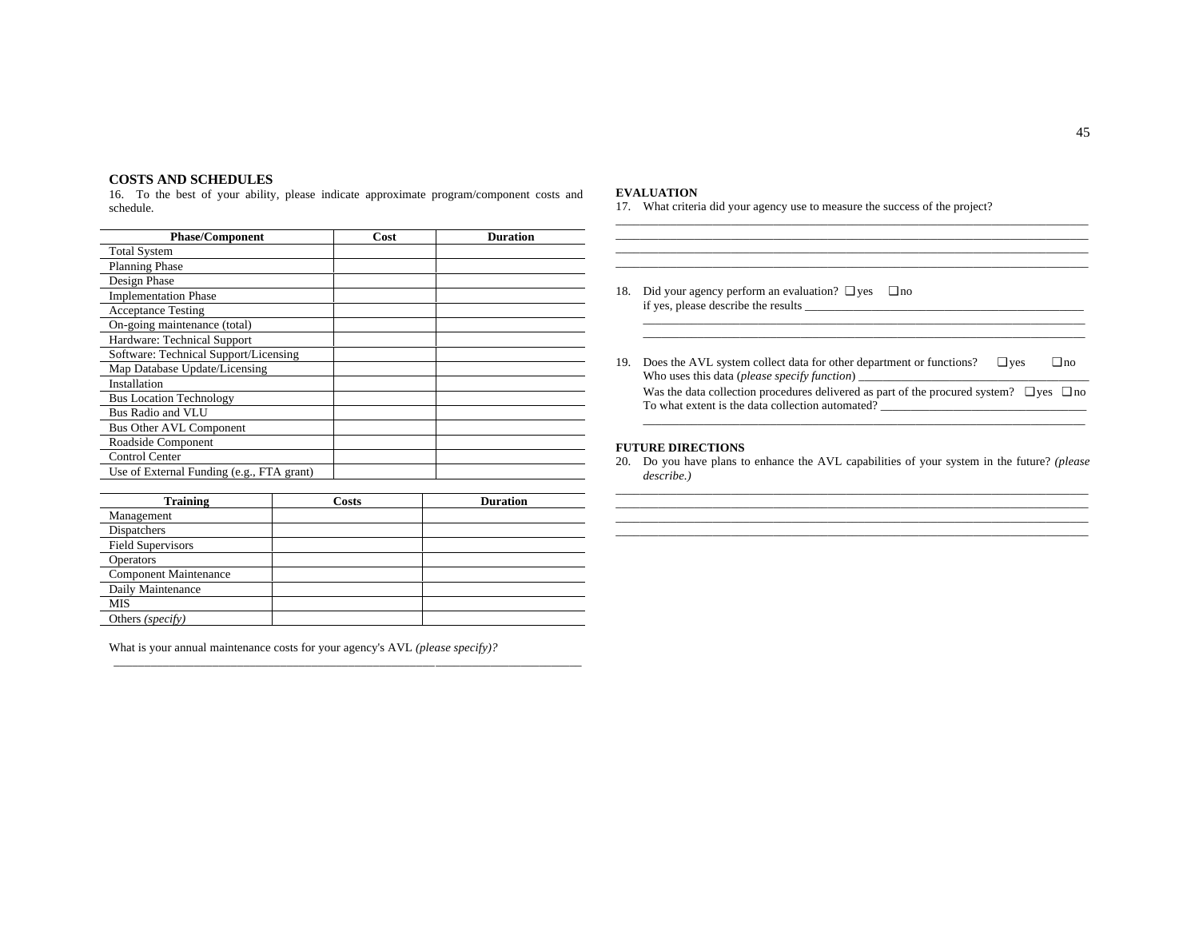## COSTS AND SCHEDULES

16. To the best of your ability, please indicate approximate program/component costs and schedule.

| Phase/Component | Cost | Duration |
|---|---|---|
| Total System | | |
| Planning Phase | | |
| Design Phase | | |
| Implementation Phase | | |
| Acceptance Testing | | |
| On-going maintenance (total) | | |
| Hardware: Technical Support | | |
| Software: Technical Support/Licensing | | |
| Map Database Update/Licensing | | |
| Installation | | |
| Bus Location Technology | | |
| Bus Radio and VLU | | |
| Bus Other AVL Component | | |
| Roadside Component | | |
| Control Center | | |
| Use of External Funding (e.g., FTA grant) | | |

| Training | Costs | Duration |
|---|---|---|
| Management | | |
| Dispatchers | | |
| Field Supervisors | | |
| Operators | | |
| Component Maintenance | | |
| Daily Maintenance | | |
| MIS | | |
| Others *(specify)* | | |

What is your annual maintenance costs for your agency's AVL *(please specify)?*
________________________________________________

## EVALUATION

17. What criteria did your agency use to measure the success of the project?
________________________________________________
________________________________________________
________________________________________________
________________________________________________

18. Did your agency perform an evaluation? ❑ yes ❑ no
if yes, please describe the results ________________________________________________
________________________________________________
________________________________________________

19. Does the AVL system collect data for other department or functions? ❑ yes ❑ no
Who uses this data (*please specify function*) ________________________________________________
Was the data collection procedures delivered as part of the procured system? ❑ yes ❑ no
To what extent is the data collection automated? ________________________________________________
________________________________________________

## FUTURE DIRECTIONS

20. Do you have plans to enhance the AVL capabilities of your system in the future? *(please describe.)*
________________________________________________
________________________________________________
________________________________________________
________________________________________________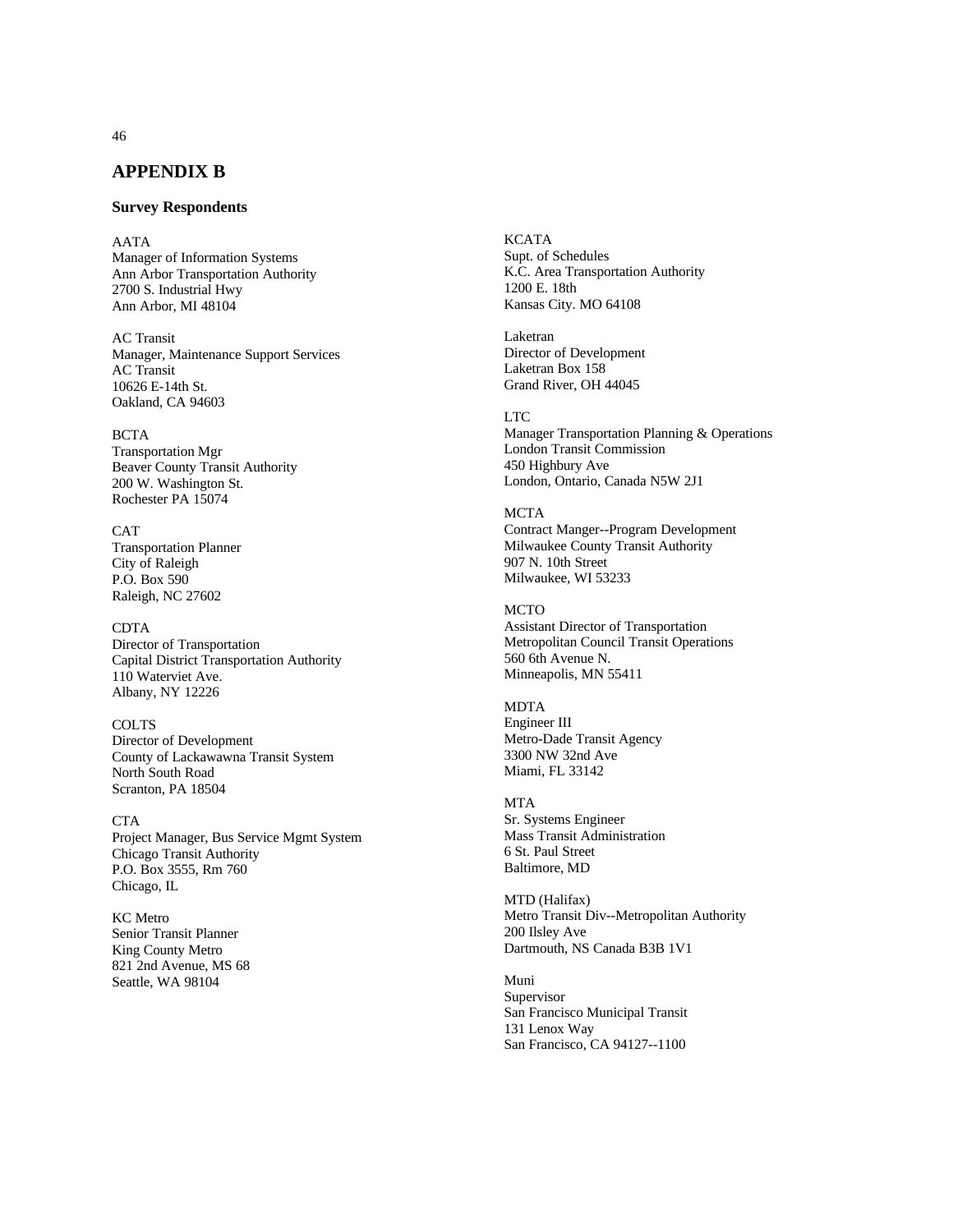# APPENDIX B

**Survey Respondents**

AATA
Manager of Information Systems
Ann Arbor Transportation Authority
2700 S. Industrial Hwy
Ann Arbor, MI 48104

AC Transit
Manager, Maintenance Support Services
AC Transit
10626 E-14th St.
Oakland, CA 94603

BCTA
Transportation Mgr
Beaver County Transit Authority
200 W. Washington St.
Rochester PA 15074

CAT
Transportation Planner
City of Raleigh
P.O. Box 590
Raleigh, NC 27602

CDTA
Director of Transportation
Capital District Transportation Authority
110 Waterviet Ave.
Albany, NY 12226

COLTS
Director of Development
County of Lackawawna Transit System
North South Road
Scranton, PA 18504

CTA
Project Manager, Bus Service Mgmt System
Chicago Transit Authority
P.O. Box 3555, Rm 760
Chicago, IL

KC Metro
Senior Transit Planner
King County Metro
821 2nd Avenue, MS 68
Seattle, WA 98104

KCATA
Supt. of Schedules
K.C. Area Transportation Authority
1200 E. 18th
Kansas City. MO 64108

Laketran
Director of Development
Laketran Box 158
Grand River, OH 44045

LTC
Manager Transportation Planning & Operations
London Transit Commission
450 Highbury Ave
London, Ontario, Canada N5W 2J1

MCTA
Contract Manger--Program Development
Milwaukee County Transit Authority
907 N. 10th Street
Milwaukee, WI 53233

MCTO
Assistant Director of Transportation
Metropolitan Council Transit Operations
560 6th Avenue N.
Minneapolis, MN 55411

MDTA
Engineer III
Metro-Dade Transit Agency
3300 NW 32nd Ave
Miami, FL 33142

MTA
Sr. Systems Engineer
Mass Transit Administration
6 St. Paul Street
Baltimore, MD

MTD (Halifax)
Metro Transit Div--Metropolitan Authority
200 Ilsley Ave
Dartmouth, NS Canada B3B 1V1

Muni
Supervisor
San Francisco Municipal Transit
131 Lenox Way
San Francisco, CA 94127--1100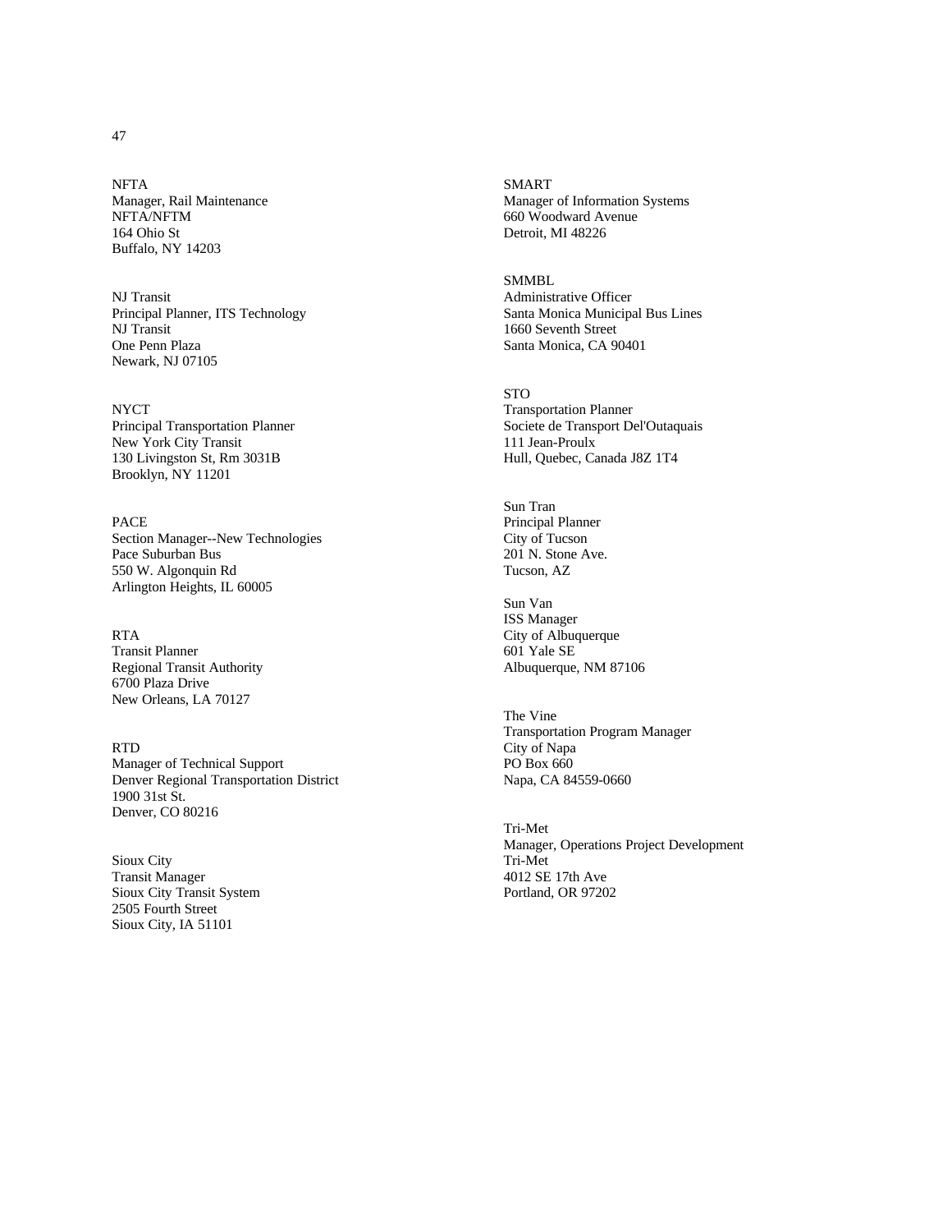NFTA
Manager, Rail Maintenance
NFTA/NFTM
164 Ohio St
Buffalo, NY 14203

NJ Transit
Principal Planner, ITS Technology
NJ Transit
One Penn Plaza
Newark, NJ 07105

NYCT
Principal Transportation Planner
New York City Transit
130 Livingston St, Rm 3031B
Brooklyn, NY 11201

PACE
Section Manager--New Technologies
Pace Suburban Bus
550 W. Algonquin Rd
Arlington Heights, IL 60005

RTA
Transit Planner
Regional Transit Authority
6700 Plaza Drive
New Orleans, LA 70127

RTD
Manager of Technical Support
Denver Regional Transportation District
1900 31st St.
Denver, CO 80216

Sioux City
Transit Manager
Sioux City Transit System
2505 Fourth Street
Sioux City, IA 51101

SMART
Manager of Information Systems
660 Woodward Avenue
Detroit, MI 48226

SMMBL
Administrative Officer
Santa Monica Municipal Bus Lines
1660 Seventh Street
Santa Monica, CA 90401

STO
Transportation Planner
Societe de Transport Del'Outaquais
111 Jean-Proulx
Hull, Quebec, Canada J8Z 1T4

Sun Tran
Principal Planner
City of Tucson
201 N. Stone Ave.
Tucson, AZ

Sun Van
ISS Manager
City of Albuquerque
601 Yale SE
Albuquerque, NM 87106

The Vine
Transportation Program Manager
City of Napa
PO Box 660
Napa, CA 84559-0660

Tri-Met
Manager, Operations Project Development
Tri-Met
4012 SE 17th Ave
Portland, OR 97202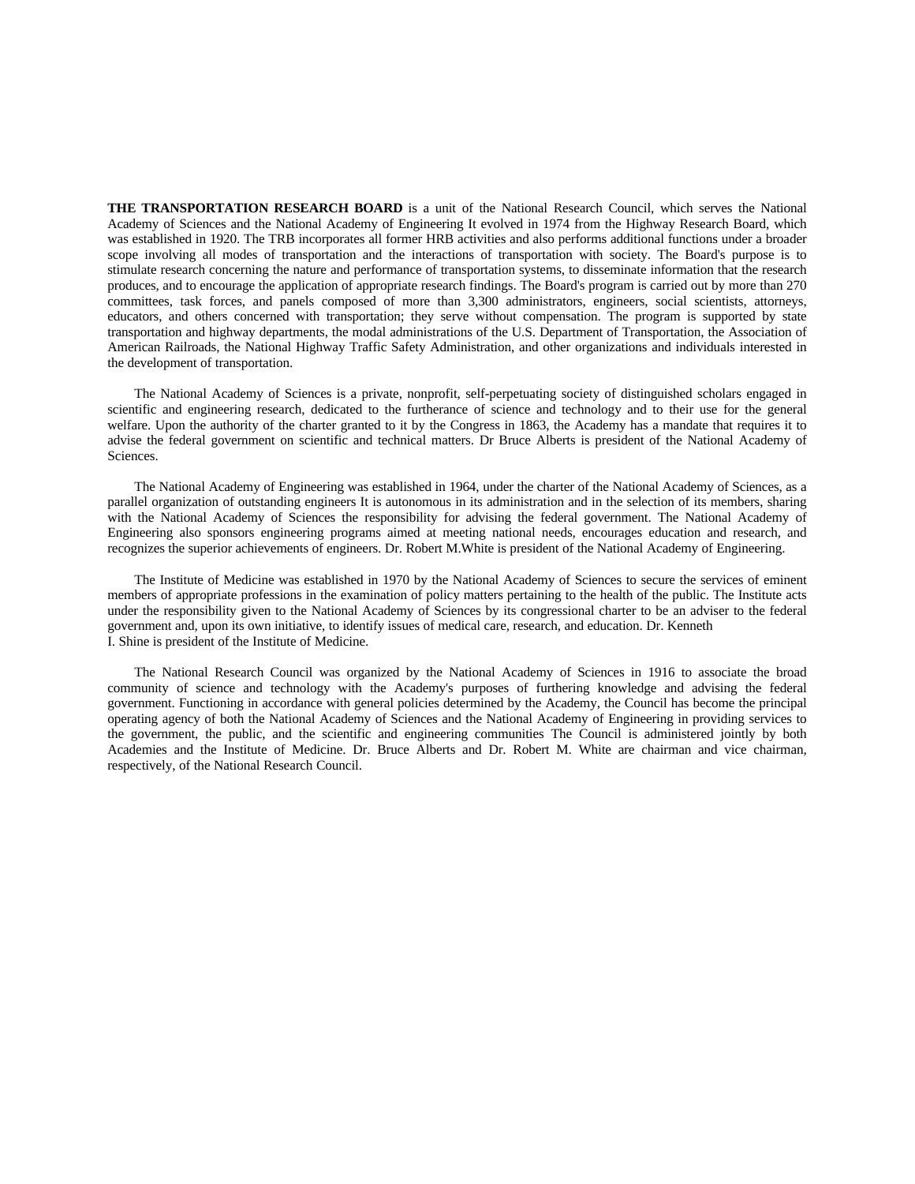**THE TRANSPORTATION RESEARCH BOARD** is a unit of the National Research Council, which serves the National Academy of Sciences and the National Academy of Engineering It evolved in 1974 from the Highway Research Board, which was established in 1920. The TRB incorporates all former HRB activities and also performs additional functions under a broader scope involving all modes of transportation and the interactions of transportation with society. The Board's purpose is to stimulate research concerning the nature and performance of transportation systems, to disseminate information that the research produces, and to encourage the application of appropriate research findings. The Board's program is carried out by more than 270 committees, task forces, and panels composed of more than 3,300 administrators, engineers, social scientists, attorneys, educators, and others concerned with transportation; they serve without compensation. The program is supported by state transportation and highway departments, the modal administrations of the U.S. Department of Transportation, the Association of American Railroads, the National Highway Traffic Safety Administration, and other organizations and individuals interested in the development of transportation.

The National Academy of Sciences is a private, nonprofit, self-perpetuating society of distinguished scholars engaged in scientific and engineering research, dedicated to the furtherance of science and technology and to their use for the general welfare. Upon the authority of the charter granted to it by the Congress in 1863, the Academy has a mandate that requires it to advise the federal government on scientific and technical matters. Dr Bruce Alberts is president of the National Academy of Sciences.

The National Academy of Engineering was established in 1964, under the charter of the National Academy of Sciences, as a parallel organization of outstanding engineers It is autonomous in its administration and in the selection of its members, sharing with the National Academy of Sciences the responsibility for advising the federal government. The National Academy of Engineering also sponsors engineering programs aimed at meeting national needs, encourages education and research, and recognizes the superior achievements of engineers. Dr. Robert M.White is president of the National Academy of Engineering.

The Institute of Medicine was established in 1970 by the National Academy of Sciences to secure the services of eminent members of appropriate professions in the examination of policy matters pertaining to the health of the public. The Institute acts under the responsibility given to the National Academy of Sciences by its congressional charter to be an adviser to the federal government and, upon its own initiative, to identify issues of medical care, research, and education. Dr. Kenneth I. Shine is president of the Institute of Medicine.

The National Research Council was organized by the National Academy of Sciences in 1916 to associate the broad community of science and technology with the Academy's purposes of furthering knowledge and advising the federal government. Functioning in accordance with general policies determined by the Academy, the Council has become the principal operating agency of both the National Academy of Sciences and the National Academy of Engineering in providing services to the government, the public, and the scientific and engineering communities The Council is administered jointly by both Academies and the Institute of Medicine. Dr. Bruce Alberts and Dr. Robert M. White are chairman and vice chairman, respectively, of the National Research Council.